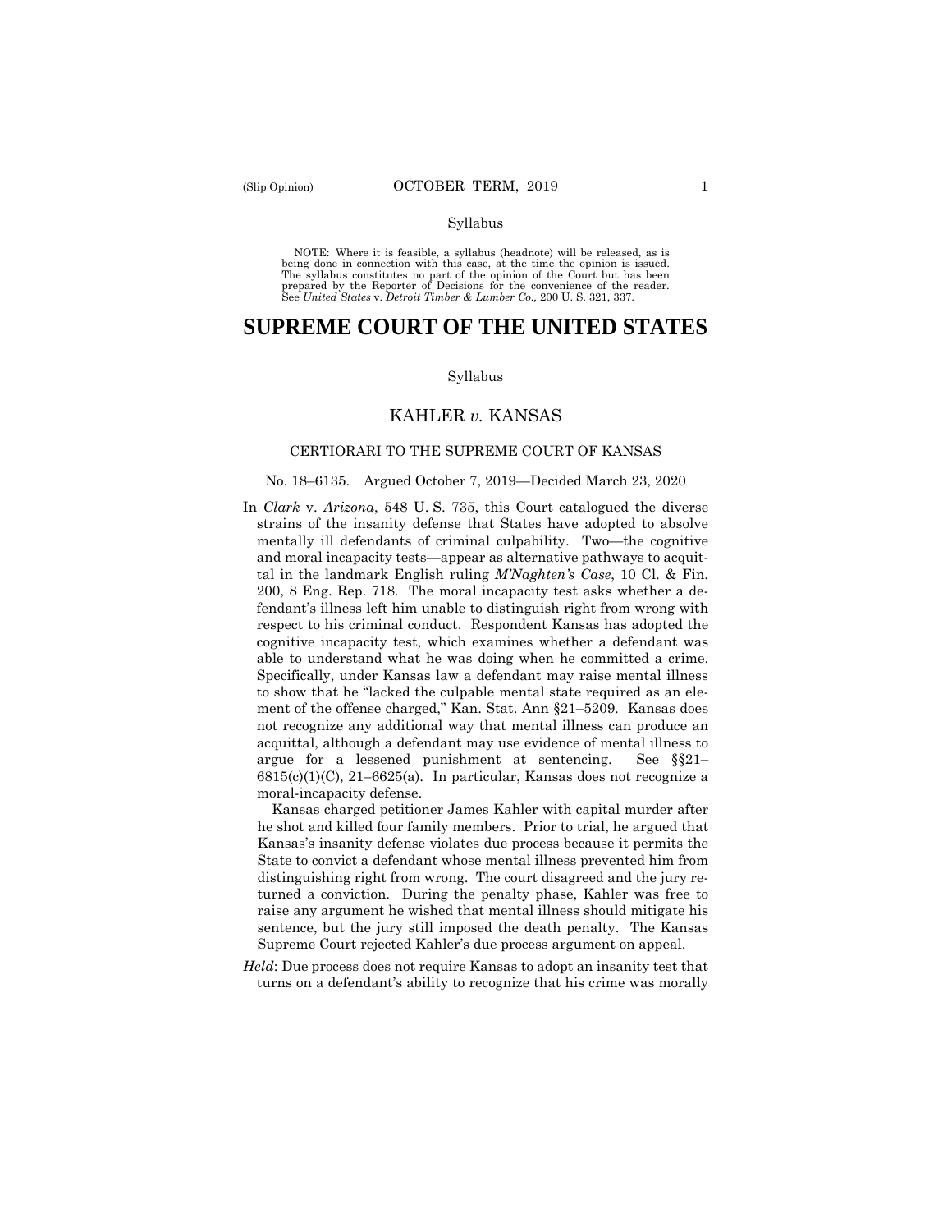Syllabus

NOTE: Where it is feasible, a syllabus (headnote) will be released, as is being done in connection with this case, at the time the opinion is issued. The syllabus constitutes no part of the opinion of the Court but has been prepared by the Reporter of Decisions for the convenience of the reader. See *United States* v. *Detroit Timber & Lumber Co.,* 200 U. S. 321, 337.

# SUPREME COURT OF THE UNITED STATES

Syllabus

## KAHLER *v.* KANSAS

### CERTIORARI TO THE SUPREME COURT OF KANSAS

No. 18–6135. Argued October 7, 2019—Decided March 23, 2020

In *Clark* v. *Arizona*, 548 U. S. 735, this Court catalogued the diverse strains of the insanity defense that States have adopted to absolve mentally ill defendants of criminal culpability. Two—the cognitive and moral incapacity tests—appear as alternative pathways to acquittal in the landmark English ruling *M'Naghten's Case*, 10 Cl. & Fin. 200, 8 Eng. Rep. 718. The moral incapacity test asks whether a defendant's illness left him unable to distinguish right from wrong with respect to his criminal conduct. Respondent Kansas has adopted the cognitive incapacity test, which examines whether a defendant was able to understand what he was doing when he committed a crime. Specifically, under Kansas law a defendant may raise mental illness to show that he "lacked the culpable mental state required as an element of the offense charged," Kan. Stat. Ann §21–5209. Kansas does not recognize any additional way that mental illness can produce an acquittal, although a defendant may use evidence of mental illness to argue for a lessened punishment at sentencing. See §§21–6815(c)(1)(C), 21–6625(a). In particular, Kansas does not recognize a moral-incapacity defense.

Kansas charged petitioner James Kahler with capital murder after he shot and killed four family members. Prior to trial, he argued that Kansas's insanity defense violates due process because it permits the State to convict a defendant whose mental illness prevented him from distinguishing right from wrong. The court disagreed and the jury returned a conviction. During the penalty phase, Kahler was free to raise any argument he wished that mental illness should mitigate his sentence, but the jury still imposed the death penalty. The Kansas Supreme Court rejected Kahler's due process argument on appeal.

*Held*: Due process does not require Kansas to adopt an insanity test that turns on a defendant's ability to recognize that his crime was morally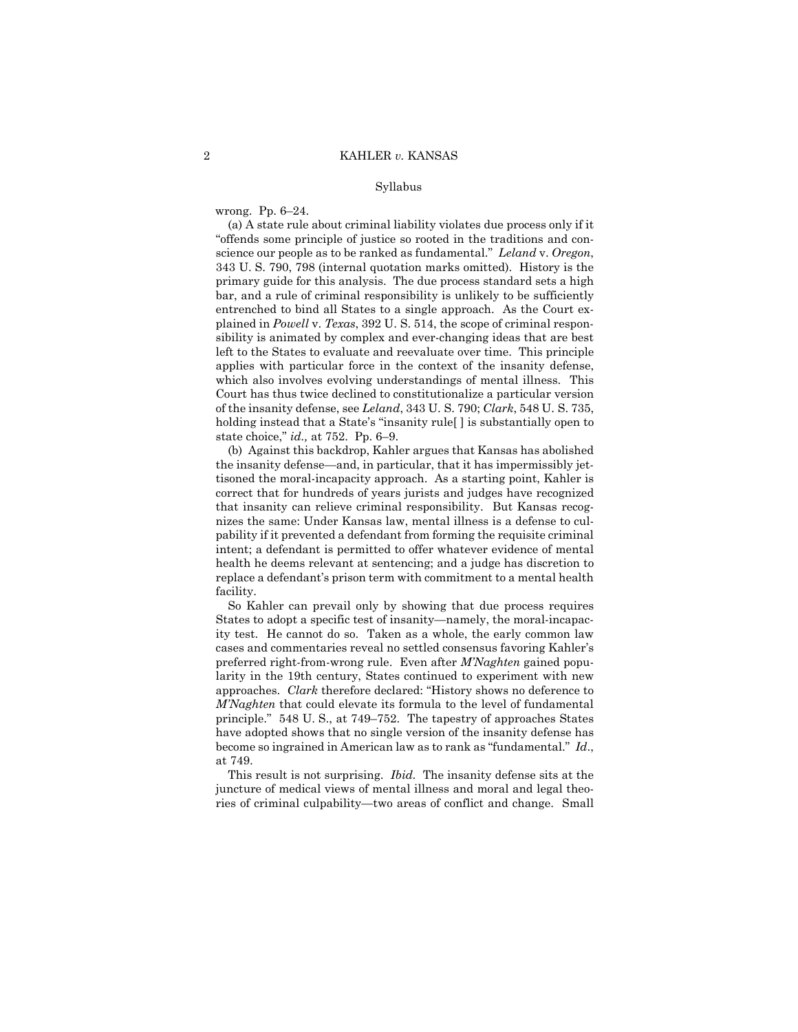wrong. Pp. 6–24.

(a) A state rule about criminal liability violates due process only if it "offends some principle of justice so rooted in the traditions and conscience our people as to be ranked as fundamental." *Leland* v. *Oregon*, 343 U. S. 790, 798 (internal quotation marks omitted). History is the primary guide for this analysis. The due process standard sets a high bar, and a rule of criminal responsibility is unlikely to be sufficiently entrenched to bind all States to a single approach. As the Court explained in *Powell* v. *Texas*, 392 U. S. 514, the scope of criminal responsibility is animated by complex and ever-changing ideas that are best left to the States to evaluate and reevaluate over time. This principle applies with particular force in the context of the insanity defense, which also involves evolving understandings of mental illness. This Court has thus twice declined to constitutionalize a particular version of the insanity defense, see *Leland*, 343 U. S. 790; *Clark*, 548 U. S. 735, holding instead that a State's "insanity rule[ ] is substantially open to state choice," *id.,* at 752. Pp. 6–9.

(b) Against this backdrop, Kahler argues that Kansas has abolished the insanity defense—and, in particular, that it has impermissibly jettisoned the moral-incapacity approach. As a starting point, Kahler is correct that for hundreds of years jurists and judges have recognized that insanity can relieve criminal responsibility. But Kansas recognizes the same: Under Kansas law, mental illness is a defense to culpability if it prevented a defendant from forming the requisite criminal intent; a defendant is permitted to offer whatever evidence of mental health he deems relevant at sentencing; and a judge has discretion to replace a defendant's prison term with commitment to a mental health facility.

So Kahler can prevail only by showing that due process requires States to adopt a specific test of insanity—namely, the moral-incapacity test. He cannot do so. Taken as a whole, the early common law cases and commentaries reveal no settled consensus favoring Kahler's preferred right-from-wrong rule. Even after *M'Naghten* gained popularity in the 19th century, States continued to experiment with new approaches. *Clark* therefore declared: "History shows no deference to *M'Naghten* that could elevate its formula to the level of fundamental principle." 548 U. S., at 749–752. The tapestry of approaches States have adopted shows that no single version of the insanity defense has become so ingrained in American law as to rank as "fundamental." *Id*., at 749.

This result is not surprising. *Ibid.* The insanity defense sits at the juncture of medical views of mental illness and moral and legal theories of criminal culpability—two areas of conflict and change. Small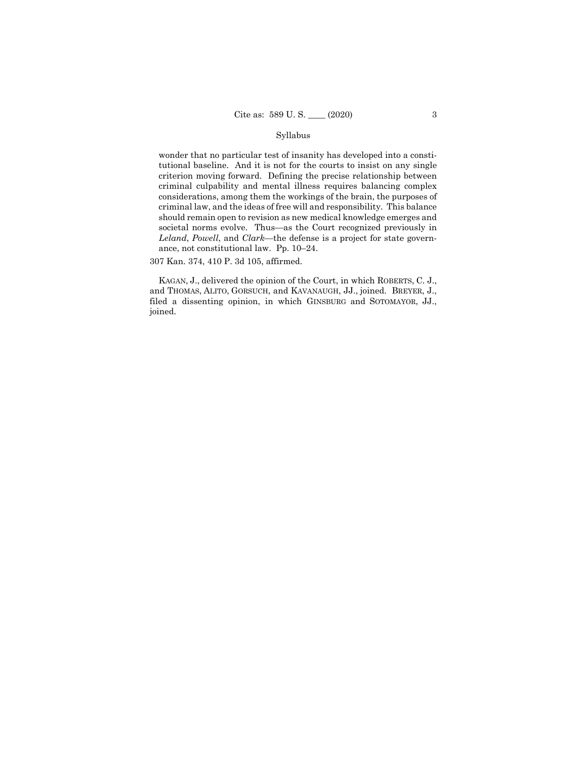wonder that no particular test of insanity has developed into a constitutional baseline. And it is not for the courts to insist on any single criterion moving forward. Defining the precise relationship between criminal culpability and mental illness requires balancing complex considerations, among them the workings of the brain, the purposes of criminal law, and the ideas of free will and responsibility. This balance should remain open to revision as new medical knowledge emerges and societal norms evolve. Thus—as the Court recognized previously in *Leland*, *Powell*, and *Clark*—the defense is a project for state governance, not constitutional law. Pp. 10–24.

307 Kan. 374, 410 P. 3d 105, affirmed.

KAGAN, J., delivered the opinion of the Court, in which ROBERTS, C. J., and THOMAS, ALITO, GORSUCH, and KAVANAUGH, JJ., joined. BREYER, J., filed a dissenting opinion, in which GINSBURG and SOTOMAYOR, JJ., joined.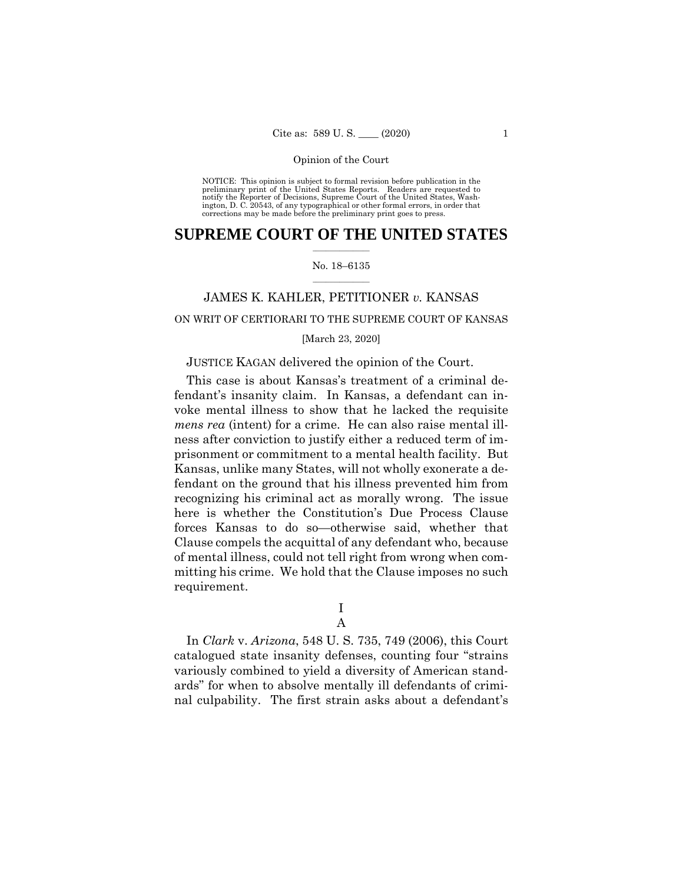Opinion of the Court

NOTICE: This opinion is subject to formal revision before publication in the preliminary print of the United States Reports. Readers are requested to notify the Reporter of Decisions, Supreme Court of the United States, Washington, D. C. 20543, of any typographical or other formal errors, in order that corrections may be made before the preliminary print goes to press.

# SUPREME COURT OF THE UNITED STATES

No. 18–6135

JAMES K. KAHLER, PETITIONER *v.* KANSAS

ON WRIT OF CERTIORARI TO THE SUPREME COURT OF KANSAS

[March 23, 2020]

JUSTICE KAGAN delivered the opinion of the Court.

This case is about Kansas's treatment of a criminal defendant's insanity claim. In Kansas, a defendant can invoke mental illness to show that he lacked the requisite *mens rea* (intent) for a crime. He can also raise mental illness after conviction to justify either a reduced term of imprisonment or commitment to a mental health facility. But Kansas, unlike many States, will not wholly exonerate a defendant on the ground that his illness prevented him from recognizing his criminal act as morally wrong. The issue here is whether the Constitution's Due Process Clause forces Kansas to do so—otherwise said, whether that Clause compels the acquittal of any defendant who, because of mental illness, could not tell right from wrong when committing his crime. We hold that the Clause imposes no such requirement.

## I

### A

In *Clark* v. *Arizona*, 548 U. S. 735, 749 (2006), this Court catalogued state insanity defenses, counting four "strains variously combined to yield a diversity of American standards" for when to absolve mentally ill defendants of criminal culpability. The first strain asks about a defendant's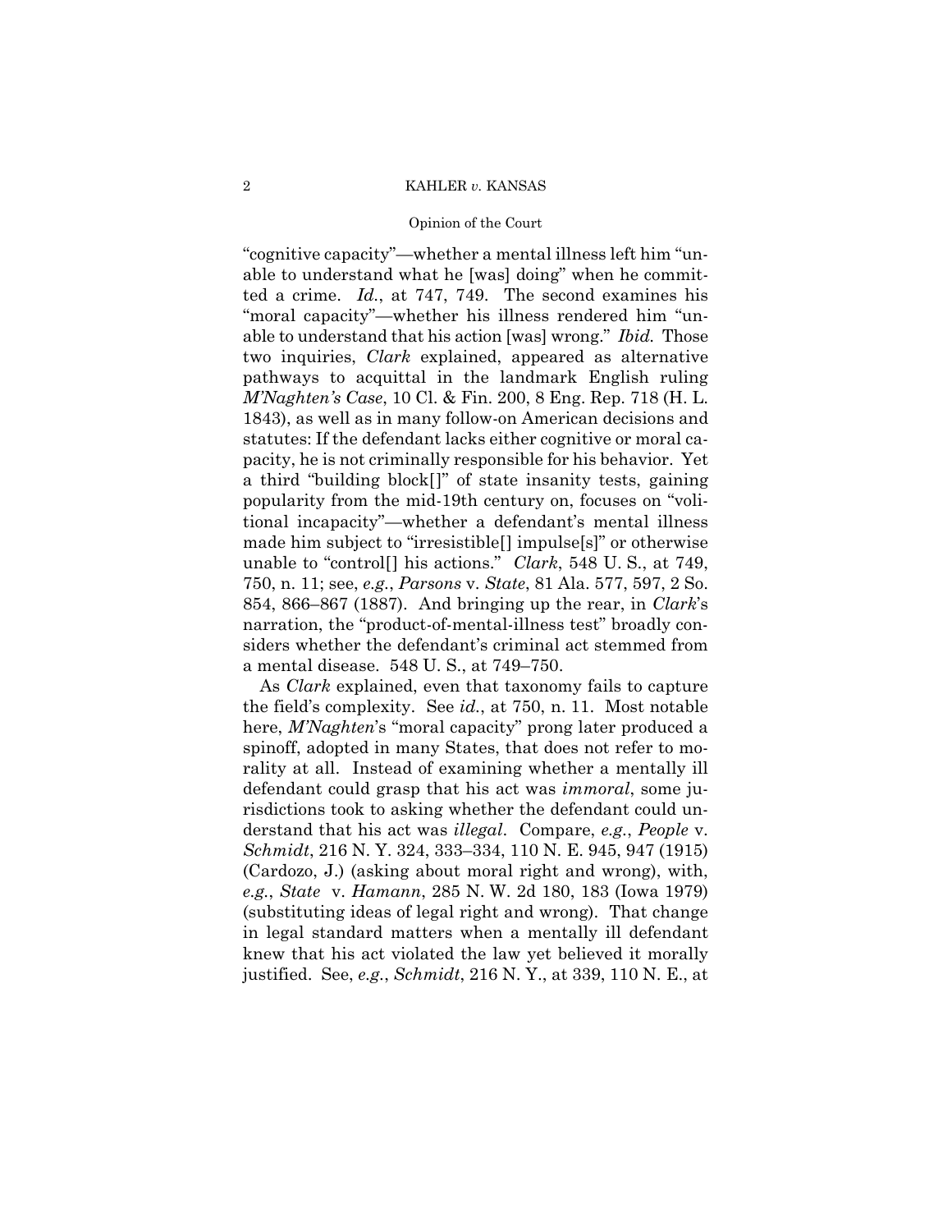"cognitive capacity"—whether a mental illness left him "unable to understand what he [was] doing" when he committed a crime. *Id.*, at 747, 749. The second examines his "moral capacity"—whether his illness rendered him "unable to understand that his action [was] wrong." *Ibid.* Those two inquiries, *Clark* explained, appeared as alternative pathways to acquittal in the landmark English ruling *M'Naghten's Case*, 10 Cl. & Fin. 200, 8 Eng. Rep. 718 (H. L. 1843), as well as in many follow-on American decisions and statutes: If the defendant lacks either cognitive or moral capacity, he is not criminally responsible for his behavior. Yet a third "building block[]" of state insanity tests, gaining popularity from the mid-19th century on, focuses on "volitional incapacity"—whether a defendant's mental illness made him subject to "irresistible[] impulse[s]" or otherwise unable to "control[] his actions." *Clark*, 548 U. S., at 749, 750, n. 11; see, *e.g.*, *Parsons* v. *State*, 81 Ala. 577, 597, 2 So. 854, 866–867 (1887). And bringing up the rear, in *Clark*'s narration, the "product-of-mental-illness test" broadly considers whether the defendant's criminal act stemmed from a mental disease. 548 U. S., at 749–750.

As *Clark* explained, even that taxonomy fails to capture the field's complexity. See *id.*, at 750, n. 11. Most notable here, *M'Naghten*'s "moral capacity" prong later produced a spinoff, adopted in many States, that does not refer to morality at all. Instead of examining whether a mentally ill defendant could grasp that his act was *immoral*, some jurisdictions took to asking whether the defendant could understand that his act was *illegal*. Compare, *e.g.*, *People* v. *Schmidt*, 216 N. Y. 324, 333–334, 110 N. E. 945, 947 (1915) (Cardozo, J.) (asking about moral right and wrong), with, *e.g.*, *State* v. *Hamann*, 285 N. W. 2d 180, 183 (Iowa 1979) (substituting ideas of legal right and wrong). That change in legal standard matters when a mentally ill defendant knew that his act violated the law yet believed it morally justified. See, *e.g.*, *Schmidt*, 216 N. Y., at 339, 110 N. E., at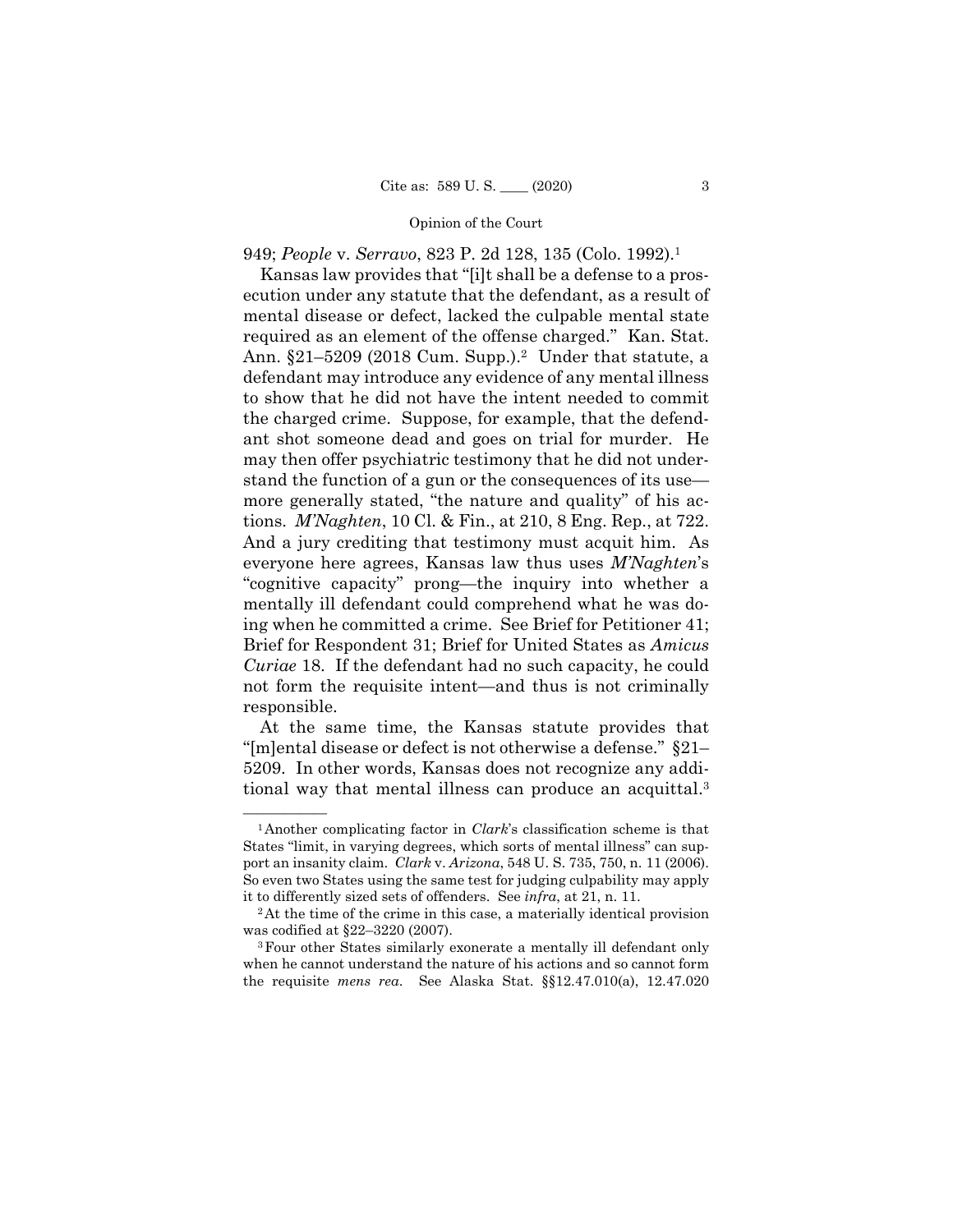949; *People* v. *Serravo*, 823 P. 2d 128, 135 (Colo. 1992).[1]

Kansas law provides that "[i]t shall be a defense to a prosecution under any statute that the defendant, as a result of mental disease or defect, lacked the culpable mental state required as an element of the offense charged." Kan. Stat. Ann. §21–5209 (2018 Cum. Supp.).[2] Under that statute, a defendant may introduce any evidence of any mental illness to show that he did not have the intent needed to commit the charged crime. Suppose, for example, that the defendant shot someone dead and goes on trial for murder. He may then offer psychiatric testimony that he did not understand the function of a gun or the consequences of its use—more generally stated, "the nature and quality" of his actions. *M'Naghten*, 10 Cl. & Fin., at 210, 8 Eng. Rep., at 722. And a jury crediting that testimony must acquit him. As everyone here agrees, Kansas law thus uses *M'Naghten*'s "cognitive capacity" prong—the inquiry into whether a mentally ill defendant could comprehend what he was doing when he committed a crime. See Brief for Petitioner 41; Brief for Respondent 31; Brief for United States as *Amicus Curiae* 18. If the defendant had no such capacity, he could not form the requisite intent—and thus is not criminally responsible.

At the same time, the Kansas statute provides that "[m]ental disease or defect is not otherwise a defense." §21–5209. In other words, Kansas does not recognize any additional way that mental illness can produce an acquittal.[3]

---

[1] Another complicating factor in *Clark*'s classification scheme is that States "limit, in varying degrees, which sorts of mental illness" can support an insanity claim. *Clark* v. *Arizona*, 548 U. S. 735, 750, n. 11 (2006). So even two States using the same test for judging culpability may apply it to differently sized sets of offenders. See *infra*, at 21, n. 11.

[2] At the time of the crime in this case, a materially identical provision was codified at §22–3220 (2007).

[3] Four other States similarly exonerate a mentally ill defendant only when he cannot understand the nature of his actions and so cannot form the requisite *mens rea*. See Alaska Stat. §§12.47.010(a), 12.47.020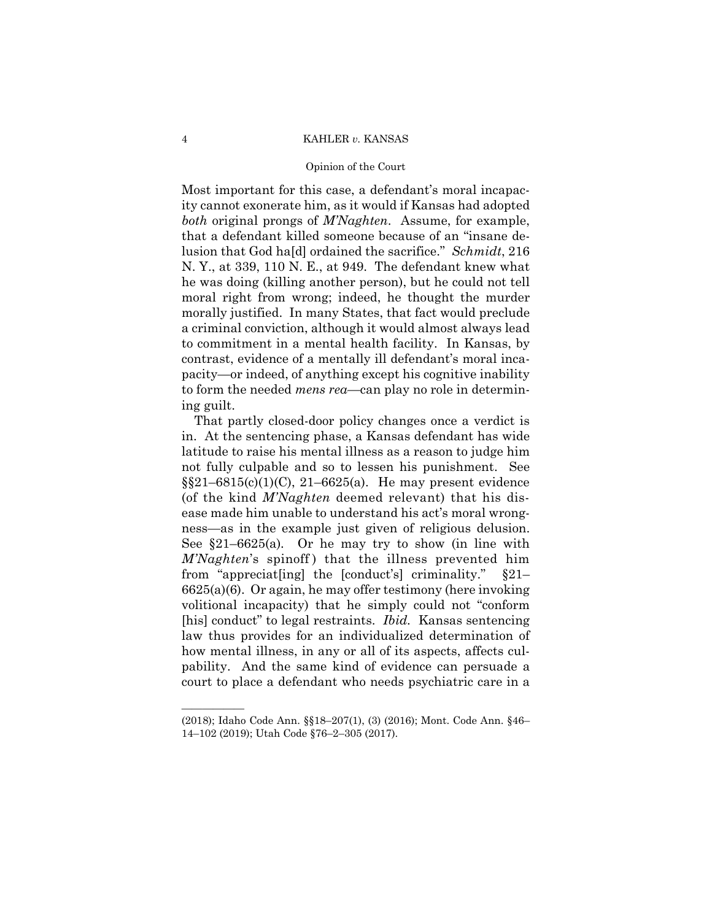Most important for this case, a defendant's moral incapacity cannot exonerate him, as it would if Kansas had adopted *both* original prongs of *M'Naghten*. Assume, for example, that a defendant killed someone because of an "insane delusion that God ha[d] ordained the sacrifice." *Schmidt*, 216 N. Y., at 339, 110 N. E., at 949. The defendant knew what he was doing (killing another person), but he could not tell moral right from wrong; indeed, he thought the murder morally justified. In many States, that fact would preclude a criminal conviction, although it would almost always lead to commitment in a mental health facility. In Kansas, by contrast, evidence of a mentally ill defendant's moral incapacity—or indeed, of anything except his cognitive inability to form the needed *mens rea*—can play no role in determining guilt.

That partly closed-door policy changes once a verdict is in. At the sentencing phase, a Kansas defendant has wide latitude to raise his mental illness as a reason to judge him not fully culpable and so to lessen his punishment. See §§21–6815(c)(1)(C), 21–6625(a). He may present evidence (of the kind *M'Naghten* deemed relevant) that his disease made him unable to understand his act's moral wrongness—as in the example just given of religious delusion. See §21–6625(a). Or he may try to show (in line with *M'Naghten*'s spinoff) that the illness prevented him from "appreciat[ing] the [conduct's] criminality." §21–6625(a)(6). Or again, he may offer testimony (here invoking volitional incapacity) that he simply could not "conform [his] conduct" to legal restraints. *Ibid.* Kansas sentencing law thus provides for an individualized determination of how mental illness, in any or all of its aspects, affects culpability. And the same kind of evidence can persuade a court to place a defendant who needs psychiatric care in a

---

(2018); Idaho Code Ann. §§18–207(1), (3) (2016); Mont. Code Ann. §46–14–102 (2019); Utah Code §76–2–305 (2017).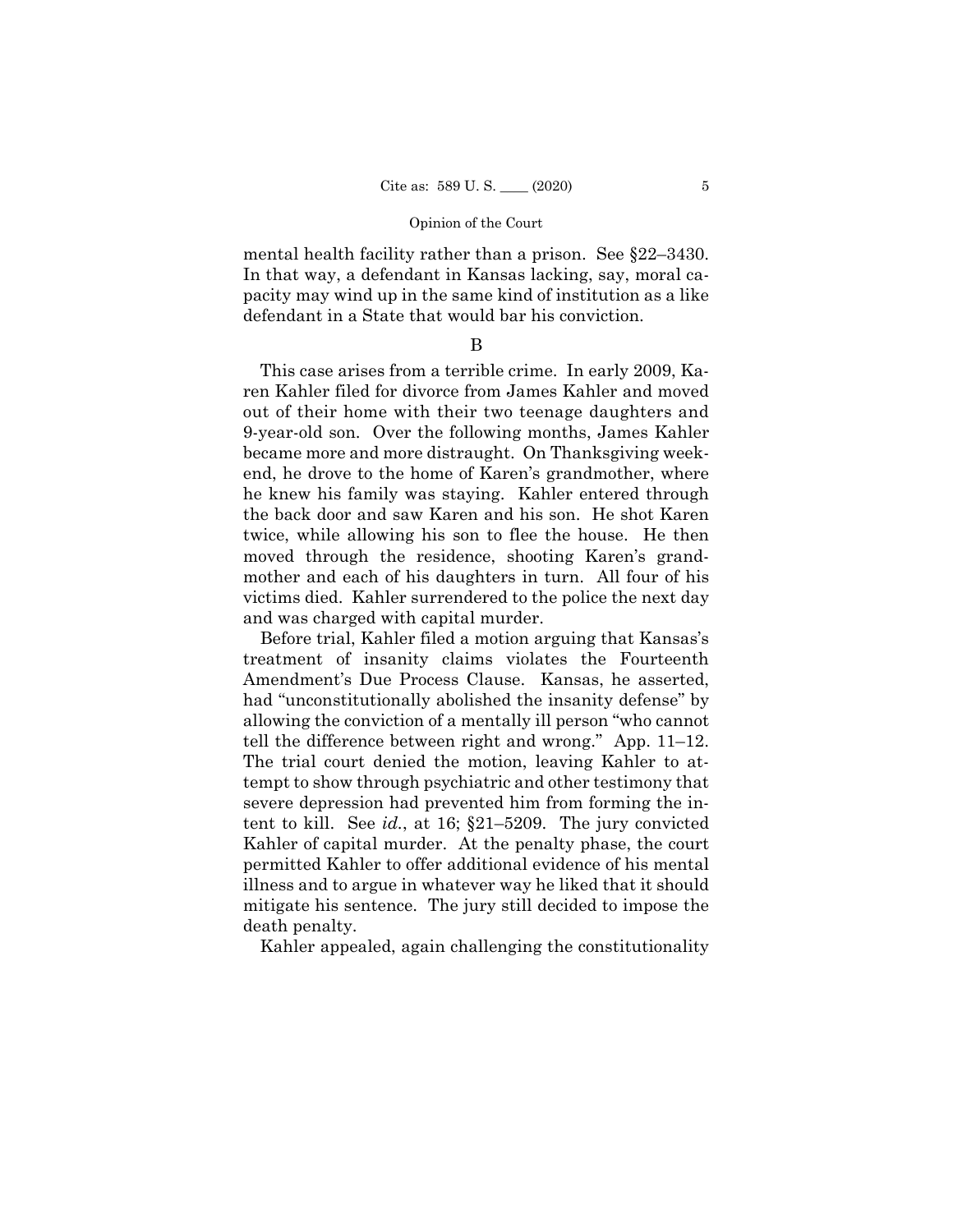mental health facility rather than a prison. See §22–3430. In that way, a defendant in Kansas lacking, say, moral capacity may wind up in the same kind of institution as a like defendant in a State that would bar his conviction.

### B

This case arises from a terrible crime. In early 2009, Karen Kahler filed for divorce from James Kahler and moved out of their home with their two teenage daughters and 9-year-old son. Over the following months, James Kahler became more and more distraught. On Thanksgiving weekend, he drove to the home of Karen's grandmother, where he knew his family was staying. Kahler entered through the back door and saw Karen and his son. He shot Karen twice, while allowing his son to flee the house. He then moved through the residence, shooting Karen's grandmother and each of his daughters in turn. All four of his victims died. Kahler surrendered to the police the next day and was charged with capital murder.

Before trial, Kahler filed a motion arguing that Kansas's treatment of insanity claims violates the Fourteenth Amendment's Due Process Clause. Kansas, he asserted, had "unconstitutionally abolished the insanity defense" by allowing the conviction of a mentally ill person "who cannot tell the difference between right and wrong." App. 11–12. The trial court denied the motion, leaving Kahler to attempt to show through psychiatric and other testimony that severe depression had prevented him from forming the intent to kill. See *id.*, at 16; §21–5209. The jury convicted Kahler of capital murder. At the penalty phase, the court permitted Kahler to offer additional evidence of his mental illness and to argue in whatever way he liked that it should mitigate his sentence. The jury still decided to impose the death penalty.

Kahler appealed, again challenging the constitutionality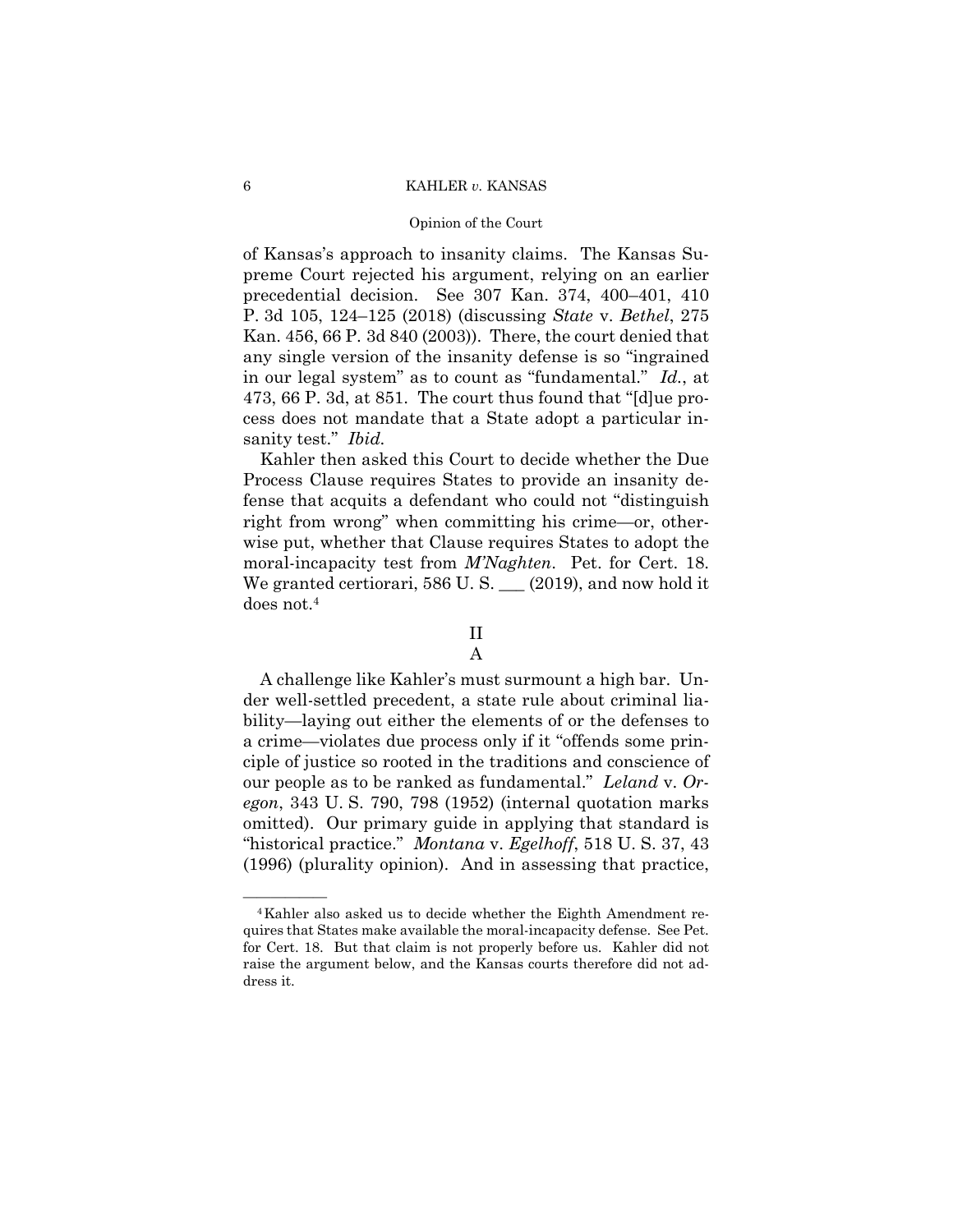of Kansas's approach to insanity claims. The Kansas Supreme Court rejected his argument, relying on an earlier precedential decision. See 307 Kan. 374, 400–401, 410 P. 3d 105, 124–125 (2018) (discussing *State* v. *Bethel*, 275 Kan. 456, 66 P. 3d 840 (2003)). There, the court denied that any single version of the insanity defense is so "ingrained in our legal system" as to count as "fundamental." *Id.*, at 473, 66 P. 3d, at 851. The court thus found that "[d]ue process does not mandate that a State adopt a particular insanity test." *Ibid.*

Kahler then asked this Court to decide whether the Due Process Clause requires States to provide an insanity defense that acquits a defendant who could not "distinguish right from wrong" when committing his crime—or, otherwise put, whether that Clause requires States to adopt the moral-incapacity test from *M'Naghten*. Pet. for Cert. 18. We granted certiorari, 586 U. S. ___ (2019), and now hold it does not.[4]

## II

### A

A challenge like Kahler's must surmount a high bar. Under well-settled precedent, a state rule about criminal liability—laying out either the elements of or the defenses to a crime—violates due process only if it "offends some principle of justice so rooted in the traditions and conscience of our people as to be ranked as fundamental." *Leland* v. *Oregon*, 343 U. S. 790, 798 (1952) (internal quotation marks omitted). Our primary guide in applying that standard is "historical practice." *Montana* v. *Egelhoff*, 518 U. S. 37, 43 (1996) (plurality opinion). And in assessing that practice,

---

[4] Kahler also asked us to decide whether the Eighth Amendment requires that States make available the moral-incapacity defense. See Pet. for Cert. 18. But that claim is not properly before us. Kahler did not raise the argument below, and the Kansas courts therefore did not address it.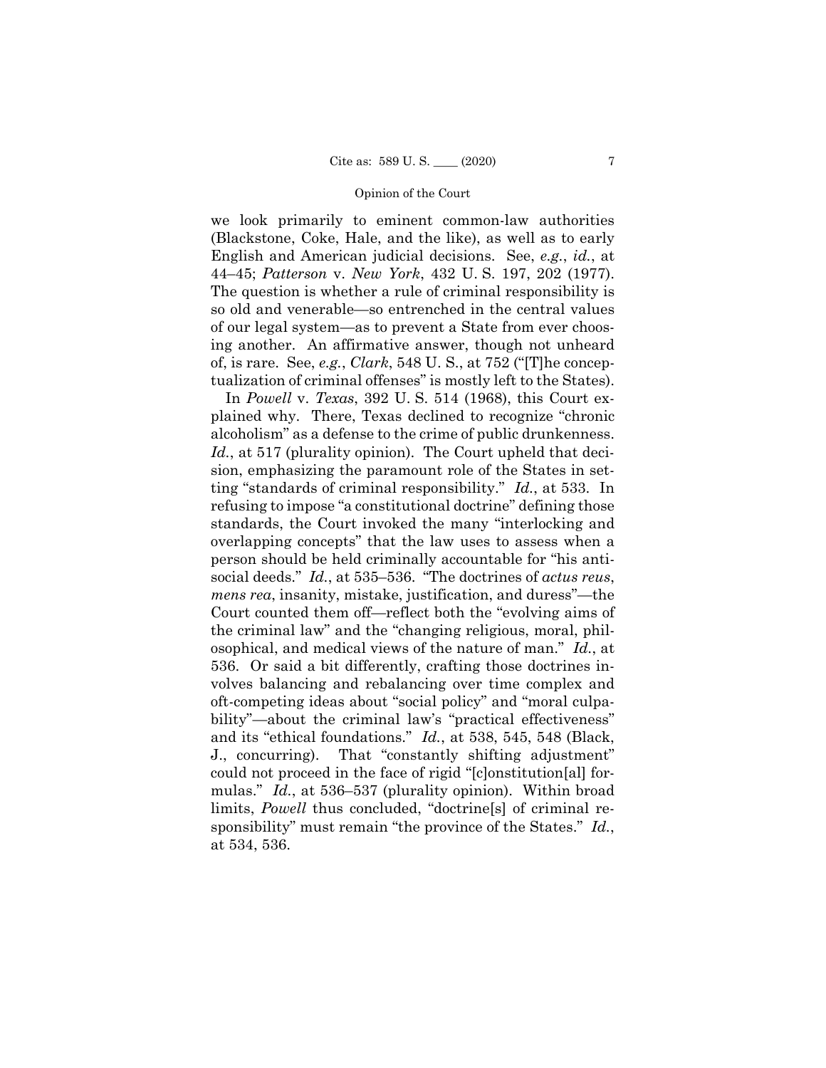we look primarily to eminent common-law authorities (Blackstone, Coke, Hale, and the like), as well as to early English and American judicial decisions. See, *e.g.*, *id.*, at 44–45; *Patterson* v. *New York*, 432 U. S. 197, 202 (1977). The question is whether a rule of criminal responsibility is so old and venerable—so entrenched in the central values of our legal system—as to prevent a State from ever choosing another. An affirmative answer, though not unheard of, is rare. See, *e.g.*, *Clark*, 548 U. S., at 752 ("[T]he conceptualization of criminal offenses" is mostly left to the States).

In *Powell* v. *Texas*, 392 U. S. 514 (1968), this Court explained why. There, Texas declined to recognize "chronic alcoholism" as a defense to the crime of public drunkenness. *Id.*, at 517 (plurality opinion). The Court upheld that decision, emphasizing the paramount role of the States in setting "standards of criminal responsibility." *Id.*, at 533. In refusing to impose "a constitutional doctrine" defining those standards, the Court invoked the many "interlocking and overlapping concepts" that the law uses to assess when a person should be held criminally accountable for "his antisocial deeds." *Id.*, at 535–536. "The doctrines of *actus reus*, *mens rea*, insanity, mistake, justification, and duress"—the Court counted them off—reflect both the "evolving aims of the criminal law" and the "changing religious, moral, philosophical, and medical views of the nature of man." *Id.*, at 536. Or said a bit differently, crafting those doctrines involves balancing and rebalancing over time complex and oft-competing ideas about "social policy" and "moral culpability"—about the criminal law's "practical effectiveness" and its "ethical foundations." *Id.*, at 538, 545, 548 (Black, J., concurring). That "constantly shifting adjustment" could not proceed in the face of rigid "[c]onstitution[al] formulas." *Id.*, at 536–537 (plurality opinion). Within broad limits, *Powell* thus concluded, "doctrine[s] of criminal responsibility" must remain "the province of the States." *Id.*, at 534, 536.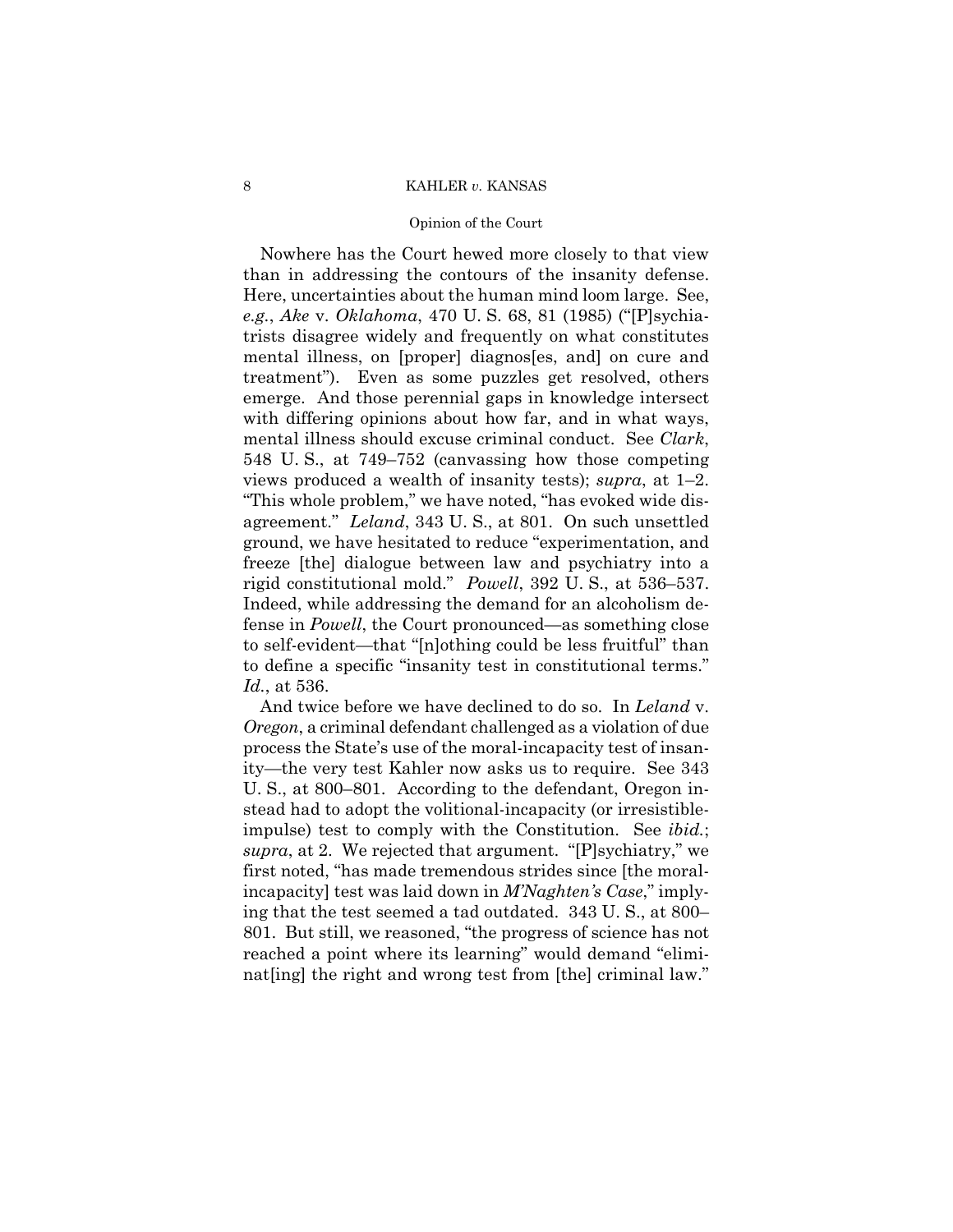Nowhere has the Court hewed more closely to that view than in addressing the contours of the insanity defense. Here, uncertainties about the human mind loom large. See, *e.g.*, *Ake* v. *Oklahoma*, 470 U. S. 68, 81 (1985) ("[P]sychiatrists disagree widely and frequently on what constitutes mental illness, on [proper] diagnos[es, and] on cure and treatment"). Even as some puzzles get resolved, others emerge. And those perennial gaps in knowledge intersect with differing opinions about how far, and in what ways, mental illness should excuse criminal conduct. See *Clark*, 548 U. S., at 749–752 (canvassing how those competing views produced a wealth of insanity tests); *supra*, at 1–2. "This whole problem," we have noted, "has evoked wide disagreement." *Leland*, 343 U. S., at 801. On such unsettled ground, we have hesitated to reduce "experimentation, and freeze [the] dialogue between law and psychiatry into a rigid constitutional mold." *Powell*, 392 U. S., at 536–537. Indeed, while addressing the demand for an alcoholism defense in *Powell*, the Court pronounced—as something close to self-evident—that "[n]othing could be less fruitful" than to define a specific "insanity test in constitutional terms." *Id.*, at 536.

And twice before we have declined to do so. In *Leland* v. *Oregon*, a criminal defendant challenged as a violation of due process the State's use of the moral-incapacity test of insanity—the very test Kahler now asks us to require. See 343 U. S., at 800–801. According to the defendant, Oregon instead had to adopt the volitional-incapacity (or irresistible-impulse) test to comply with the Constitution. See *ibid.*; *supra*, at 2. We rejected that argument. "[P]sychiatry," we first noted, "has made tremendous strides since [the moral-incapacity] test was laid down in *M'Naghten's Case*," implying that the test seemed a tad outdated. 343 U. S., at 800–801. But still, we reasoned, "the progress of science has not reached a point where its learning" would demand "eliminat[ing] the right and wrong test from [the] criminal law."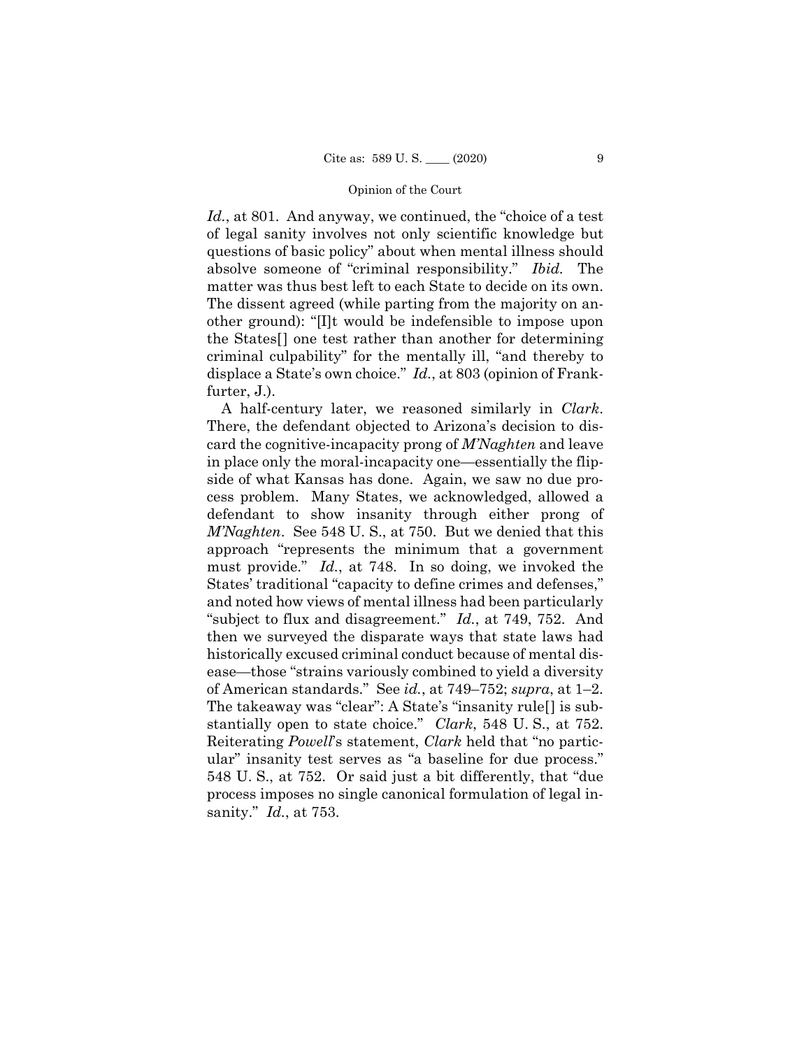*Id.*, at 801. And anyway, we continued, the "choice of a test of legal sanity involves not only scientific knowledge but questions of basic policy" about when mental illness should absolve someone of "criminal responsibility." *Ibid.* The matter was thus best left to each State to decide on its own. The dissent agreed (while parting from the majority on another ground): "[I]t would be indefensible to impose upon the States[] one test rather than another for determining criminal culpability" for the mentally ill, "and thereby to displace a State's own choice." *Id.*, at 803 (opinion of Frankfurter, J.).

A half-century later, we reasoned similarly in *Clark*. There, the defendant objected to Arizona's decision to discard the cognitive-incapacity prong of *M'Naghten* and leave in place only the moral-incapacity one—essentially the flipside of what Kansas has done. Again, we saw no due process problem. Many States, we acknowledged, allowed a defendant to show insanity through either prong of *M'Naghten*. See 548 U. S., at 750. But we denied that this approach "represents the minimum that a government must provide." *Id.*, at 748. In so doing, we invoked the States' traditional "capacity to define crimes and defenses," and noted how views of mental illness had been particularly "subject to flux and disagreement." *Id.*, at 749, 752. And then we surveyed the disparate ways that state laws had historically excused criminal conduct because of mental disease—those "strains variously combined to yield a diversity of American standards." See *id.*, at 749–752; *supra*, at 1–2. The takeaway was "clear": A State's "insanity rule[] is substantially open to state choice." *Clark*, 548 U. S., at 752. Reiterating *Powell*'s statement, *Clark* held that "no particular" insanity test serves as "a baseline for due process." 548 U. S., at 752. Or said just a bit differently, that "due process imposes no single canonical formulation of legal insanity." *Id.*, at 753.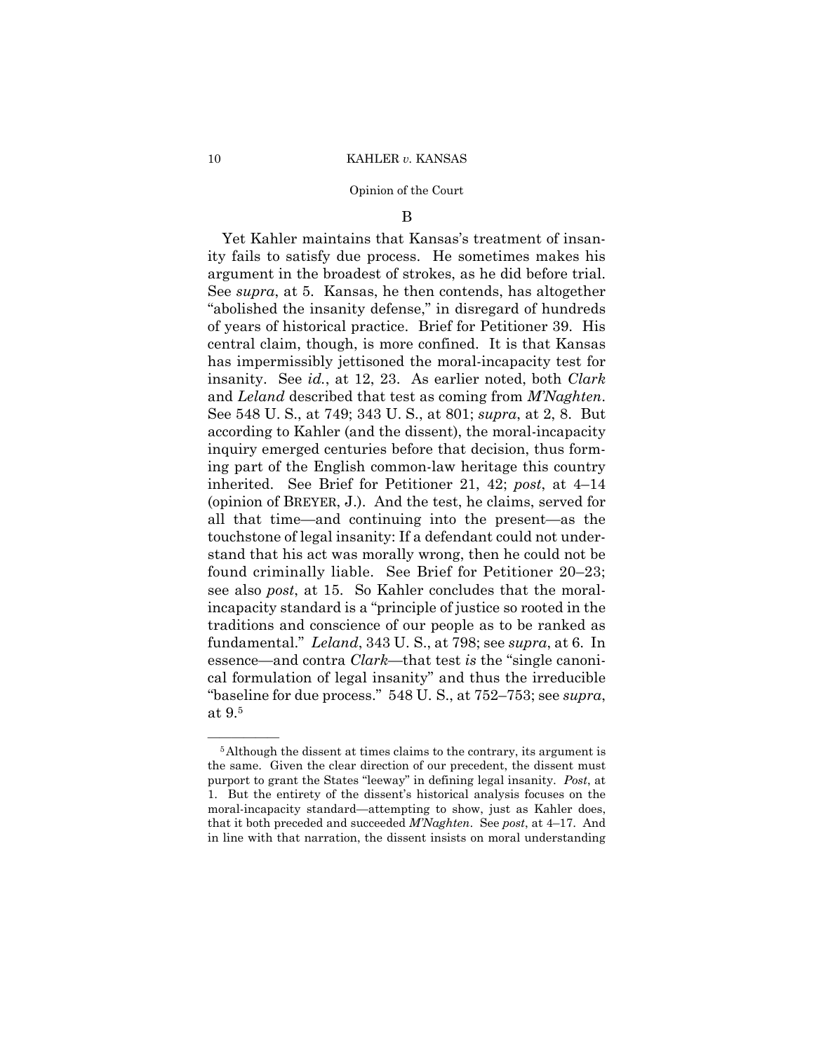### B

Yet Kahler maintains that Kansas's treatment of insanity fails to satisfy due process. He sometimes makes his argument in the broadest of strokes, as he did before trial. See *supra*, at 5. Kansas, he then contends, has altogether "abolished the insanity defense," in disregard of hundreds of years of historical practice. Brief for Petitioner 39. His central claim, though, is more confined. It is that Kansas has impermissibly jettisoned the moral-incapacity test for insanity. See *id.*, at 12, 23. As earlier noted, both *Clark* and *Leland* described that test as coming from *M'Naghten*. See 548 U. S., at 749; 343 U. S., at 801; *supra*, at 2, 8. But according to Kahler (and the dissent), the moral-incapacity inquiry emerged centuries before that decision, thus forming part of the English common-law heritage this country inherited. See Brief for Petitioner 21, 42; *post*, at 4–14 (opinion of BREYER, J.). And the test, he claims, served for all that time—and continuing into the present—as the touchstone of legal insanity: If a defendant could not understand that his act was morally wrong, then he could not be found criminally liable. See Brief for Petitioner 20–23; see also *post*, at 15. So Kahler concludes that the moral-incapacity standard is a "principle of justice so rooted in the traditions and conscience of our people as to be ranked as fundamental." *Leland*, 343 U. S., at 798; see *supra*, at 6. In essence—and contra *Clark*—that test *is* the "single canonical formulation of legal insanity" and thus the irreducible "baseline for due process." 548 U. S., at 752–753; see *supra*, at 9.[5]

---

[5] Although the dissent at times claims to the contrary, its argument is the same. Given the clear direction of our precedent, the dissent must purport to grant the States "leeway" in defining legal insanity. *Post*, at 1. But the entirety of the dissent's historical analysis focuses on the moral-incapacity standard—attempting to show, just as Kahler does, that it both preceded and succeeded *M'Naghten*. See *post*, at 4–17. And in line with that narration, the dissent insists on moral understanding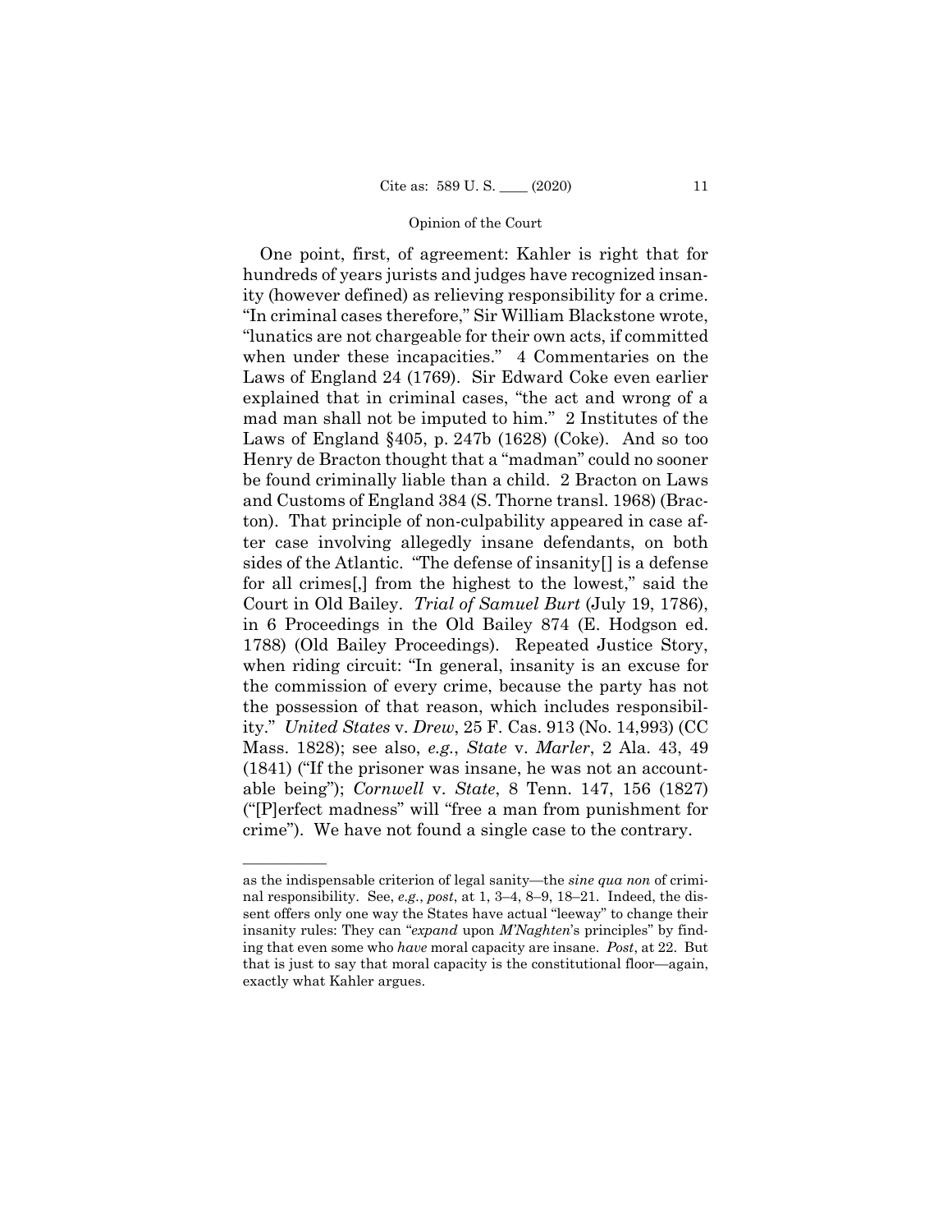One point, first, of agreement: Kahler is right that for hundreds of years jurists and judges have recognized insanity (however defined) as relieving responsibility for a crime. "In criminal cases therefore," Sir William Blackstone wrote, "lunatics are not chargeable for their own acts, if committed when under these incapacities." 4 Commentaries on the Laws of England 24 (1769). Sir Edward Coke even earlier explained that in criminal cases, "the act and wrong of a mad man shall not be imputed to him." 2 Institutes of the Laws of England §405, p. 247b (1628) (Coke). And so too Henry de Bracton thought that a "madman" could no sooner be found criminally liable than a child. 2 Bracton on Laws and Customs of England 384 (S. Thorne transl. 1968) (Bracton). That principle of non-culpability appeared in case after case involving allegedly insane defendants, on both sides of the Atlantic. "The defense of insanity[] is a defense for all crimes[,] from the highest to the lowest," said the Court in Old Bailey. *Trial of Samuel Burt* (July 19, 1786), in 6 Proceedings in the Old Bailey 874 (E. Hodgson ed. 1788) (Old Bailey Proceedings). Repeated Justice Story, when riding circuit: "In general, insanity is an excuse for the commission of every crime, because the party has not the possession of that reason, which includes responsibility." *United States* v. *Drew*, 25 F. Cas. 913 (No. 14,993) (CC Mass. 1828); see also, *e.g.*, *State* v. *Marler*, 2 Ala. 43, 49 (1841) ("If the prisoner was insane, he was not an accountable being"); *Cornwell* v. *State*, 8 Tenn. 147, 156 (1827) ("[P]erfect madness" will "free a man from punishment for crime"). We have not found a single case to the contrary.

---

as the indispensable criterion of legal sanity—the *sine qua non* of criminal responsibility. See, *e.g.*, *post*, at 1, 3–4, 8–9, 18–21. Indeed, the dissent offers only one way the States have actual "leeway" to change their insanity rules: They can "*expand* upon *M'Naghten*'s principles" by finding that even some who *have* moral capacity are insane. *Post*, at 22. But that is just to say that moral capacity is the constitutional floor—again, exactly what Kahler argues.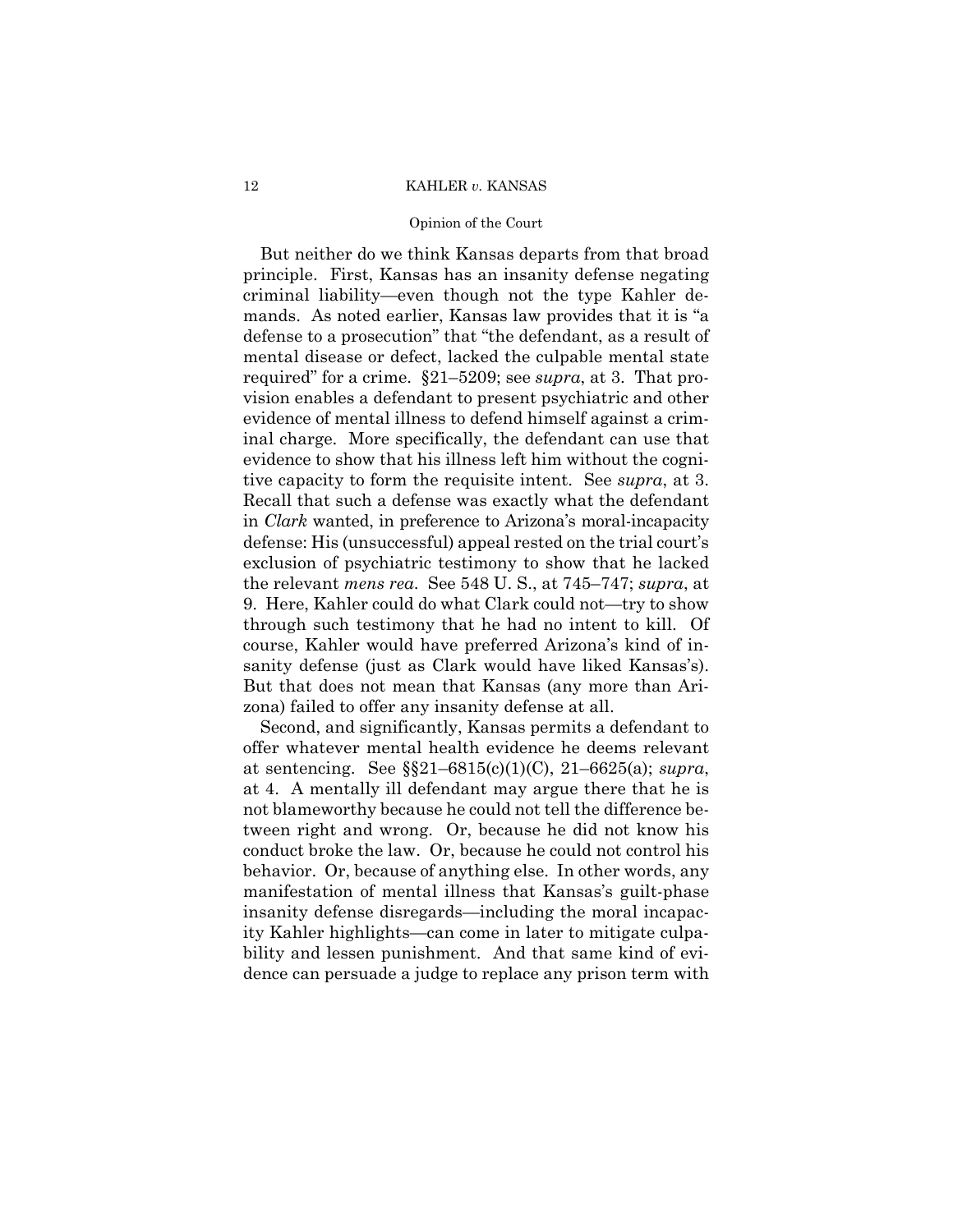But neither do we think Kansas departs from that broad principle. First, Kansas has an insanity defense negating criminal liability—even though not the type Kahler demands. As noted earlier, Kansas law provides that it is "a defense to a prosecution" that "the defendant, as a result of mental disease or defect, lacked the culpable mental state required" for a crime. §21–5209; see *supra*, at 3. That provision enables a defendant to present psychiatric and other evidence of mental illness to defend himself against a criminal charge. More specifically, the defendant can use that evidence to show that his illness left him without the cognitive capacity to form the requisite intent. See *supra*, at 3. Recall that such a defense was exactly what the defendant in *Clark* wanted, in preference to Arizona's moral-incapacity defense: His (unsuccessful) appeal rested on the trial court's exclusion of psychiatric testimony to show that he lacked the relevant *mens rea*. See 548 U. S., at 745–747; *supra*, at 9. Here, Kahler could do what Clark could not—try to show through such testimony that he had no intent to kill. Of course, Kahler would have preferred Arizona's kind of insanity defense (just as Clark would have liked Kansas's). But that does not mean that Kansas (any more than Arizona) failed to offer any insanity defense at all.

Second, and significantly, Kansas permits a defendant to offer whatever mental health evidence he deems relevant at sentencing. See §§21–6815(c)(1)(C), 21–6625(a); *supra*, at 4. A mentally ill defendant may argue there that he is not blameworthy because he could not tell the difference between right and wrong. Or, because he did not know his conduct broke the law. Or, because he could not control his behavior. Or, because of anything else. In other words, any manifestation of mental illness that Kansas's guilt-phase insanity defense disregards—including the moral incapacity Kahler highlights—can come in later to mitigate culpability and lessen punishment. And that same kind of evidence can persuade a judge to replace any prison term with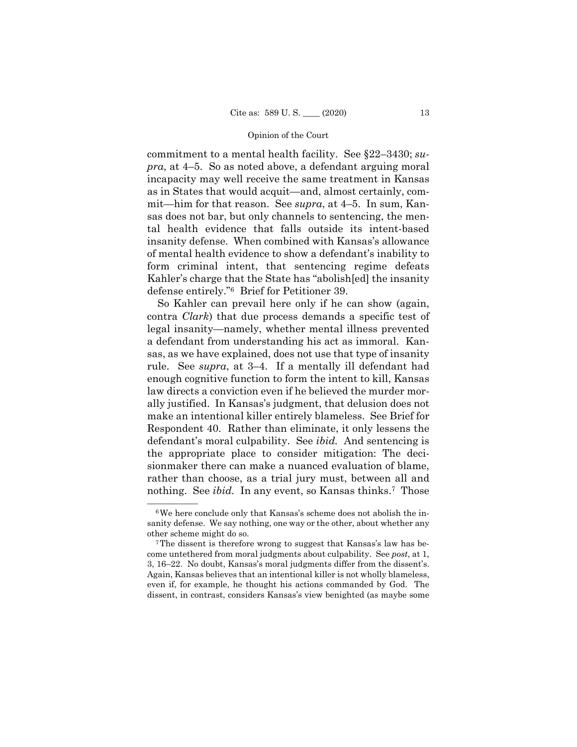commitment to a mental health facility. See §22–3430; *supra*, at 4–5. So as noted above, a defendant arguing moral incapacity may well receive the same treatment in Kansas as in States that would acquit—and, almost certainly, commit—him for that reason. See *supra*, at 4–5. In sum, Kansas does not bar, but only channels to sentencing, the mental health evidence that falls outside its intent-based insanity defense. When combined with Kansas's allowance of mental health evidence to show a defendant's inability to form criminal intent, that sentencing regime defeats Kahler's charge that the State has "abolish[ed] the insanity defense entirely."[6] Brief for Petitioner 39.

So Kahler can prevail here only if he can show (again, contra *Clark*) that due process demands a specific test of legal insanity—namely, whether mental illness prevented a defendant from understanding his act as immoral. Kansas, as we have explained, does not use that type of insanity rule. See *supra*, at 3–4. If a mentally ill defendant had enough cognitive function to form the intent to kill, Kansas law directs a conviction even if he believed the murder morally justified. In Kansas's judgment, that delusion does not make an intentional killer entirely blameless. See Brief for Respondent 40. Rather than eliminate, it only lessens the defendant's moral culpability. See *ibid.* And sentencing is the appropriate place to consider mitigation: The decisionmaker there can make a nuanced evaluation of blame, rather than choose, as a trial jury must, between all and nothing. See *ibid.* In any event, so Kansas thinks.[7] Those

---

[6] We here conclude only that Kansas's scheme does not abolish the insanity defense. We say nothing, one way or the other, about whether any other scheme might do so.

[7] The dissent is therefore wrong to suggest that Kansas's law has become untethered from moral judgments about culpability. See *post*, at 1, 3, 16–22. No doubt, Kansas's moral judgments differ from the dissent's. Again, Kansas believes that an intentional killer is not wholly blameless, even if, for example, he thought his actions commanded by God. The dissent, in contrast, considers Kansas's view benighted (as maybe some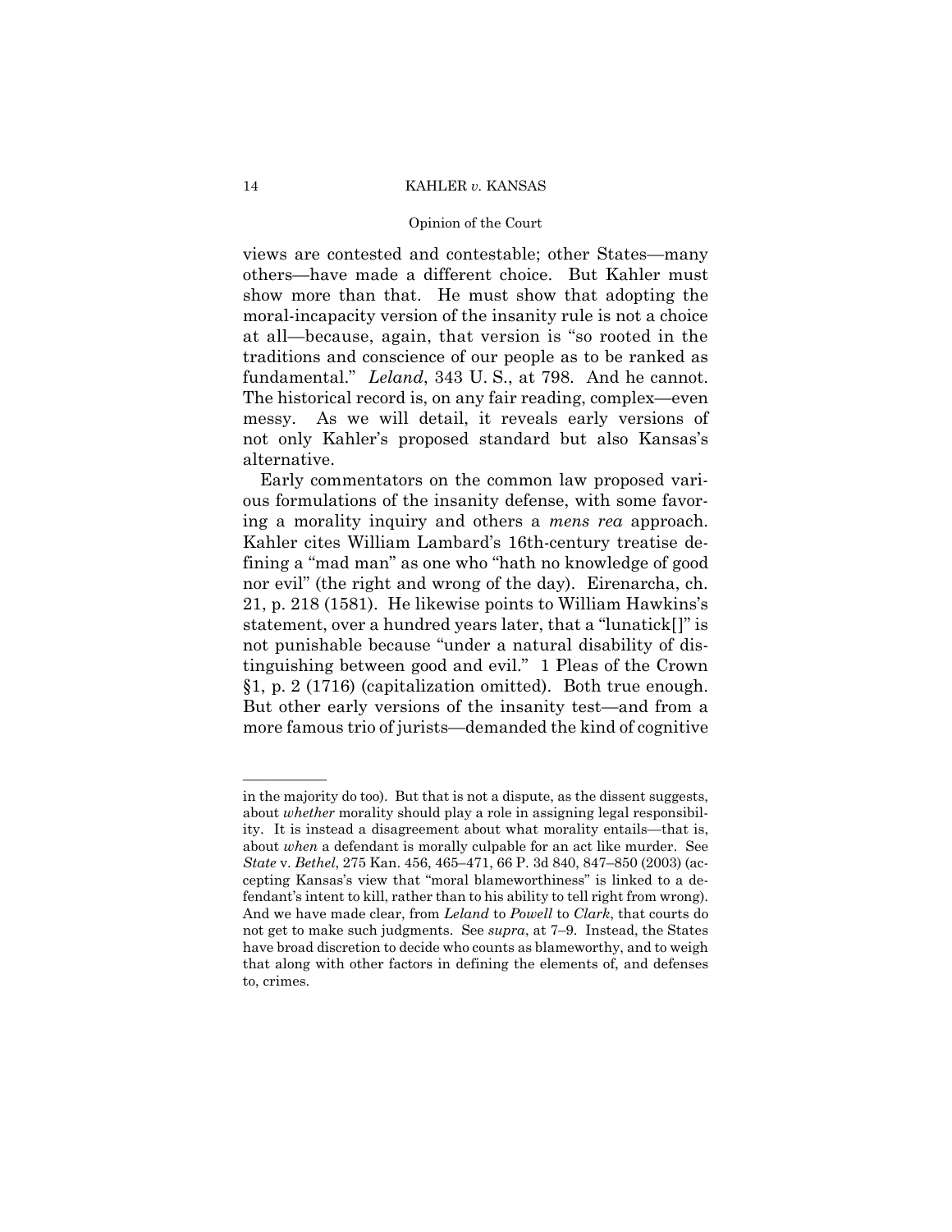views are contested and contestable; other States—many others—have made a different choice. But Kahler must show more than that. He must show that adopting the moral-incapacity version of the insanity rule is not a choice at all—because, again, that version is "so rooted in the traditions and conscience of our people as to be ranked as fundamental." *Leland*, 343 U. S., at 798. And he cannot. The historical record is, on any fair reading, complex—even messy. As we will detail, it reveals early versions of not only Kahler's proposed standard but also Kansas's alternative.

Early commentators on the common law proposed various formulations of the insanity defense, with some favoring a morality inquiry and others a *mens rea* approach. Kahler cites William Lambard's 16th-century treatise defining a "mad man" as one who "hath no knowledge of good nor evil" (the right and wrong of the day). Eirenarcha, ch. 21, p. 218 (1581). He likewise points to William Hawkins's statement, over a hundred years later, that a "lunatick[]" is not punishable because "under a natural disability of distinguishing between good and evil." 1 Pleas of the Crown §1, p. 2 (1716) (capitalization omitted). Both true enough. But other early versions of the insanity test—and from a more famous trio of jurists—demanded the kind of cognitive

---

in the majority do too). But that is not a dispute, as the dissent suggests, about *whether* morality should play a role in assigning legal responsibility. It is instead a disagreement about what morality entails—that is, about *when* a defendant is morally culpable for an act like murder. See *State* v. *Bethel*, 275 Kan. 456, 465–471, 66 P. 3d 840, 847–850 (2003) (accepting Kansas's view that "moral blameworthiness" is linked to a defendant's intent to kill, rather than to his ability to tell right from wrong). And we have made clear, from *Leland* to *Powell* to *Clark*, that courts do not get to make such judgments. See *supra*, at 7–9. Instead, the States have broad discretion to decide who counts as blameworthy, and to weigh that along with other factors in defining the elements of, and defenses to, crimes.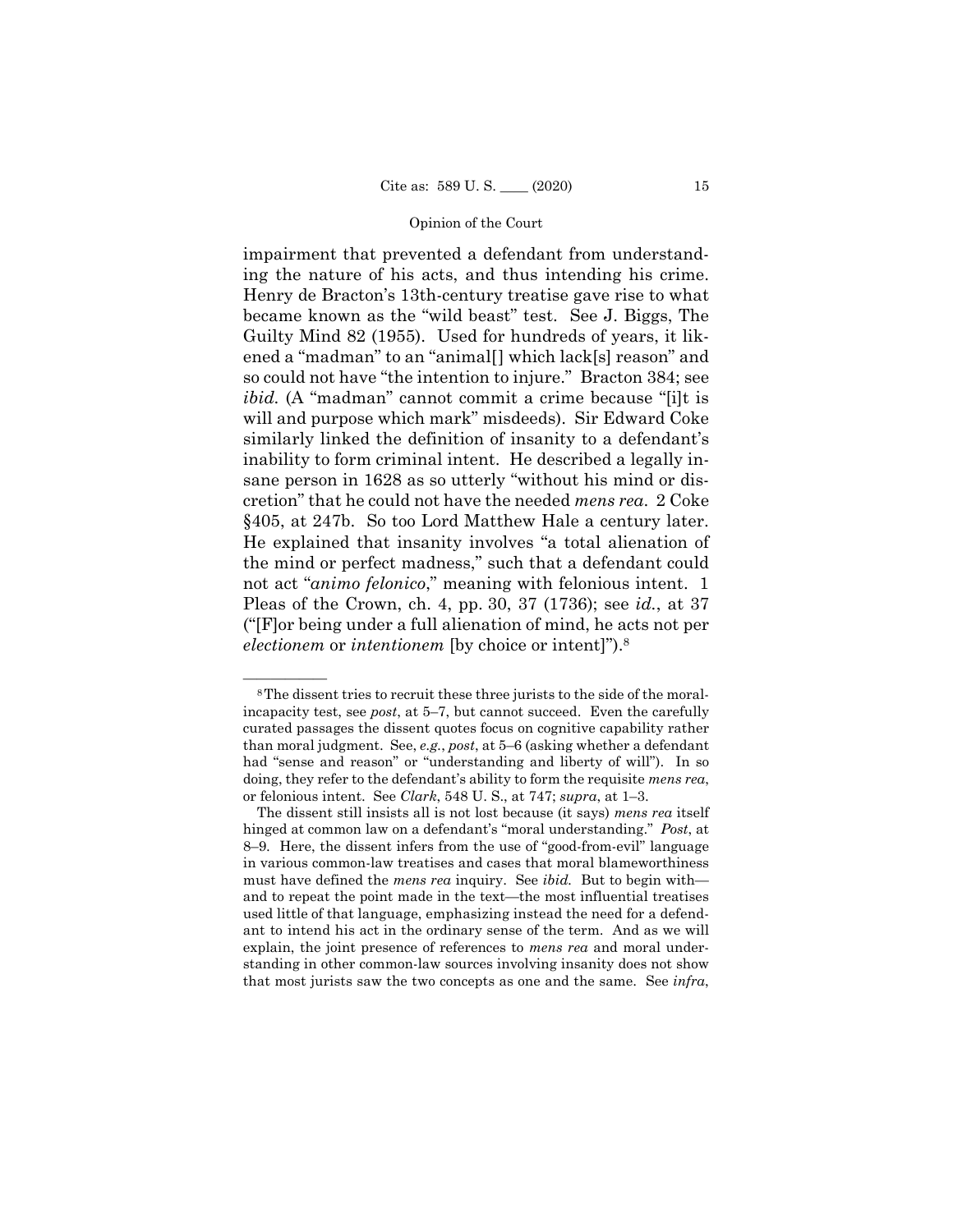impairment that prevented a defendant from understanding the nature of his acts, and thus intending his crime. Henry de Bracton's 13th-century treatise gave rise to what became known as the "wild beast" test. See J. Biggs, The Guilty Mind 82 (1955). Used for hundreds of years, it likened a "madman" to an "animal[] which lack[s] reason" and so could not have "the intention to injure." Bracton 384; see *ibid.* (A "madman" cannot commit a crime because "[i]t is will and purpose which mark" misdeeds). Sir Edward Coke similarly linked the definition of insanity to a defendant's inability to form criminal intent. He described a legally insane person in 1628 as so utterly "without his mind or discretion" that he could not have the needed *mens rea*. 2 Coke §405, at 247b. So too Lord Matthew Hale a century later. He explained that insanity involves "a total alienation of the mind or perfect madness," such that a defendant could not act "*animo felonico*," meaning with felonious intent. 1 Pleas of the Crown, ch. 4, pp. 30, 37 (1736); see *id.*, at 37 ("[F]or being under a full alienation of mind, he acts not per *electionem* or *intentionem* [by choice or intent]").[8]

---

[8] The dissent tries to recruit these three jurists to the side of the moral-incapacity test, see *post*, at 5–7, but cannot succeed. Even the carefully curated passages the dissent quotes focus on cognitive capability rather than moral judgment. See, *e.g.*, *post*, at 5–6 (asking whether a defendant had "sense and reason" or "understanding and liberty of will"). In so doing, they refer to the defendant's ability to form the requisite *mens rea*, or felonious intent. See *Clark*, 548 U. S., at 747; *supra*, at 1–3.

The dissent still insists all is not lost because (it says) *mens rea* itself hinged at common law on a defendant's "moral understanding." *Post*, at 8–9. Here, the dissent infers from the use of "good-from-evil" language in various common-law treatises and cases that moral blameworthiness must have defined the *mens rea* inquiry. See *ibid.* But to begin with—and to repeat the point made in the text—the most influential treatises used little of that language, emphasizing instead the need for a defendant to intend his act in the ordinary sense of the term. And as we will explain, the joint presence of references to *mens rea* and moral understanding in other common-law sources involving insanity does not show that most jurists saw the two concepts as one and the same. See *infra*,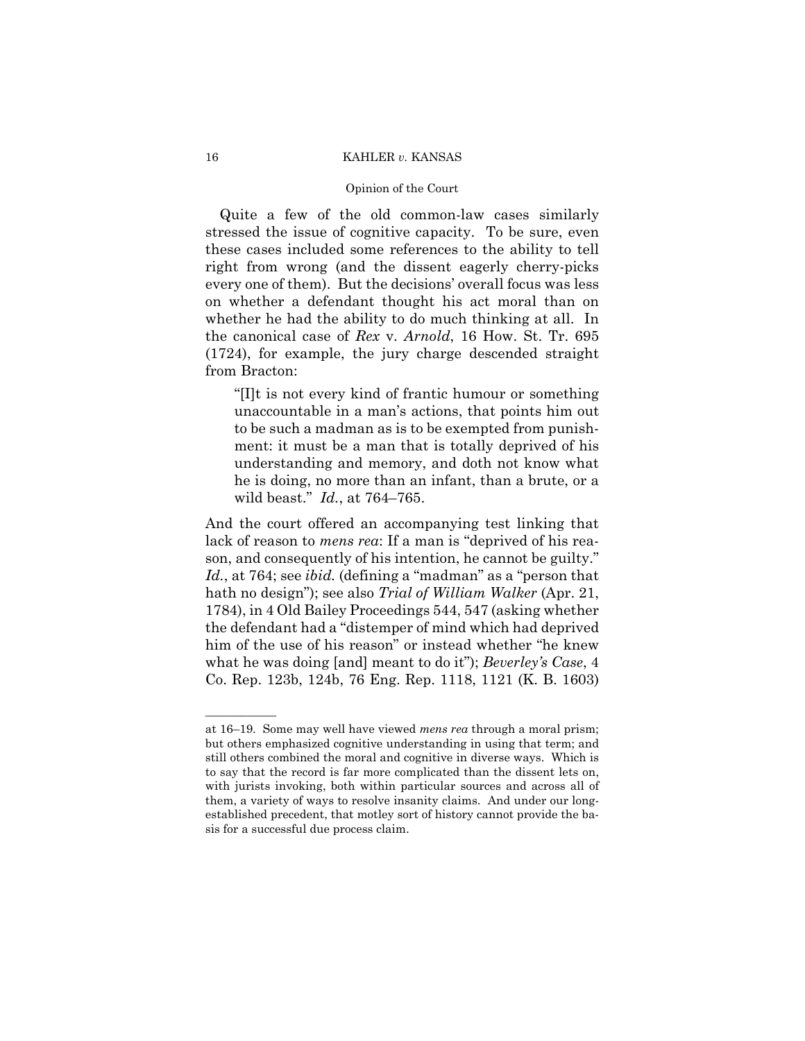Quite a few of the old common-law cases similarly stressed the issue of cognitive capacity. To be sure, even these cases included some references to the ability to tell right from wrong (and the dissent eagerly cherry-picks every one of them). But the decisions' overall focus was less on whether a defendant thought his act moral than on whether he had the ability to do much thinking at all. In the canonical case of *Rex* v. *Arnold*, 16 How. St. Tr. 695 (1724), for example, the jury charge descended straight from Bracton:

> "[I]t is not every kind of frantic humour or something unaccountable in a man's actions, that points him out to be such a madman as is to be exempted from punishment: it must be a man that is totally deprived of his understanding and memory, and doth not know what he is doing, no more than an infant, than a brute, or a wild beast." *Id.*, at 764–765.

And the court offered an accompanying test linking that lack of reason to *mens rea*: If a man is "deprived of his reason, and consequently of his intention, he cannot be guilty." *Id.*, at 764; see *ibid.* (defining a "madman" as a "person that hath no design"); see also *Trial of William Walker* (Apr. 21, 1784), in 4 Old Bailey Proceedings 544, 547 (asking whether the defendant had a "distemper of mind which had deprived him of the use of his reason" or instead whether "he knew what he was doing [and] meant to do it"); *Beverley's Case*, 4 Co. Rep. 123b, 124b, 76 Eng. Rep. 1118, 1121 (K. B. 1603)

---

at 16–19. Some may well have viewed *mens rea* through a moral prism; but others emphasized cognitive understanding in using that term; and still others combined the moral and cognitive in diverse ways. Which is to say that the record is far more complicated than the dissent lets on, with jurists invoking, both within particular sources and across all of them, a variety of ways to resolve insanity claims. And under our long-established precedent, that motley sort of history cannot provide the basis for a successful due process claim.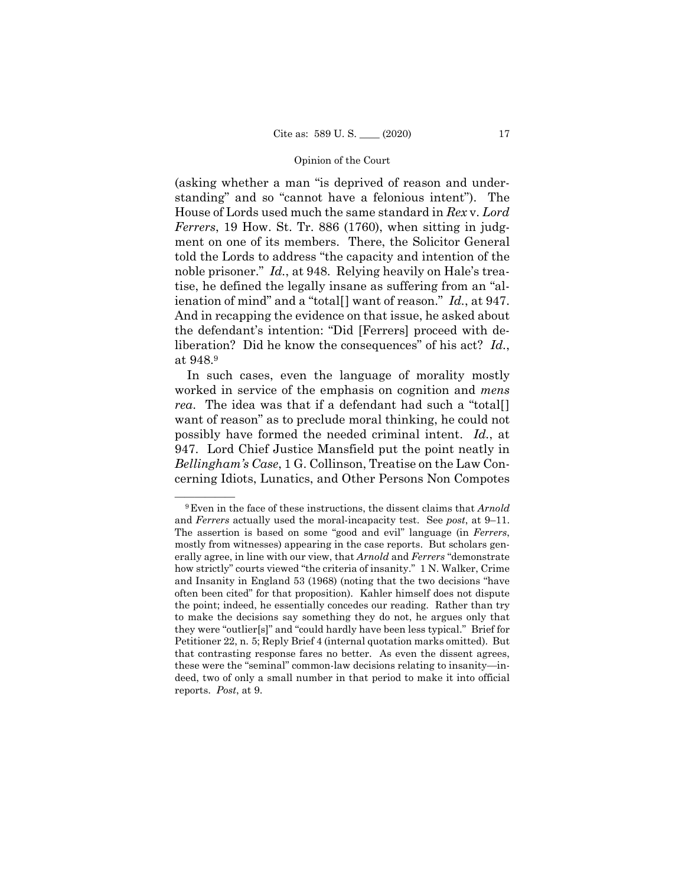(asking whether a man "is deprived of reason and understanding" and so "cannot have a felonious intent"). The House of Lords used much the same standard in *Rex* v. *Lord Ferrers*, 19 How. St. Tr. 886 (1760), when sitting in judgment on one of its members. There, the Solicitor General told the Lords to address "the capacity and intention of the noble prisoner." *Id.*, at 948. Relying heavily on Hale's treatise, he defined the legally insane as suffering from an "alienation of mind" and a "total[] want of reason." *Id.*, at 947. And in recapping the evidence on that issue, he asked about the defendant's intention: "Did [Ferrers] proceed with deliberation? Did he know the consequences" of his act? *Id.*, at 948.[9]

In such cases, even the language of morality mostly worked in service of the emphasis on cognition and *mens rea*. The idea was that if a defendant had such a "total[] want of reason" as to preclude moral thinking, he could not possibly have formed the needed criminal intent. *Id.*, at 947. Lord Chief Justice Mansfield put the point neatly in *Bellingham's Case*, 1 G. Collinson, Treatise on the Law Concerning Idiots, Lunatics, and Other Persons Non Compotes

---

[9] Even in the face of these instructions, the dissent claims that *Arnold* and *Ferrers* actually used the moral-incapacity test. See *post*, at 9–11. The assertion is based on some "good and evil" language (in *Ferrers*, mostly from witnesses) appearing in the case reports. But scholars generally agree, in line with our view, that *Arnold* and *Ferrers* "demonstrate how strictly" courts viewed "the criteria of insanity." 1 N. Walker, Crime and Insanity in England 53 (1968) (noting that the two decisions "have often been cited" for that proposition). Kahler himself does not dispute the point; indeed, he essentially concedes our reading. Rather than try to make the decisions say something they do not, he argues only that they were "outlier[s]" and "could hardly have been less typical." Brief for Petitioner 22, n. 5; Reply Brief 4 (internal quotation marks omitted). But that contrasting response fares no better. As even the dissent agrees, these were the "seminal" common-law decisions relating to insanity—indeed, two of only a small number in that period to make it into official reports. *Post*, at 9.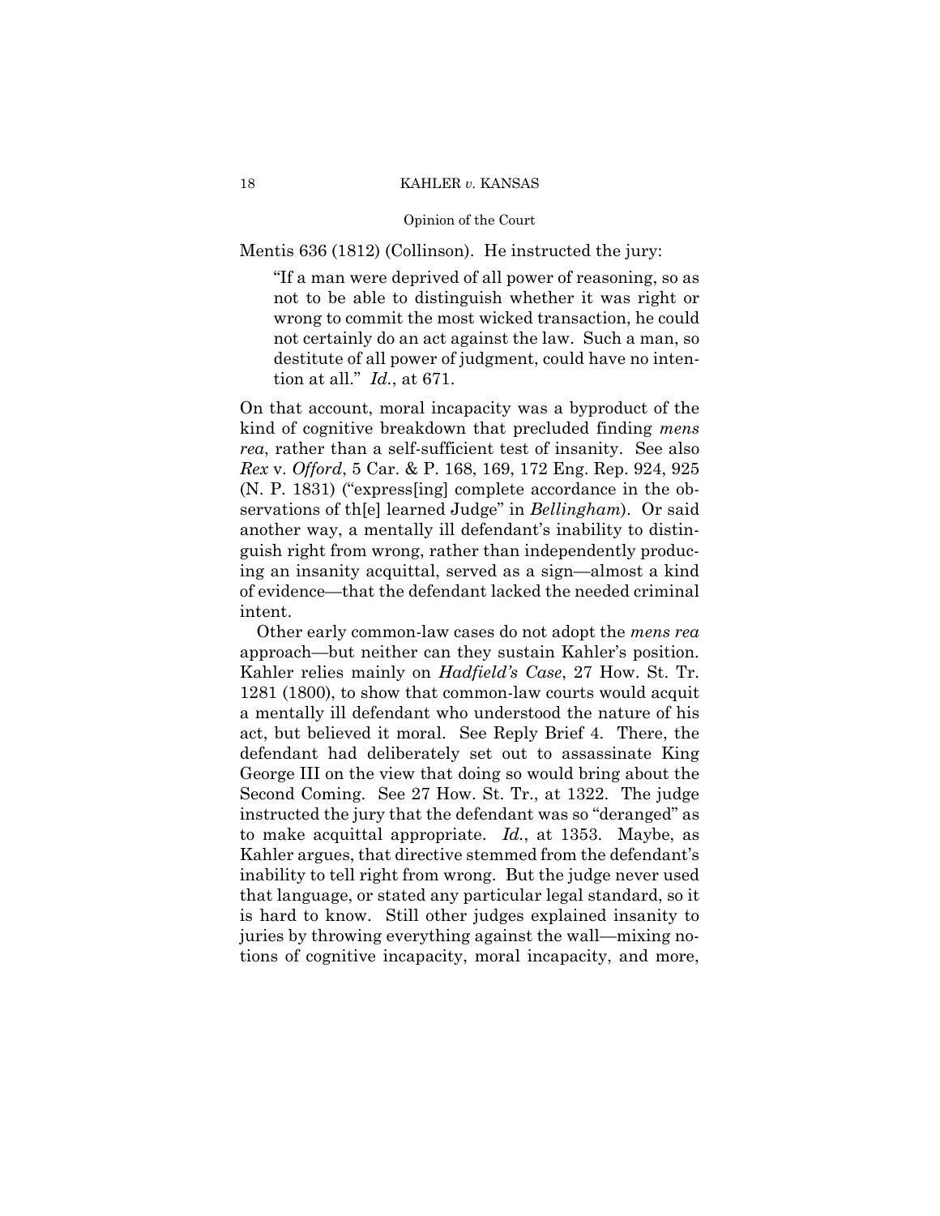Mentis 636 (1812) (Collinson). He instructed the jury:

> "If a man were deprived of all power of reasoning, so as not to be able to distinguish whether it was right or wrong to commit the most wicked transaction, he could not certainly do an act against the law. Such a man, so destitute of all power of judgment, could have no intention at all." *Id.*, at 671.

On that account, moral incapacity was a byproduct of the kind of cognitive breakdown that precluded finding *mens rea*, rather than a self-sufficient test of insanity. See also *Rex* v. *Offord*, 5 Car. & P. 168, 169, 172 Eng. Rep. 924, 925 (N. P. 1831) ("express[ing] complete accordance in the observations of th[e] learned Judge" in *Bellingham*). Or said another way, a mentally ill defendant's inability to distinguish right from wrong, rather than independently producing an insanity acquittal, served as a sign—almost a kind of evidence—that the defendant lacked the needed criminal intent.

Other early common-law cases do not adopt the *mens rea* approach—but neither can they sustain Kahler's position. Kahler relies mainly on *Hadfield's Case*, 27 How. St. Tr. 1281 (1800), to show that common-law courts would acquit a mentally ill defendant who understood the nature of his act, but believed it moral. See Reply Brief 4. There, the defendant had deliberately set out to assassinate King George III on the view that doing so would bring about the Second Coming. See 27 How. St. Tr., at 1322. The judge instructed the jury that the defendant was so "deranged" as to make acquittal appropriate. *Id.*, at 1353. Maybe, as Kahler argues, that directive stemmed from the defendant's inability to tell right from wrong. But the judge never used that language, or stated any particular legal standard, so it is hard to know. Still other judges explained insanity to juries by throwing everything against the wall—mixing notions of cognitive incapacity, moral incapacity, and more,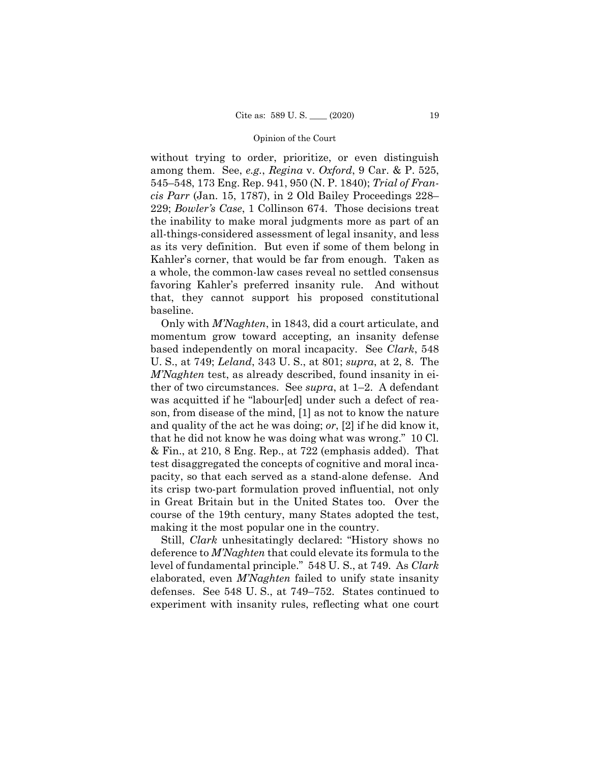without trying to order, prioritize, or even distinguish among them. See, *e.g.*, *Regina* v. *Oxford*, 9 Car. & P. 525, 545–548, 173 Eng. Rep. 941, 950 (N. P. 1840); *Trial of Francis Parr* (Jan. 15, 1787), in 2 Old Bailey Proceedings 228–229; *Bowler's Case*, 1 Collinson 674. Those decisions treat the inability to make moral judgments more as part of an all-things-considered assessment of legal insanity, and less as its very definition. But even if some of them belong in Kahler's corner, that would be far from enough. Taken as a whole, the common-law cases reveal no settled consensus favoring Kahler's preferred insanity rule. And without that, they cannot support his proposed constitutional baseline.

Only with *M'Naghten*, in 1843, did a court articulate, and momentum grow toward accepting, an insanity defense based independently on moral incapacity. See *Clark*, 548 U. S., at 749; *Leland*, 343 U. S., at 801; *supra*, at 2, 8. The *M'Naghten* test, as already described, found insanity in either of two circumstances. See *supra*, at 1–2. A defendant was acquitted if he "labour[ed] under such a defect of reason, from disease of the mind, [1] as not to know the nature and quality of the act he was doing; *or*, [2] if he did know it, that he did not know he was doing what was wrong." 10 Cl. & Fin., at 210, 8 Eng. Rep., at 722 (emphasis added). That test disaggregated the concepts of cognitive and moral incapacity, so that each served as a stand-alone defense. And its crisp two-part formulation proved influential, not only in Great Britain but in the United States too. Over the course of the 19th century, many States adopted the test, making it the most popular one in the country.

Still, *Clark* unhesitatingly declared: "History shows no deference to *M'Naghten* that could elevate its formula to the level of fundamental principle." 548 U. S., at 749. As *Clark* elaborated, even *M'Naghten* failed to unify state insanity defenses. See 548 U. S., at 749–752. States continued to experiment with insanity rules, reflecting what one court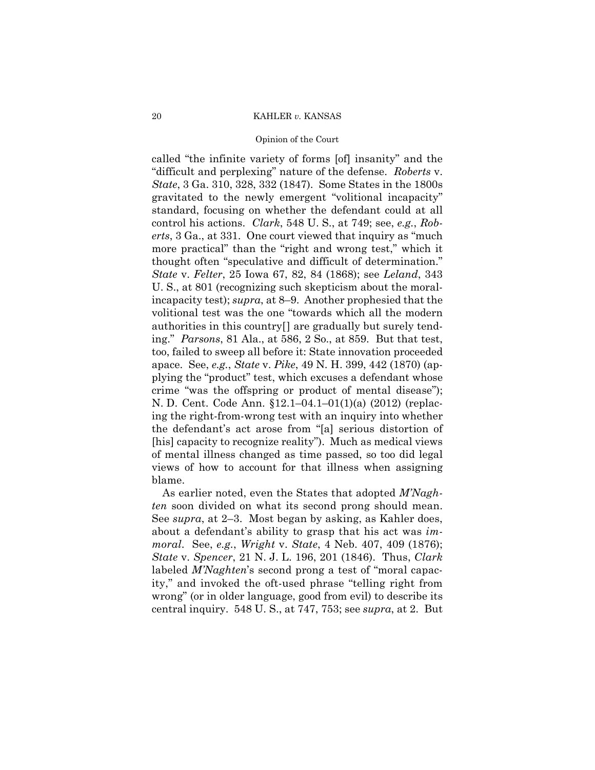called "the infinite variety of forms [of] insanity" and the "difficult and perplexing" nature of the defense. *Roberts* v. *State*, 3 Ga. 310, 328, 332 (1847). Some States in the 1800s gravitated to the newly emergent "volitional incapacity" standard, focusing on whether the defendant could at all control his actions. *Clark*, 548 U. S., at 749; see, *e.g.*, *Roberts*, 3 Ga., at 331. One court viewed that inquiry as "much more practical" than the "right and wrong test," which it thought often "speculative and difficult of determination." *State* v. *Felter*, 25 Iowa 67, 82, 84 (1868); see *Leland*, 343 U. S., at 801 (recognizing such skepticism about the moral-incapacity test); *supra*, at 8–9. Another prophesied that the volitional test was the one "towards which all the modern authorities in this country[] are gradually but surely tending." *Parsons*, 81 Ala., at 586, 2 So., at 859. But that test, too, failed to sweep all before it: State innovation proceeded apace. See, *e.g.*, *State* v. *Pike*, 49 N. H. 399, 442 (1870) (applying the "product" test, which excuses a defendant whose crime "was the offspring or product of mental disease"); N. D. Cent. Code Ann. §12.1–04.1–01(1)(a) (2012) (replacing the right-from-wrong test with an inquiry into whether the defendant's act arose from "[a] serious distortion of [his] capacity to recognize reality"). Much as medical views of mental illness changed as time passed, so too did legal views of how to account for that illness when assigning blame.

As earlier noted, even the States that adopted *M'Naghten* soon divided on what its second prong should mean. See *supra*, at 2–3. Most began by asking, as Kahler does, about a defendant's ability to grasp that his act was *immoral*. See, *e.g.*, *Wright* v. *State*, 4 Neb. 407, 409 (1876); *State* v. *Spencer*, 21 N. J. L. 196, 201 (1846). Thus, *Clark* labeled *M'Naghten*'s second prong a test of "moral capacity," and invoked the oft-used phrase "telling right from wrong" (or in older language, good from evil) to describe its central inquiry. 548 U. S., at 747, 753; see *supra*, at 2. But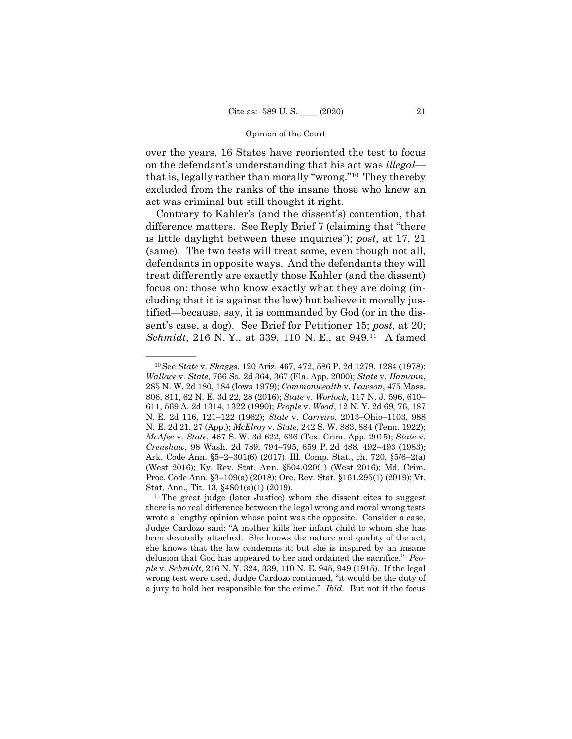over the years, 16 States have reoriented the test to focus on the defendant's understanding that his act was *illegal*—that is, legally rather than morally "wrong."[10] They thereby excluded from the ranks of the insane those who knew an act was criminal but still thought it right.

Contrary to Kahler's (and the dissent's) contention, that difference matters. See Reply Brief 7 (claiming that "there is little daylight between these inquiries"); *post*, at 17, 21 (same). The two tests will treat some, even though not all, defendants in opposite ways. And the defendants they will treat differently are exactly those Kahler (and the dissent) focus on: those who know exactly what they are doing (including that it is against the law) but believe it morally justified—because, say, it is commanded by God (or in the dissent's case, a dog). See Brief for Petitioner 15; *post*, at 20; *Schmidt*, 216 N. Y., at 339, 110 N. E., at 949.[11] A famed

---

[10] See *State* v. *Skaggs*, 120 Ariz. 467, 472, 586 P. 2d 1279, 1284 (1978); *Wallace* v. *State*, 766 So. 2d 364, 367 (Fla. App. 2000); *State* v. *Hamann*, 285 N. W. 2d 180, 184 (Iowa 1979); *Commonwealth* v. *Lawson*, 475 Mass. 806, 811, 62 N. E. 3d 22, 28 (2016); *State* v. *Worlock*, 117 N. J. 596, 610–611, 569 A. 2d 1314, 1322 (1990); *People* v. *Wood*, 12 N. Y. 2d 69, 76, 187 N. E. 2d 116, 121–122 (1962); *State* v. *Carreiro*, 2013–Ohio–1103, 988 N. E. 2d 21, 27 (App.); *McElroy* v. *State*, 242 S. W. 883, 884 (Tenn. 1922); *McAfee* v. *State*, 467 S. W. 3d 622, 636 (Tex. Crim. App. 2015); *State* v. *Crenshaw*, 98 Wash. 2d 789, 794–795, 659 P. 2d 488, 492–493 (1983); Ark. Code Ann. §5–2–301(6) (2017); Ill. Comp. Stat., ch. 720, §5/6–2(a) (West 2016); Ky. Rev. Stat. Ann. §504.020(1) (West 2016); Md. Crim. Proc. Code Ann. §3–109(a) (2018); Ore. Rev. Stat. §161.295(1) (2019); Vt. Stat. Ann., Tit. 13, §4801(a)(1) (2019).

[11] The great judge (later Justice) whom the dissent cites to suggest there is no real difference between the legal wrong and moral wrong tests wrote a lengthy opinion whose point was the opposite. Consider a case, Judge Cardozo said: "A mother kills her infant child to whom she has been devotedly attached. She knows the nature and quality of the act; she knows that the law condemns it; but she is inspired by an insane delusion that God has appeared to her and ordained the sacrifice." *People* v. *Schmidt*, 216 N. Y. 324, 339, 110 N. E. 945, 949 (1915). If the legal wrong test were used, Judge Cardozo continued, "it would be the duty of a jury to hold her responsible for the crime." *Ibid.* But not if the focus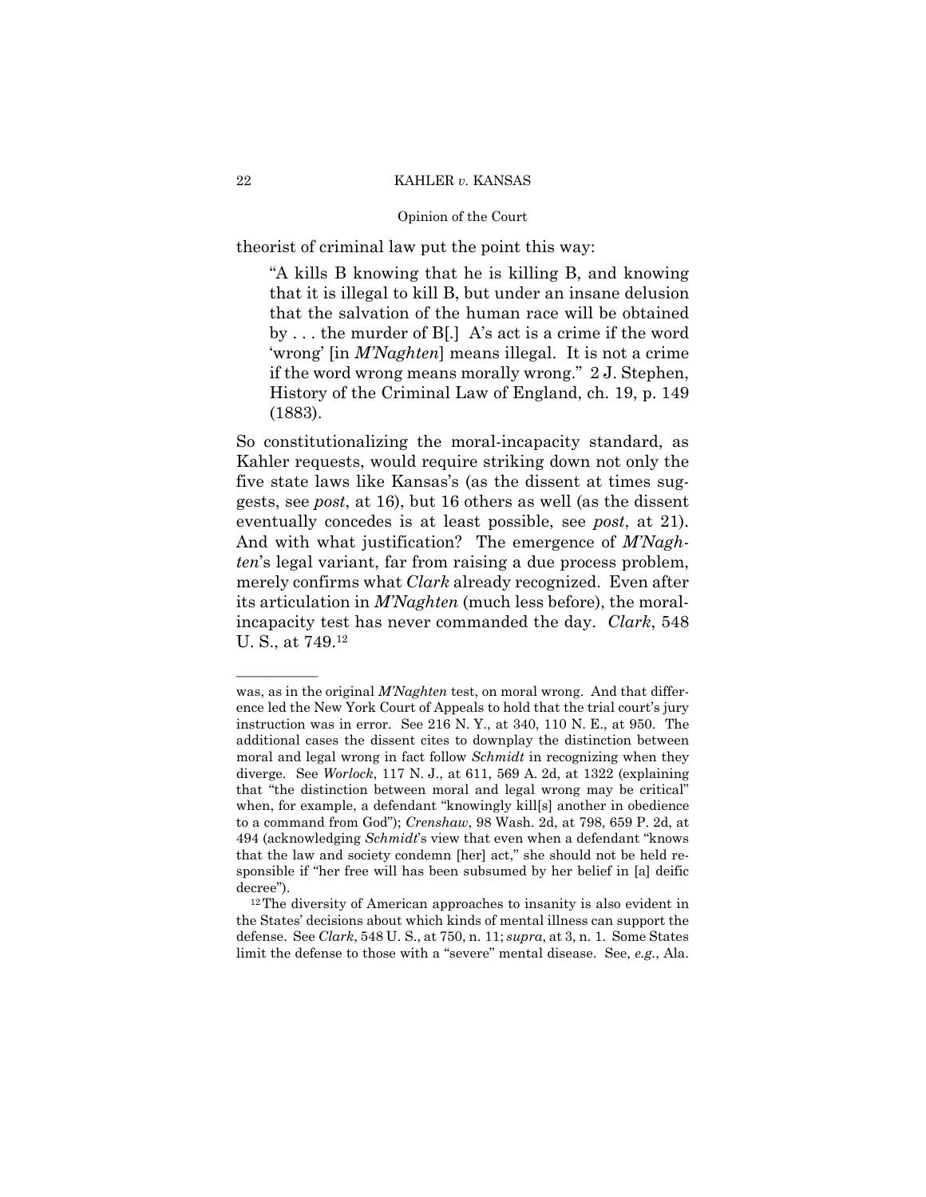theorist of criminal law put the point this way:

> "A kills B knowing that he is killing B, and knowing that it is illegal to kill B, but under an insane delusion that the salvation of the human race will be obtained by . . . the murder of B[.] A's act is a crime if the word 'wrong' [in *M'Naghten*] means illegal. It is not a crime if the word wrong means morally wrong." 2 J. Stephen, History of the Criminal Law of England, ch. 19, p. 149 (1883).

So constitutionalizing the moral-incapacity standard, as Kahler requests, would require striking down not only the five state laws like Kansas's (as the dissent at times suggests, see *post*, at 16), but 16 others as well (as the dissent eventually concedes is at least possible, see *post*, at 21). And with what justification? The emergence of *M'Naghten*'s legal variant, far from raising a due process problem, merely confirms what *Clark* already recognized. Even after its articulation in *M'Naghten* (much less before), the moral-incapacity test has never commanded the day. *Clark*, 548 U. S., at 749.[12]

---

was, as in the original *M'Naghten* test, on moral wrong. And that difference led the New York Court of Appeals to hold that the trial court's jury instruction was in error. See 216 N. Y., at 340, 110 N. E., at 950. The additional cases the dissent cites to downplay the distinction between moral and legal wrong in fact follow *Schmidt* in recognizing when they diverge. See *Worlock*, 117 N. J., at 611, 569 A. 2d, at 1322 (explaining that "the distinction between moral and legal wrong may be critical" when, for example, a defendant "knowingly kill[s] another in obedience to a command from God"); *Crenshaw*, 98 Wash. 2d, at 798, 659 P. 2d, at 494 (acknowledging *Schmidt*'s view that even when a defendant "knows that the law and society condemn [her] act," she should not be held responsible if "her free will has been subsumed by her belief in [a] deific decree").

[12] The diversity of American approaches to insanity is also evident in the States' decisions about which kinds of mental illness can support the defense. See *Clark*, 548 U. S., at 750, n. 11; *supra*, at 3, n. 1. Some States limit the defense to those with a "severe" mental disease. See, *e.g.*, Ala.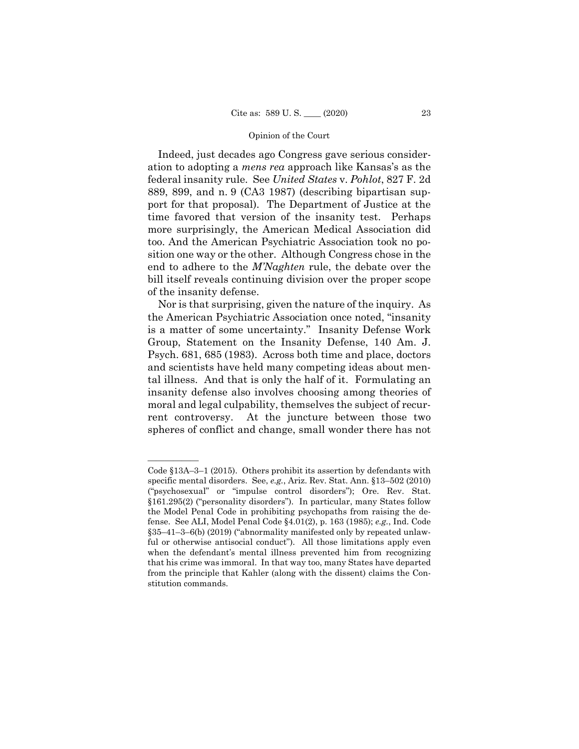Indeed, just decades ago Congress gave serious consideration to adopting a *mens rea* approach like Kansas's as the federal insanity rule. See *United States* v. *Pohlot*, 827 F. 2d 889, 899, and n. 9 (CA3 1987) (describing bipartisan support for that proposal). The Department of Justice at the time favored that version of the insanity test. Perhaps more surprisingly, the American Medical Association did too. And the American Psychiatric Association took no position one way or the other. Although Congress chose in the end to adhere to the *M'Naghten* rule, the debate over the bill itself reveals continuing division over the proper scope of the insanity defense.

Nor is that surprising, given the nature of the inquiry. As the American Psychiatric Association once noted, "insanity is a matter of some uncertainty." Insanity Defense Work Group, Statement on the Insanity Defense, 140 Am. J. Psych. 681, 685 (1983). Across both time and place, doctors and scientists have held many competing ideas about mental illness. And that is only the half of it. Formulating an insanity defense also involves choosing among theories of moral and legal culpability, themselves the subject of recurrent controversy. At the juncture between those two spheres of conflict and change, small wonder there has not

---

Code §13A–3–1 (2015). Others prohibit its assertion by defendants with specific mental disorders. See, *e.g.*, Ariz. Rev. Stat. Ann. §13–502 (2010) ("psychosexual" or "impulse control disorders"); Ore. Rev. Stat. §161.295(2) ("personality disorders"). In particular, many States follow the Model Penal Code in prohibiting psychopaths from raising the defense. See ALI, Model Penal Code §4.01(2), p. 163 (1985); *e.g.*, Ind. Code §35–41–3–6(b) (2019) ("abnormality manifested only by repeated unlawful or otherwise antisocial conduct"). All those limitations apply even when the defendant's mental illness prevented him from recognizing that his crime was immoral. In that way too, many States have departed from the principle that Kahler (along with the dissent) claims the Constitution commands.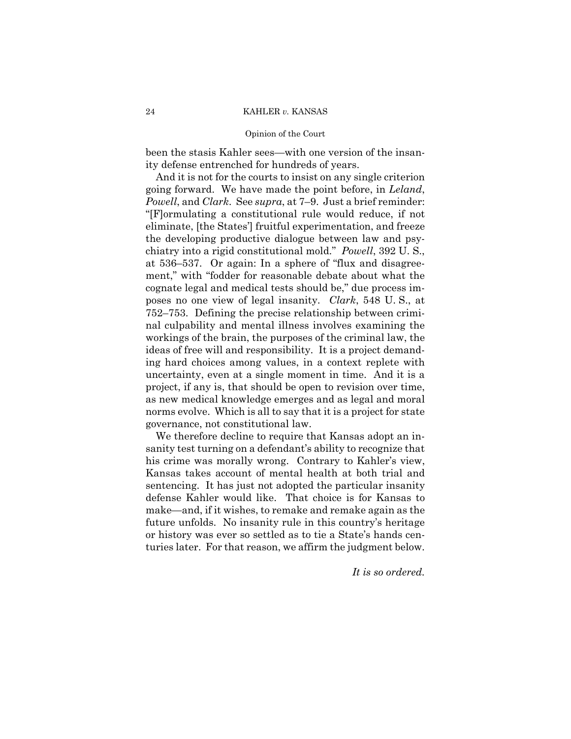been the stasis Kahler sees—with one version of the insanity defense entrenched for hundreds of years.

And it is not for the courts to insist on any single criterion going forward. We have made the point before, in *Leland*, *Powell*, and *Clark*. See *supra*, at 7–9. Just a brief reminder: "[F]ormulating a constitutional rule would reduce, if not eliminate, [the States'] fruitful experimentation, and freeze the developing productive dialogue between law and psychiatry into a rigid constitutional mold." *Powell*, 392 U. S., at 536–537. Or again: In a sphere of "flux and disagreement," with "fodder for reasonable debate about what the cognate legal and medical tests should be," due process imposes no one view of legal insanity. *Clark*, 548 U. S., at 752–753. Defining the precise relationship between criminal culpability and mental illness involves examining the workings of the brain, the purposes of the criminal law, the ideas of free will and responsibility. It is a project demanding hard choices among values, in a context replete with uncertainty, even at a single moment in time. And it is a project, if any is, that should be open to revision over time, as new medical knowledge emerges and as legal and moral norms evolve. Which is all to say that it is a project for state governance, not constitutional law.

We therefore decline to require that Kansas adopt an insanity test turning on a defendant's ability to recognize that his crime was morally wrong. Contrary to Kahler's view, Kansas takes account of mental health at both trial and sentencing. It has just not adopted the particular insanity defense Kahler would like. That choice is for Kansas to make—and, if it wishes, to remake and remake again as the future unfolds. No insanity rule in this country's heritage or history was ever so settled as to tie a State's hands centuries later. For that reason, we affirm the judgment below.

*It is so ordered.*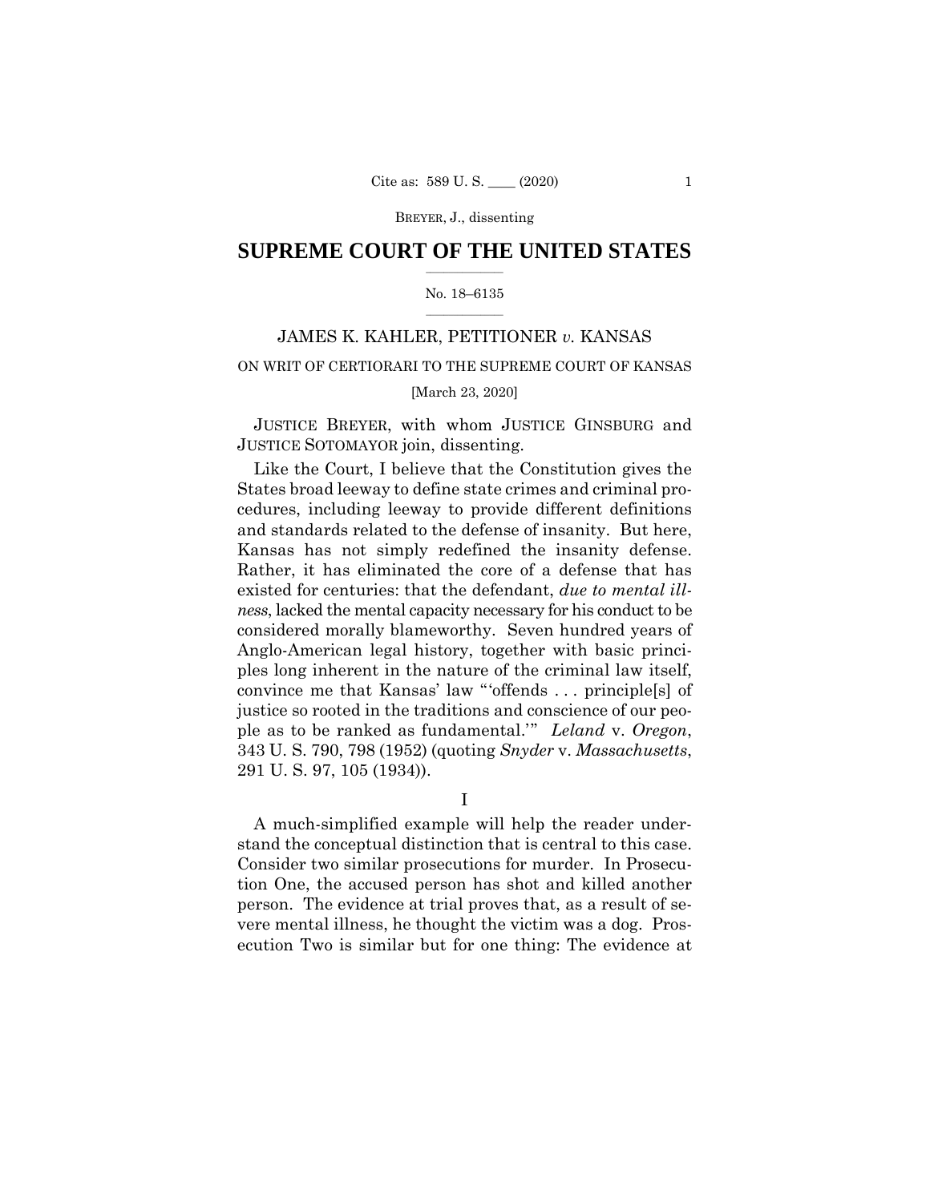JUSTICE BREYER, with whom JUSTICE GINSBURG and JUSTICE SOTOMAYOR join, dissenting.

# SUPREME COURT OF THE UNITED STATES

No. 18–6135

JAMES K. KAHLER, PETITIONER *v.* KANSAS

ON WRIT OF CERTIORARI TO THE SUPREME COURT OF KANSAS

[March 23, 2020]

JUSTICE BREYER, with whom JUSTICE GINSBURG and JUSTICE SOTOMAYOR join, dissenting.

Like the Court, I believe that the Constitution gives the States broad leeway to define state crimes and criminal procedures, including leeway to provide different definitions and standards related to the defense of insanity. But here, Kansas has not simply redefined the insanity defense. Rather, it has eliminated the core of a defense that has existed for centuries: that the defendant, *due to mental illness*, lacked the mental capacity necessary for his conduct to be considered morally blameworthy. Seven hundred years of Anglo-American legal history, together with basic principles long inherent in the nature of the criminal law itself, convince me that Kansas' law "'offends . . . principle[s] of justice so rooted in the traditions and conscience of our people as to be ranked as fundamental.'" *Leland* v. *Oregon*, 343 U. S. 790, 798 (1952) (quoting *Snyder* v. *Massachusetts*, 291 U. S. 97, 105 (1934)).

## I

A much-simplified example will help the reader understand the conceptual distinction that is central to this case. Consider two similar prosecutions for murder. In Prosecution One, the accused person has shot and killed another person. The evidence at trial proves that, as a result of severe mental illness, he thought the victim was a dog. Prosecution Two is similar but for one thing: The evidence at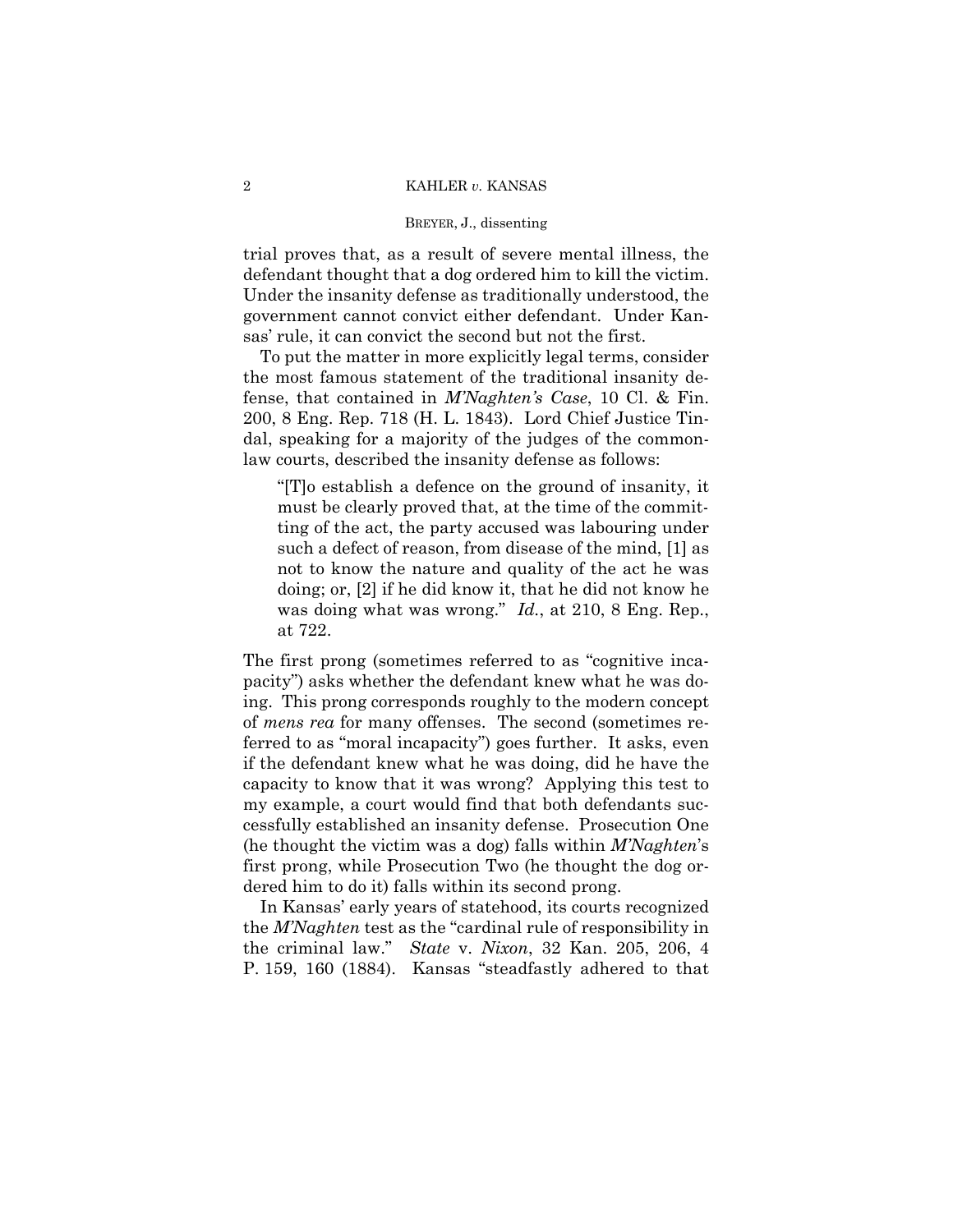trial proves that, as a result of severe mental illness, the defendant thought that a dog ordered him to kill the victim. Under the insanity defense as traditionally understood, the government cannot convict either defendant. Under Kansas' rule, it can convict the second but not the first.

To put the matter in more explicitly legal terms, consider the most famous statement of the traditional insanity defense, that contained in *M'Naghten's Case*, 10 Cl. & Fin. 200, 8 Eng. Rep. 718 (H. L. 1843). Lord Chief Justice Tindal, speaking for a majority of the judges of the common-law courts, described the insanity defense as follows:

> "[T]o establish a defence on the ground of insanity, it must be clearly proved that, at the time of the committing of the act, the party accused was labouring under such a defect of reason, from disease of the mind, [1] as not to know the nature and quality of the act he was doing; or, [2] if he did know it, that he did not know he was doing what was wrong." *Id.*, at 210, 8 Eng. Rep., at 722.

The first prong (sometimes referred to as "cognitive incapacity") asks whether the defendant knew what he was doing. This prong corresponds roughly to the modern concept of *mens rea* for many offenses. The second (sometimes referred to as "moral incapacity") goes further. It asks, even if the defendant knew what he was doing, did he have the capacity to know that it was wrong? Applying this test to my example, a court would find that both defendants successfully established an insanity defense. Prosecution One (he thought the victim was a dog) falls within *M'Naghten*'s first prong, while Prosecution Two (he thought the dog ordered him to do it) falls within its second prong.

In Kansas' early years of statehood, its courts recognized the *M'Naghten* test as the "cardinal rule of responsibility in the criminal law." *State* v. *Nixon*, 32 Kan. 205, 206, 4 P. 159, 160 (1884). Kansas "steadfastly adhered to that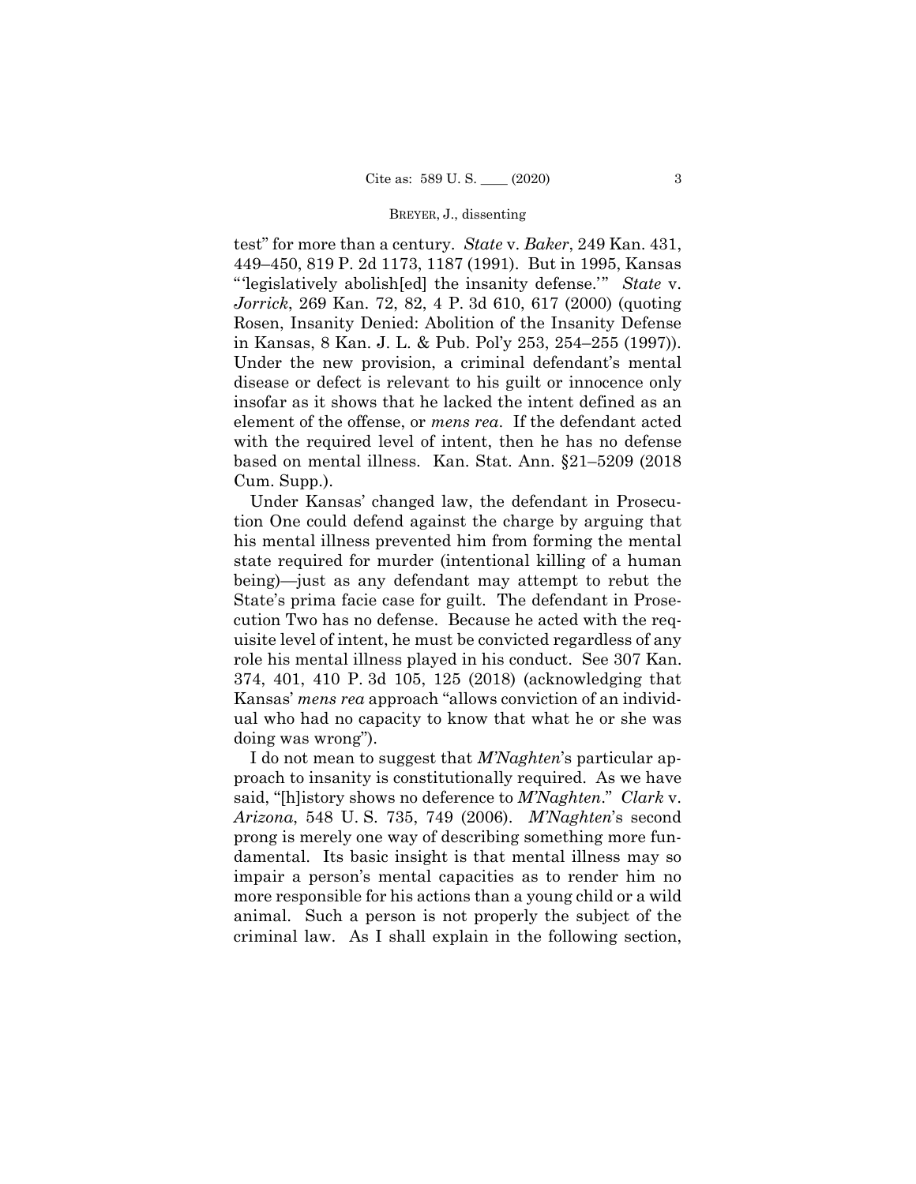test" for more than a century. *State* v. *Baker*, 249 Kan. 431, 449–450, 819 P. 2d 1173, 1187 (1991). But in 1995, Kansas "'legislatively abolish[ed] the insanity defense.'" *State* v. *Jorrick*, 269 Kan. 72, 82, 4 P. 3d 610, 617 (2000) (quoting Rosen, Insanity Denied: Abolition of the Insanity Defense in Kansas, 8 Kan. J. L. & Pub. Pol'y 253, 254–255 (1997)). Under the new provision, a criminal defendant's mental disease or defect is relevant to his guilt or innocence only insofar as it shows that he lacked the intent defined as an element of the offense, or *mens rea*. If the defendant acted with the required level of intent, then he has no defense based on mental illness. Kan. Stat. Ann. §21–5209 (2018 Cum. Supp.).

Under Kansas' changed law, the defendant in Prosecution One could defend against the charge by arguing that his mental illness prevented him from forming the mental state required for murder (intentional killing of a human being)—just as any defendant may attempt to rebut the State's prima facie case for guilt. The defendant in Prosecution Two has no defense. Because he acted with the requisite level of intent, he must be convicted regardless of any role his mental illness played in his conduct. See 307 Kan. 374, 401, 410 P. 3d 105, 125 (2018) (acknowledging that Kansas' *mens rea* approach "allows conviction of an individual who had no capacity to know that what he or she was doing was wrong").

I do not mean to suggest that *M'Naghten*'s particular approach to insanity is constitutionally required. As we have said, "[h]istory shows no deference to *M'Naghten*." *Clark* v. *Arizona*, 548 U. S. 735, 749 (2006). *M'Naghten*'s second prong is merely one way of describing something more fundamental. Its basic insight is that mental illness may so impair a person's mental capacities as to render him no more responsible for his actions than a young child or a wild animal. Such a person is not properly the subject of the criminal law. As I shall explain in the following section,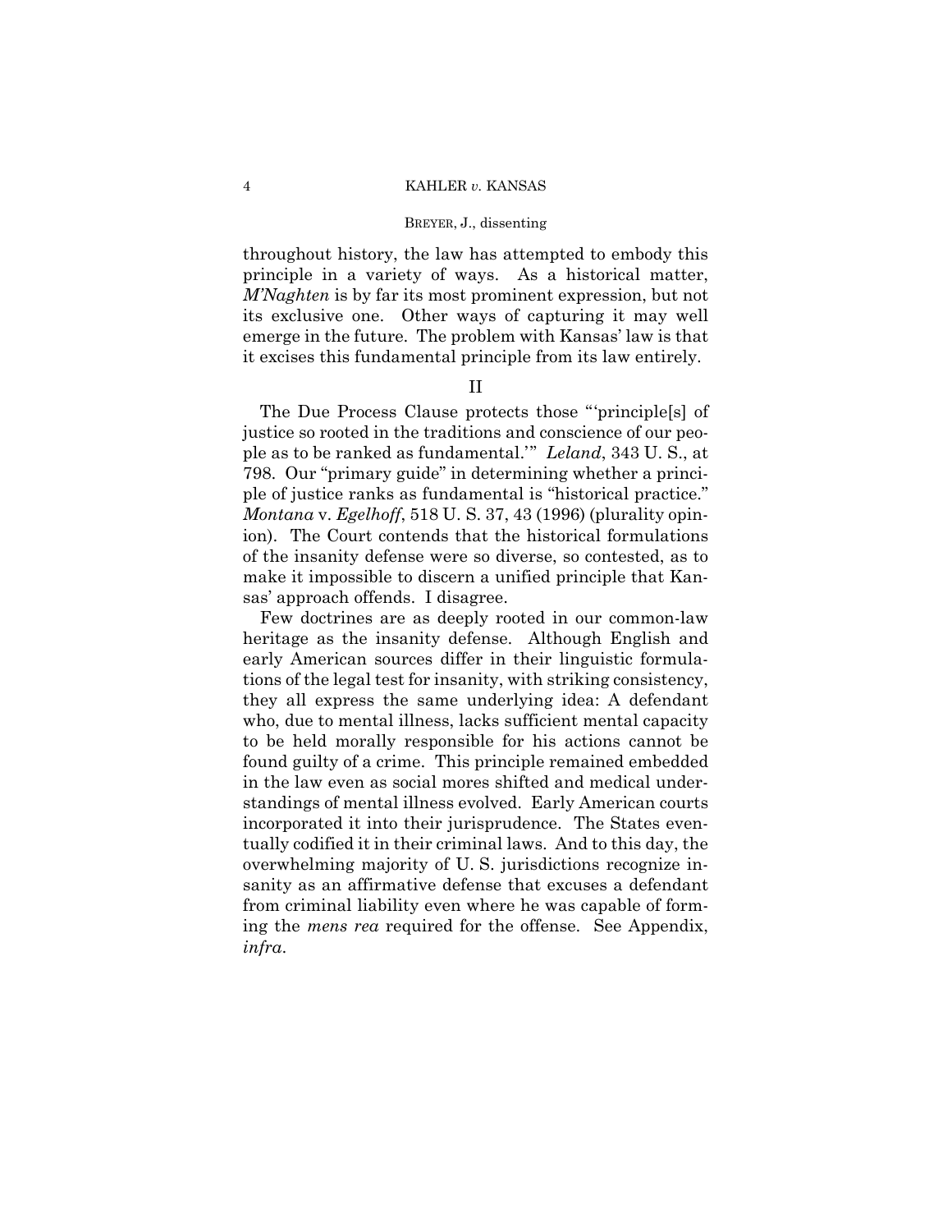throughout history, the law has attempted to embody this principle in a variety of ways. As a historical matter, *M'Naghten* is by far its most prominent expression, but not its exclusive one. Other ways of capturing it may well emerge in the future. The problem with Kansas' law is that it excises this fundamental principle from its law entirely.

## II

The Due Process Clause protects those "'principle[s] of justice so rooted in the traditions and conscience of our people as to be ranked as fundamental.'" *Leland*, 343 U. S., at 798. Our "primary guide" in determining whether a principle of justice ranks as fundamental is "historical practice." *Montana* v. *Egelhoff*, 518 U. S. 37, 43 (1996) (plurality opinion). The Court contends that the historical formulations of the insanity defense were so diverse, so contested, as to make it impossible to discern a unified principle that Kansas' approach offends. I disagree.

Few doctrines are as deeply rooted in our common-law heritage as the insanity defense. Although English and early American sources differ in their linguistic formulations of the legal test for insanity, with striking consistency, they all express the same underlying idea: A defendant who, due to mental illness, lacks sufficient mental capacity to be held morally responsible for his actions cannot be found guilty of a crime. This principle remained embedded in the law even as social mores shifted and medical understandings of mental illness evolved. Early American courts incorporated it into their jurisprudence. The States eventually codified it in their criminal laws. And to this day, the overwhelming majority of U. S. jurisdictions recognize insanity as an affirmative defense that excuses a defendant from criminal liability even where he was capable of forming the *mens rea* required for the offense. See Appendix, *infra*.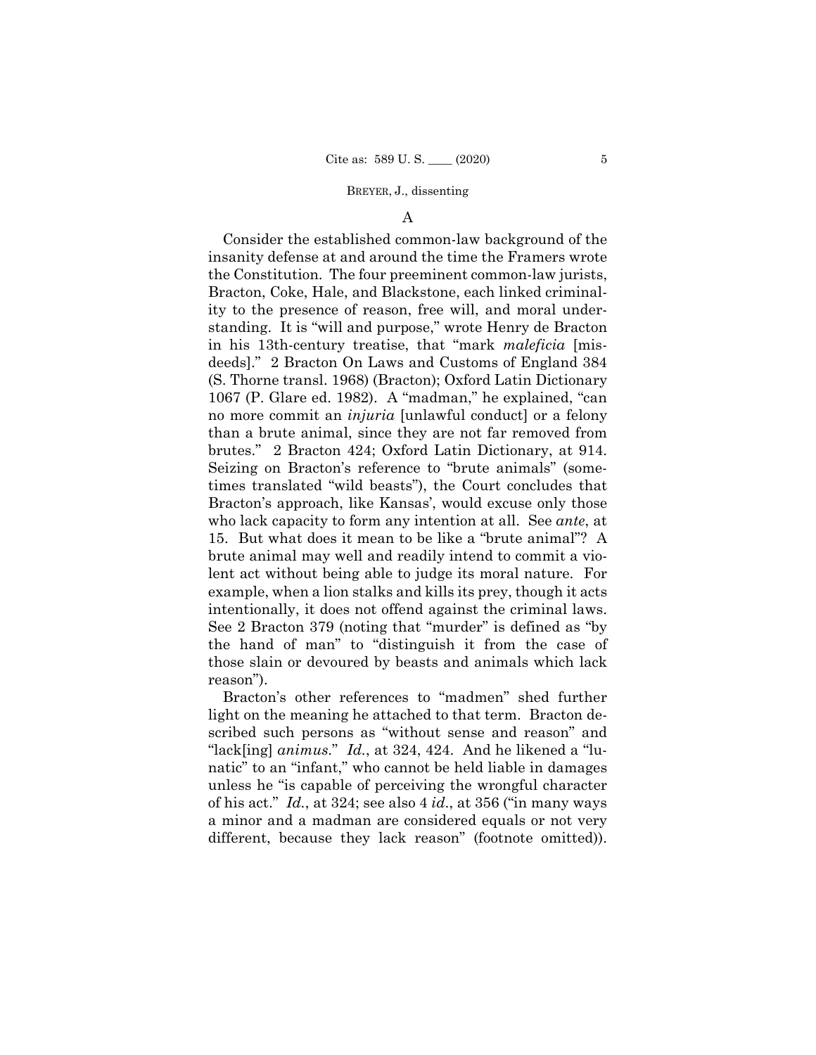### A

Consider the established common-law background of the insanity defense at and around the time the Framers wrote the Constitution. The four preeminent common-law jurists, Bracton, Coke, Hale, and Blackstone, each linked criminality to the presence of reason, free will, and moral understanding. It is "will and purpose," wrote Henry de Bracton in his 13th-century treatise, that "mark *maleficia* [misdeeds]." 2 Bracton On Laws and Customs of England 384 (S. Thorne transl. 1968) (Bracton); Oxford Latin Dictionary 1067 (P. Glare ed. 1982). A "madman," he explained, "can no more commit an *injuria* [unlawful conduct] or a felony than a brute animal, since they are not far removed from brutes." 2 Bracton 424; Oxford Latin Dictionary, at 914. Seizing on Bracton's reference to "brute animals" (sometimes translated "wild beasts"), the Court concludes that Bracton's approach, like Kansas', would excuse only those who lack capacity to form any intention at all. See *ante*, at 15. But what does it mean to be like a "brute animal"? A brute animal may well and readily intend to commit a violent act without being able to judge its moral nature. For example, when a lion stalks and kills its prey, though it acts intentionally, it does not offend against the criminal laws. See 2 Bracton 379 (noting that "murder" is defined as "by the hand of man" to "distinguish it from the case of those slain or devoured by beasts and animals which lack reason").

Bracton's other references to "madmen" shed further light on the meaning he attached to that term. Bracton described such persons as "without sense and reason" and "lack[ing] *animus*." *Id.*, at 324, 424. And he likened a "lunatic" to an "infant," who cannot be held liable in damages unless he "is capable of perceiving the wrongful character of his act." *Id.*, at 324; see also 4 *id.*, at 356 ("in many ways a minor and a madman are considered equals or not very different, because they lack reason" (footnote omitted)).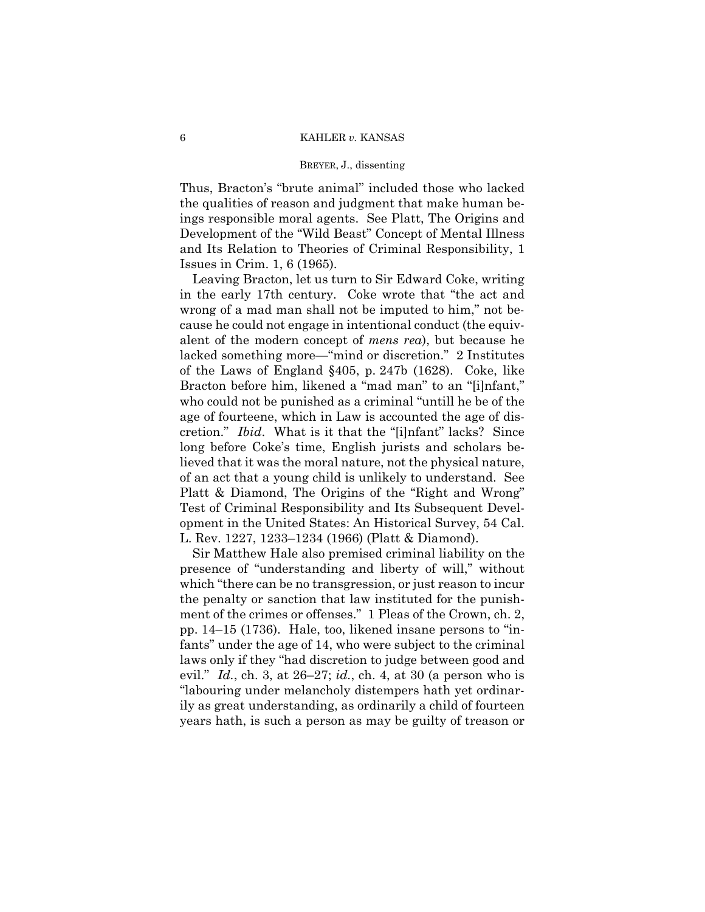Thus, Bracton's "brute animal" included those who lacked the qualities of reason and judgment that make human beings responsible moral agents. See Platt, The Origins and Development of the "Wild Beast" Concept of Mental Illness and Its Relation to Theories of Criminal Responsibility, 1 Issues in Crim. 1, 6 (1965).

Leaving Bracton, let us turn to Sir Edward Coke, writing in the early 17th century. Coke wrote that "the act and wrong of a mad man shall not be imputed to him," not because he could not engage in intentional conduct (the equivalent of the modern concept of *mens rea*), but because he lacked something more—"mind or discretion." 2 Institutes of the Laws of England §405, p. 247b (1628). Coke, like Bracton before him, likened a "mad man" to an "[i]nfant," who could not be punished as a criminal "untill he be of the age of fourteene, which in Law is accounted the age of discretion." *Ibid*. What is it that the "[i]nfant" lacks? Since long before Coke's time, English jurists and scholars believed that it was the moral nature, not the physical nature, of an act that a young child is unlikely to understand. See Platt & Diamond, The Origins of the "Right and Wrong" Test of Criminal Responsibility and Its Subsequent Development in the United States: An Historical Survey, 54 Cal. L. Rev. 1227, 1233–1234 (1966) (Platt & Diamond).

Sir Matthew Hale also premised criminal liability on the presence of "understanding and liberty of will," without which "there can be no transgression, or just reason to incur the penalty or sanction that law instituted for the punishment of the crimes or offenses." 1 Pleas of the Crown, ch. 2, pp. 14–15 (1736). Hale, too, likened insane persons to "infants" under the age of 14, who were subject to the criminal laws only if they "had discretion to judge between good and evil." *Id.*, ch. 3, at 26–27; *id.*, ch. 4, at 30 (a person who is "labouring under melancholy distempers hath yet ordinarily as great understanding, as ordinarily a child of fourteen years hath, is such a person as may be guilty of treason or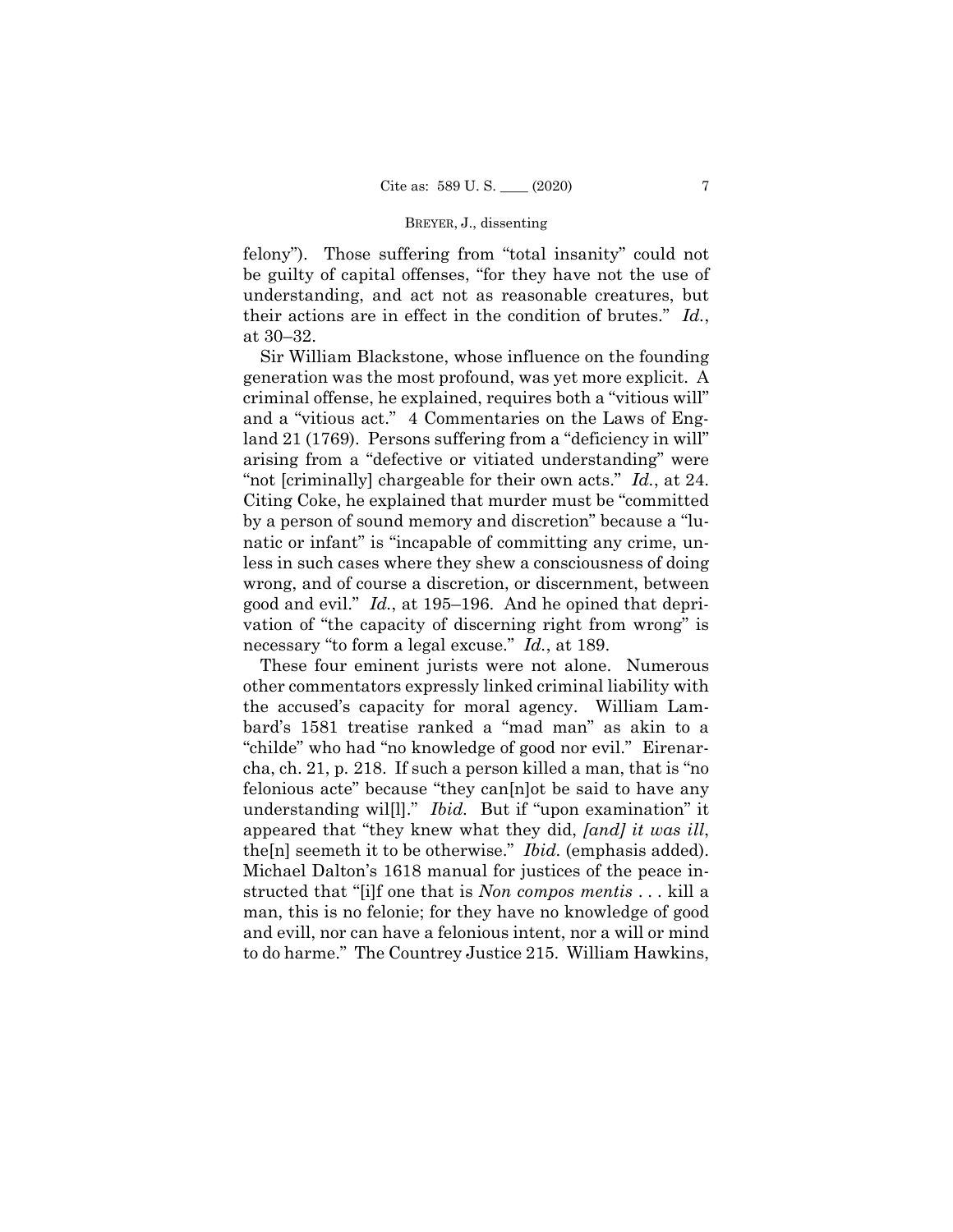felony"). Those suffering from "total insanity" could not be guilty of capital offenses, "for they have not the use of understanding, and act not as reasonable creatures, but their actions are in effect in the condition of brutes." *Id.*, at 30–32.

Sir William Blackstone, whose influence on the founding generation was the most profound, was yet more explicit. A criminal offense, he explained, requires both a "vitious will" and a "vitious act." 4 Commentaries on the Laws of England 21 (1769). Persons suffering from a "deficiency in will" arising from a "defective or vitiated understanding" were "not [criminally] chargeable for their own acts." *Id.*, at 24. Citing Coke, he explained that murder must be "committed by a person of sound memory and discretion" because a "lunatic or infant" is "incapable of committing any crime, unless in such cases where they shew a consciousness of doing wrong, and of course a discretion, or discernment, between good and evil." *Id.*, at 195–196. And he opined that deprivation of "the capacity of discerning right from wrong" is necessary "to form a legal excuse." *Id.*, at 189.

These four eminent jurists were not alone. Numerous other commentators expressly linked criminal liability with the accused's capacity for moral agency. William Lambard's 1581 treatise ranked a "mad man" as akin to a "childe" who had "no knowledge of good nor evil." Eirenarcha, ch. 21, p. 218. If such a person killed a man, that is "no felonious acte" because "they can[n]ot be said to have any understanding wil[l]." *Ibid.* But if "upon examination" it appeared that "they knew what they did, *[and] it was ill*, the[n] seemeth it to be otherwise." *Ibid.* (emphasis added). Michael Dalton's 1618 manual for justices of the peace instructed that "[i]f one that is *Non compos mentis* . . . kill a man, this is no felonie; for they have no knowledge of good and evill, nor can have a felonious intent, nor a will or mind to do harme." The Countrey Justice 215. William Hawkins,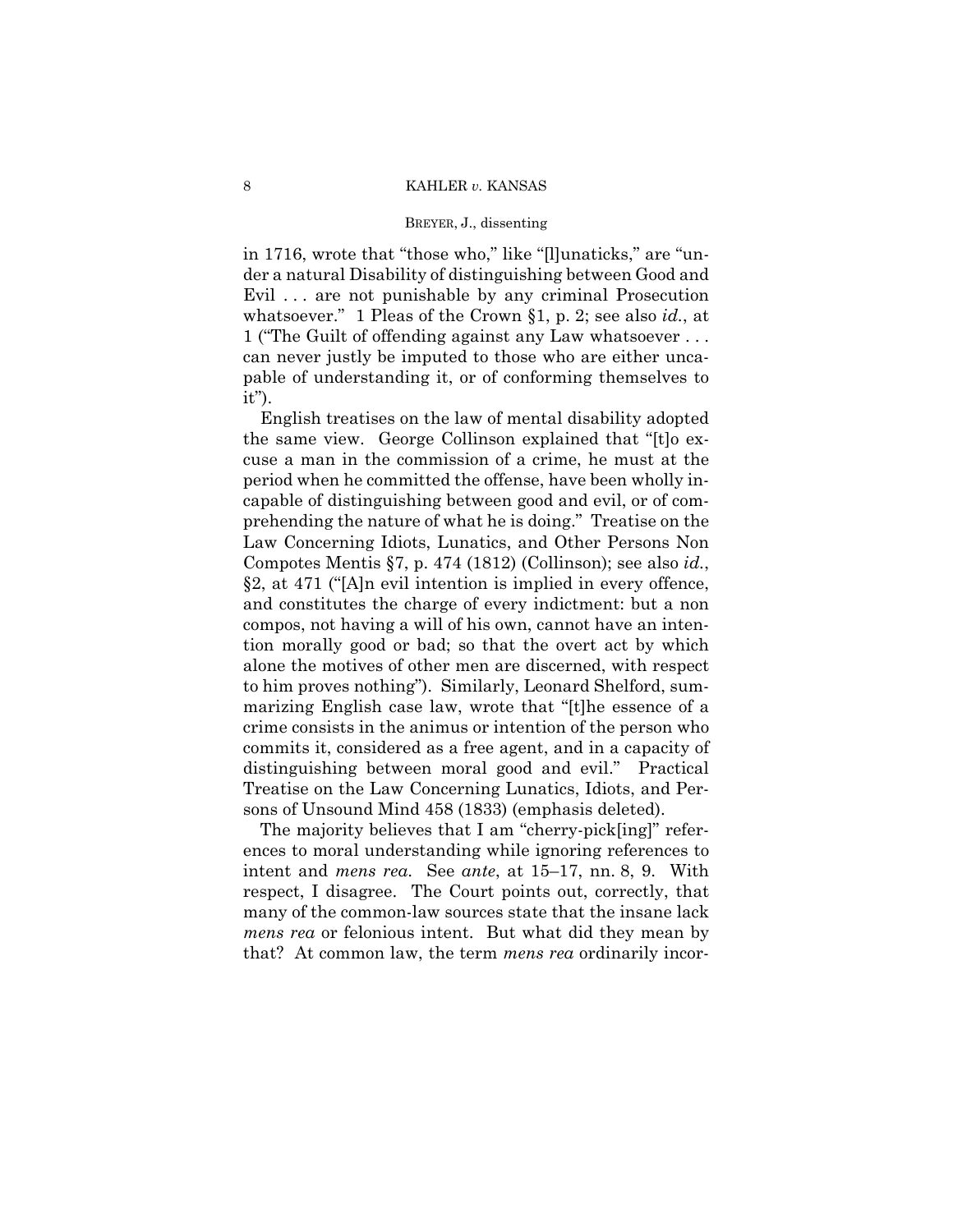in 1716, wrote that "those who," like "[l]unaticks," are "under a natural Disability of distinguishing between Good and Evil . . . are not punishable by any criminal Prosecution whatsoever." 1 Pleas of the Crown §1, p. 2; see also *id.*, at 1 ("The Guilt of offending against any Law whatsoever . . . can never justly be imputed to those who are either uncapable of understanding it, or of conforming themselves to it").

English treatises on the law of mental disability adopted the same view. George Collinson explained that "[t]o excuse a man in the commission of a crime, he must at the period when he committed the offense, have been wholly incapable of distinguishing between good and evil, or of comprehending the nature of what he is doing." Treatise on the Law Concerning Idiots, Lunatics, and Other Persons Non Compotes Mentis §7, p. 474 (1812) (Collinson); see also *id.*, §2, at 471 ("[A]n evil intention is implied in every offence, and constitutes the charge of every indictment: but a non compos, not having a will of his own, cannot have an intention morally good or bad; so that the overt act by which alone the motives of other men are discerned, with respect to him proves nothing"). Similarly, Leonard Shelford, summarizing English case law, wrote that "[t]he essence of a crime consists in the animus or intention of the person who commits it, considered as a free agent, and in a capacity of distinguishing between moral good and evil." Practical Treatise on the Law Concerning Lunatics, Idiots, and Persons of Unsound Mind 458 (1833) (emphasis deleted).

The majority believes that I am "cherry-pick[ing]" references to moral understanding while ignoring references to intent and *mens rea*. See *ante*, at 15–17, nn. 8, 9. With respect, I disagree. The Court points out, correctly, that many of the common-law sources state that the insane lack *mens rea* or felonious intent. But what did they mean by that? At common law, the term *mens rea* ordinarily incor-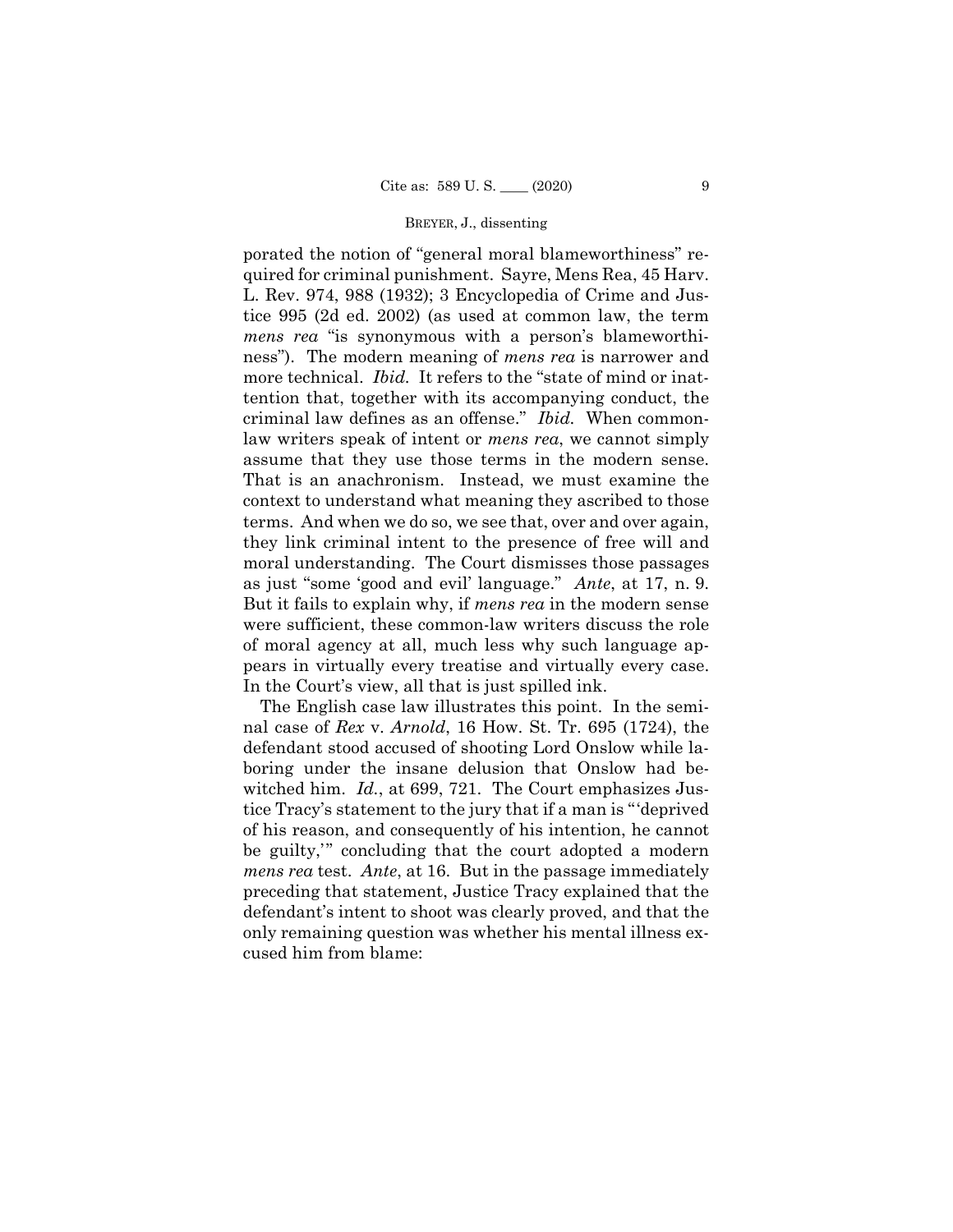porated the notion of "general moral blameworthiness" required for criminal punishment. Sayre, Mens Rea, 45 Harv. L. Rev. 974, 988 (1932); 3 Encyclopedia of Crime and Justice 995 (2d ed. 2002) (as used at common law, the term *mens rea* "is synonymous with a person's blameworthiness"). The modern meaning of *mens rea* is narrower and more technical. *Ibid.* It refers to the "state of mind or inattention that, together with its accompanying conduct, the criminal law defines as an offense." *Ibid.* When common-law writers speak of intent or *mens rea*, we cannot simply assume that they use those terms in the modern sense. That is an anachronism. Instead, we must examine the context to understand what meaning they ascribed to those terms. And when we do so, we see that, over and over again, they link criminal intent to the presence of free will and moral understanding. The Court dismisses those passages as just "some 'good and evil' language." *Ante*, at 17, n. 9. But it fails to explain why, if *mens rea* in the modern sense were sufficient, these common-law writers discuss the role of moral agency at all, much less why such language appears in virtually every treatise and virtually every case. In the Court's view, all that is just spilled ink.

The English case law illustrates this point. In the seminal case of *Rex* v. *Arnold*, 16 How. St. Tr. 695 (1724), the defendant stood accused of shooting Lord Onslow while laboring under the insane delusion that Onslow had bewitched him. *Id.*, at 699, 721. The Court emphasizes Justice Tracy's statement to the jury that if a man is "'deprived of his reason, and consequently of his intention, he cannot be guilty,'" concluding that the court adopted a modern *mens rea* test. *Ante*, at 16. But in the passage immediately preceding that statement, Justice Tracy explained that the defendant's intent to shoot was clearly proved, and that the only remaining question was whether his mental illness excused him from blame: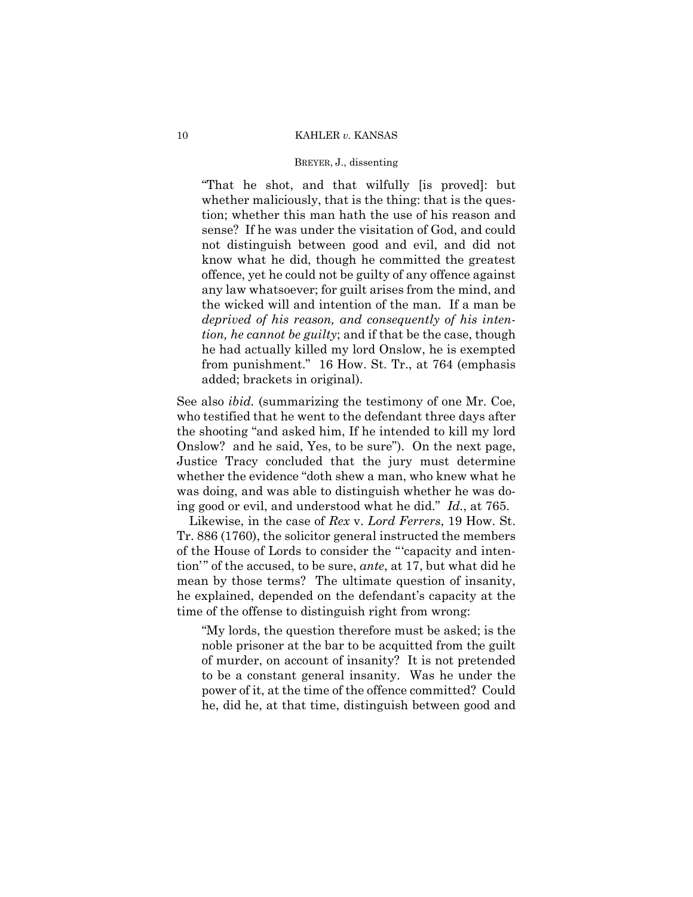"That he shot, and that wilfully [is proved]: but whether maliciously, that is the thing: that is the question; whether this man hath the use of his reason and sense? If he was under the visitation of God, and could not distinguish between good and evil, and did not know what he did, though he committed the greatest offence, yet he could not be guilty of any offence against any law whatsoever; for guilt arises from the mind, and the wicked will and intention of the man. If a man be *deprived of his reason, and consequently of his intention, he cannot be guilty*; and if that be the case, though he had actually killed my lord Onslow, he is exempted from punishment." 16 How. St. Tr., at 764 (emphasis added; brackets in original).

See also *ibid.* (summarizing the testimony of one Mr. Coe, who testified that he went to the defendant three days after the shooting "and asked him, If he intended to kill my lord Onslow? and he said, Yes, to be sure"). On the next page, Justice Tracy concluded that the jury must determine whether the evidence "doth shew a man, who knew what he was doing, and was able to distinguish whether he was doing good or evil, and understood what he did." *Id.*, at 765.

Likewise, in the case of *Rex* v. *Lord Ferrers*, 19 How. St. Tr. 886 (1760), the solicitor general instructed the members of the House of Lords to consider the "'capacity and intention'" of the accused, to be sure, *ante*, at 17, but what did he mean by those terms? The ultimate question of insanity, he explained, depended on the defendant's capacity at the time of the offense to distinguish right from wrong:

"My lords, the question therefore must be asked; is the noble prisoner at the bar to be acquitted from the guilt of murder, on account of insanity? It is not pretended to be a constant general insanity. Was he under the power of it, at the time of the offence committed? Could he, did he, at that time, distinguish between good and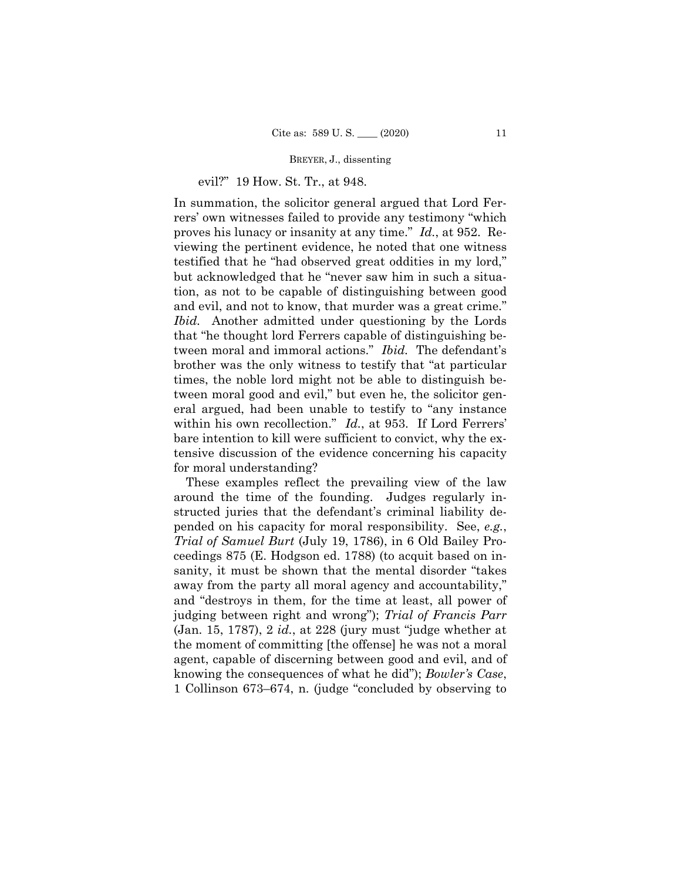evil?" 19 How. St. Tr., at 948.

In summation, the solicitor general argued that Lord Ferrers' own witnesses failed to provide any testimony "which proves his lunacy or insanity at any time." *Id.*, at 952. Reviewing the pertinent evidence, he noted that one witness testified that he "had observed great oddities in my lord," but acknowledged that he "never saw him in such a situation, as not to be capable of distinguishing between good and evil, and not to know, that murder was a great crime." *Ibid.* Another admitted under questioning by the Lords that "he thought lord Ferrers capable of distinguishing between moral and immoral actions." *Ibid.* The defendant's brother was the only witness to testify that "at particular times, the noble lord might not be able to distinguish between moral good and evil," but even he, the solicitor general argued, had been unable to testify to "any instance within his own recollection." *Id.*, at 953. If Lord Ferrers' bare intention to kill were sufficient to convict, why the extensive discussion of the evidence concerning his capacity for moral understanding?

These examples reflect the prevailing view of the law around the time of the founding. Judges regularly instructed juries that the defendant's criminal liability depended on his capacity for moral responsibility. See, *e.g.*, *Trial of Samuel Burt* (July 19, 1786), in 6 Old Bailey Proceedings 875 (E. Hodgson ed. 1788) (to acquit based on insanity, it must be shown that the mental disorder "takes away from the party all moral agency and accountability," and "destroys in them, for the time at least, all power of judging between right and wrong"); *Trial of Francis Parr* (Jan. 15, 1787), 2 *id.*, at 228 (jury must "judge whether at the moment of committing [the offense] he was not a moral agent, capable of discerning between good and evil, and of knowing the consequences of what he did"); *Bowler's Case*, 1 Collinson 673–674, n. (judge "concluded by observing to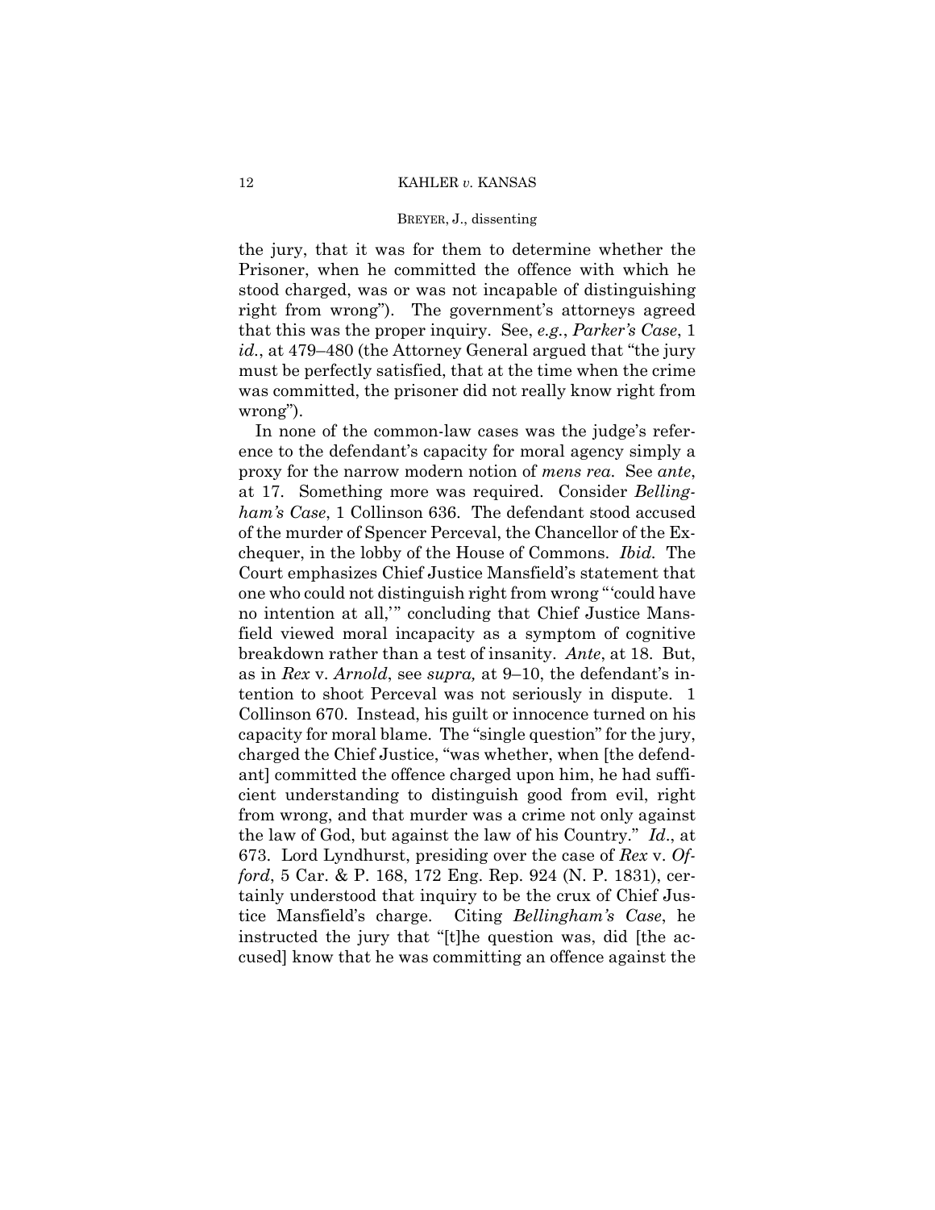the jury, that it was for them to determine whether the Prisoner, when he committed the offence with which he stood charged, was or was not incapable of distinguishing right from wrong"). The government's attorneys agreed that this was the proper inquiry. See, *e.g.*, *Parker's Case*, 1 *id.*, at 479–480 (the Attorney General argued that "the jury must be perfectly satisfied, that at the time when the crime was committed, the prisoner did not really know right from wrong").

In none of the common-law cases was the judge's reference to the defendant's capacity for moral agency simply a proxy for the narrow modern notion of *mens rea*. See *ante*, at 17. Something more was required. Consider *Bellingham's Case*, 1 Collinson 636. The defendant stood accused of the murder of Spencer Perceval, the Chancellor of the Exchequer, in the lobby of the House of Commons. *Ibid.* The Court emphasizes Chief Justice Mansfield's statement that one who could not distinguish right from wrong "'could have no intention at all,'" concluding that Chief Justice Mansfield viewed moral incapacity as a symptom of cognitive breakdown rather than a test of insanity. *Ante*, at 18. But, as in *Rex* v. *Arnold*, see *supra,* at 9–10, the defendant's intention to shoot Perceval was not seriously in dispute. 1 Collinson 670. Instead, his guilt or innocence turned on his capacity for moral blame. The "single question" for the jury, charged the Chief Justice, "was whether, when [the defendant] committed the offence charged upon him, he had sufficient understanding to distinguish good from evil, right from wrong, and that murder was a crime not only against the law of God, but against the law of his Country." *Id.*, at 673. Lord Lyndhurst, presiding over the case of *Rex* v. *Offord*, 5 Car. & P. 168, 172 Eng. Rep. 924 (N. P. 1831), certainly understood that inquiry to be the crux of Chief Justice Mansfield's charge. Citing *Bellingham's Case*, he instructed the jury that "[t]he question was, did [the accused] know that he was committing an offence against the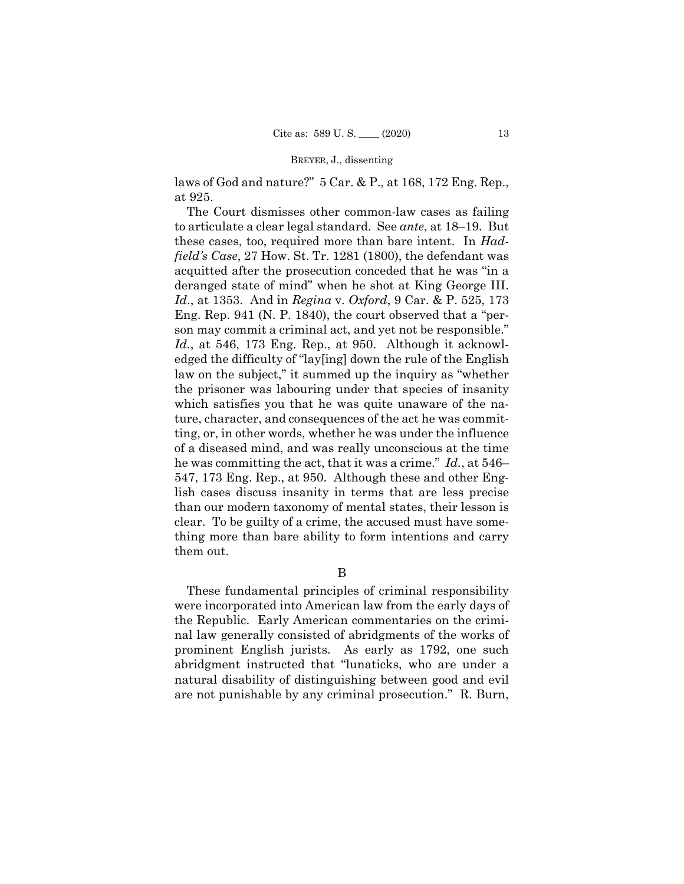laws of God and nature?" 5 Car. & P., at 168, 172 Eng. Rep., at 925.

The Court dismisses other common-law cases as failing to articulate a clear legal standard. See *ante*, at 18–19. But these cases, too, required more than bare intent. In *Hadfield's Case*, 27 How. St. Tr. 1281 (1800), the defendant was acquitted after the prosecution conceded that he was "in a deranged state of mind" when he shot at King George III. *Id*., at 1353. And in *Regina* v. *Oxford*, 9 Car. & P. 525, 173 Eng. Rep. 941 (N. P. 1840), the court observed that a "person may commit a criminal act, and yet not be responsible." *Id.*, at 546, 173 Eng. Rep., at 950. Although it acknowledged the difficulty of "lay[ing] down the rule of the English law on the subject," it summed up the inquiry as "whether the prisoner was labouring under that species of insanity which satisfies you that he was quite unaware of the nature, character, and consequences of the act he was committing, or, in other words, whether he was under the influence of a diseased mind, and was really unconscious at the time he was committing the act, that it was a crime." *Id.*, at 546–547, 173 Eng. Rep., at 950. Although these and other English cases discuss insanity in terms that are less precise than our modern taxonomy of mental states, their lesson is clear. To be guilty of a crime, the accused must have something more than bare ability to form intentions and carry them out.

## B

These fundamental principles of criminal responsibility were incorporated into American law from the early days of the Republic. Early American commentaries on the criminal law generally consisted of abridgments of the works of prominent English jurists. As early as 1792, one such abridgment instructed that "lunaticks, who are under a natural disability of distinguishing between good and evil are not punishable by any criminal prosecution." R. Burn,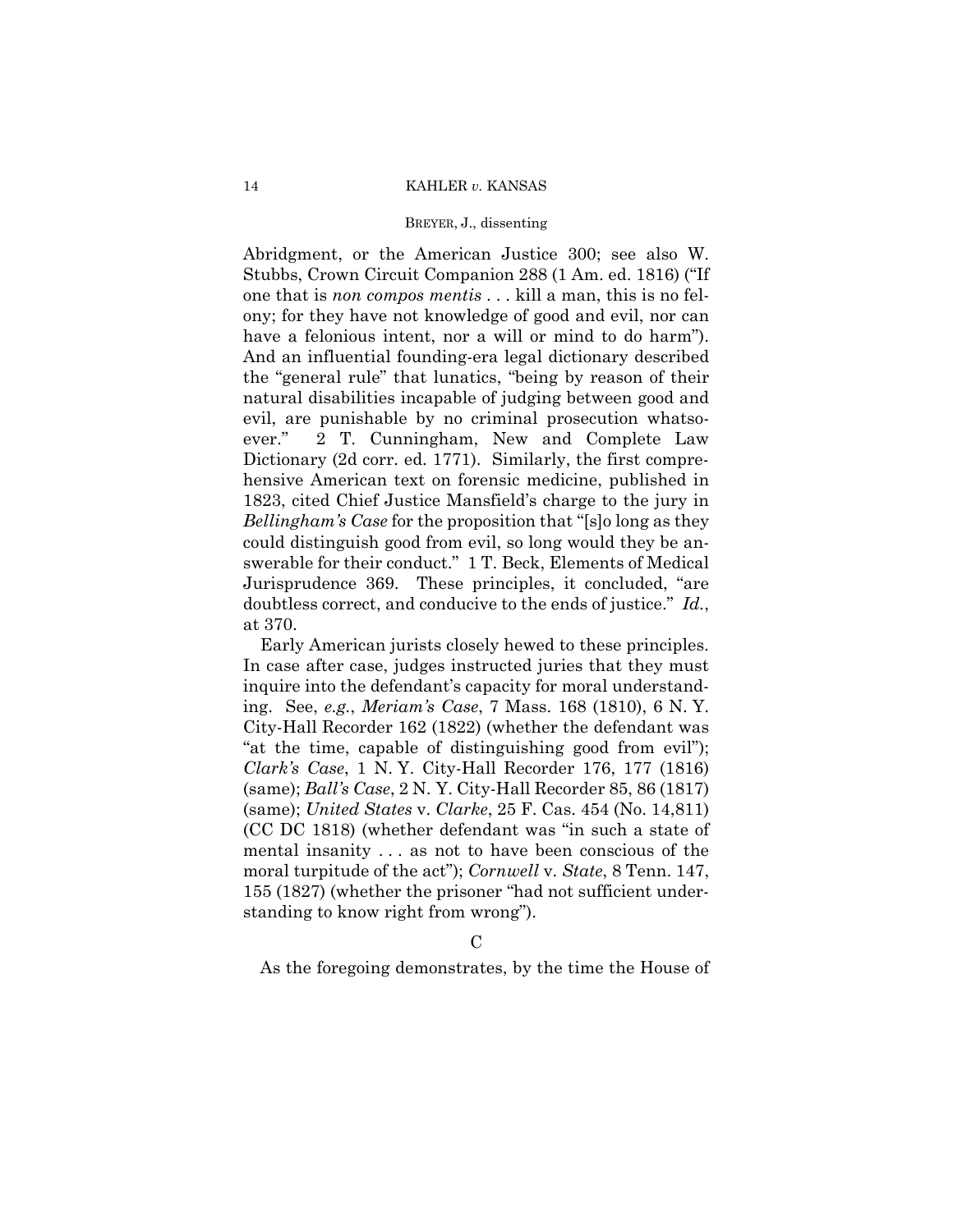Abridgment, or the American Justice 300; see also W. Stubbs, Crown Circuit Companion 288 (1 Am. ed. 1816) ("If one that is *non compos mentis* . . . kill a man, this is no felony; for they have not knowledge of good and evil, nor can have a felonious intent, nor a will or mind to do harm"). And an influential founding-era legal dictionary described the "general rule" that lunatics, "being by reason of their natural disabilities incapable of judging between good and evil, are punishable by no criminal prosecution whatsoever." 2 T. Cunningham, New and Complete Law Dictionary (2d corr. ed. 1771). Similarly, the first comprehensive American text on forensic medicine, published in 1823, cited Chief Justice Mansfield's charge to the jury in *Bellingham's Case* for the proposition that "[s]o long as they could distinguish good from evil, so long would they be answerable for their conduct." 1 T. Beck, Elements of Medical Jurisprudence 369. These principles, it concluded, "are doubtless correct, and conducive to the ends of justice." *Id.*, at 370.

Early American jurists closely hewed to these principles. In case after case, judges instructed juries that they must inquire into the defendant's capacity for moral understanding. See, *e.g.*, *Meriam's Case*, 7 Mass. 168 (1810), 6 N. Y. City-Hall Recorder 162 (1822) (whether the defendant was "at the time, capable of distinguishing good from evil"); *Clark's Case*, 1 N. Y. City-Hall Recorder 176, 177 (1816) (same); *Ball's Case*, 2 N. Y. City-Hall Recorder 85, 86 (1817) (same); *United States* v. *Clarke*, 25 F. Cas. 454 (No. 14,811) (CC DC 1818) (whether defendant was "in such a state of mental insanity . . . as not to have been conscious of the moral turpitude of the act"); *Cornwell* v. *State*, 8 Tenn. 147, 155 (1827) (whether the prisoner "had not sufficient understanding to know right from wrong").

C

As the foregoing demonstrates, by the time the House of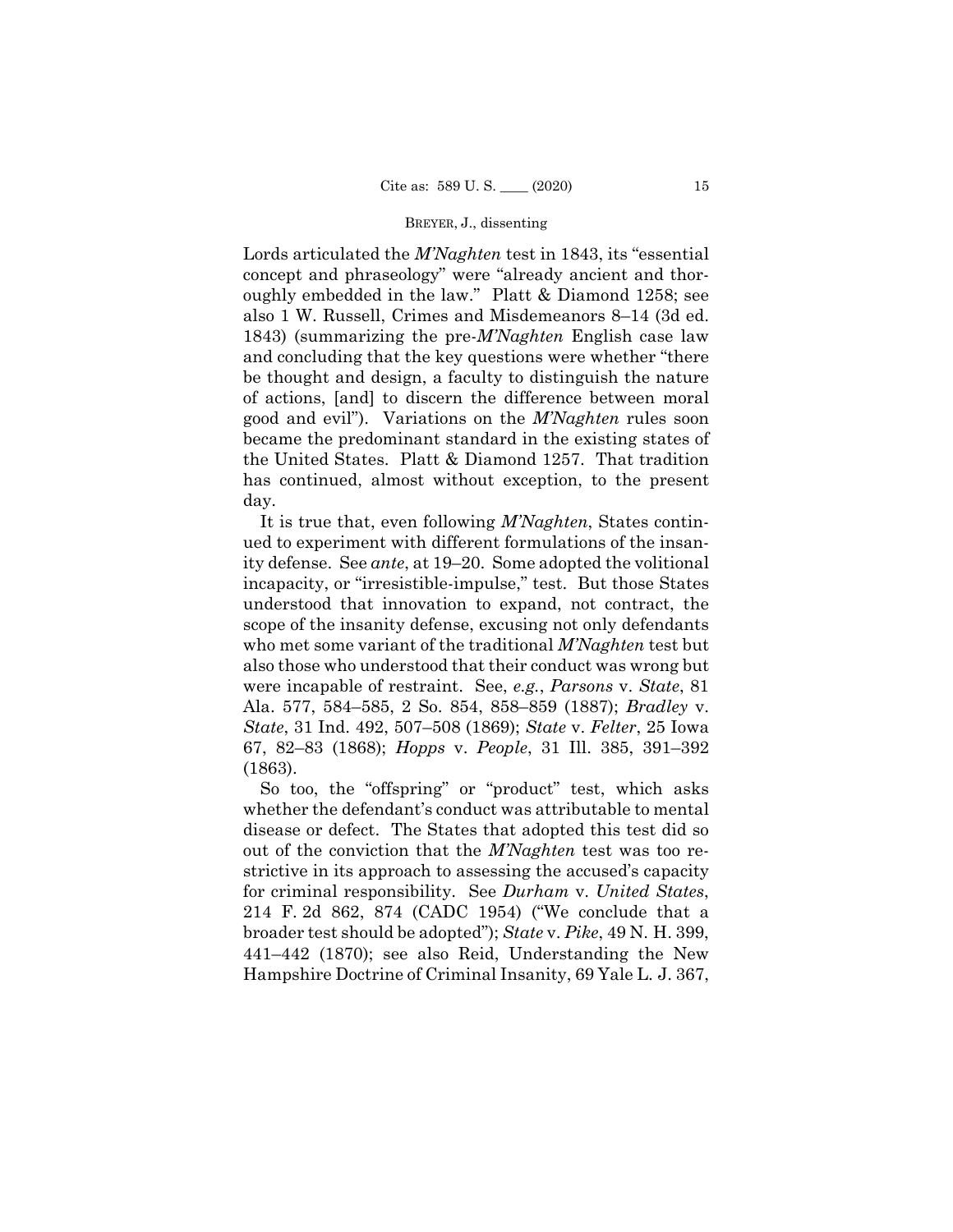Lords articulated the *M'Naghten* test in 1843, its "essential concept and phraseology" were "already ancient and thoroughly embedded in the law." Platt & Diamond 1258; see also 1 W. Russell, Crimes and Misdemeanors 8–14 (3d ed. 1843) (summarizing the pre-*M'Naghten* English case law and concluding that the key questions were whether "there be thought and design, a faculty to distinguish the nature of actions, [and] to discern the difference between moral good and evil"). Variations on the *M'Naghten* rules soon became the predominant standard in the existing states of the United States. Platt & Diamond 1257. That tradition has continued, almost without exception, to the present day.

It is true that, even following *M'Naghten*, States continued to experiment with different formulations of the insanity defense. See *ante*, at 19–20. Some adopted the volitional incapacity, or "irresistible-impulse," test. But those States understood that innovation to expand, not contract, the scope of the insanity defense, excusing not only defendants who met some variant of the traditional *M'Naghten* test but also those who understood that their conduct was wrong but were incapable of restraint. See, *e.g.*, *Parsons* v. *State*, 81 Ala. 577, 584–585, 2 So. 854, 858–859 (1887); *Bradley* v. *State*, 31 Ind. 492, 507–508 (1869); *State* v. *Felter*, 25 Iowa 67, 82–83 (1868); *Hopps* v. *People*, 31 Ill. 385, 391–392 (1863).

So too, the "offspring" or "product" test, which asks whether the defendant's conduct was attributable to mental disease or defect. The States that adopted this test did so out of the conviction that the *M'Naghten* test was too restrictive in its approach to assessing the accused's capacity for criminal responsibility. See *Durham* v. *United States*, 214 F. 2d 862, 874 (CADC 1954) ("We conclude that a broader test should be adopted"); *State* v. *Pike*, 49 N. H. 399, 441–442 (1870); see also Reid, Understanding the New Hampshire Doctrine of Criminal Insanity, 69 Yale L. J. 367,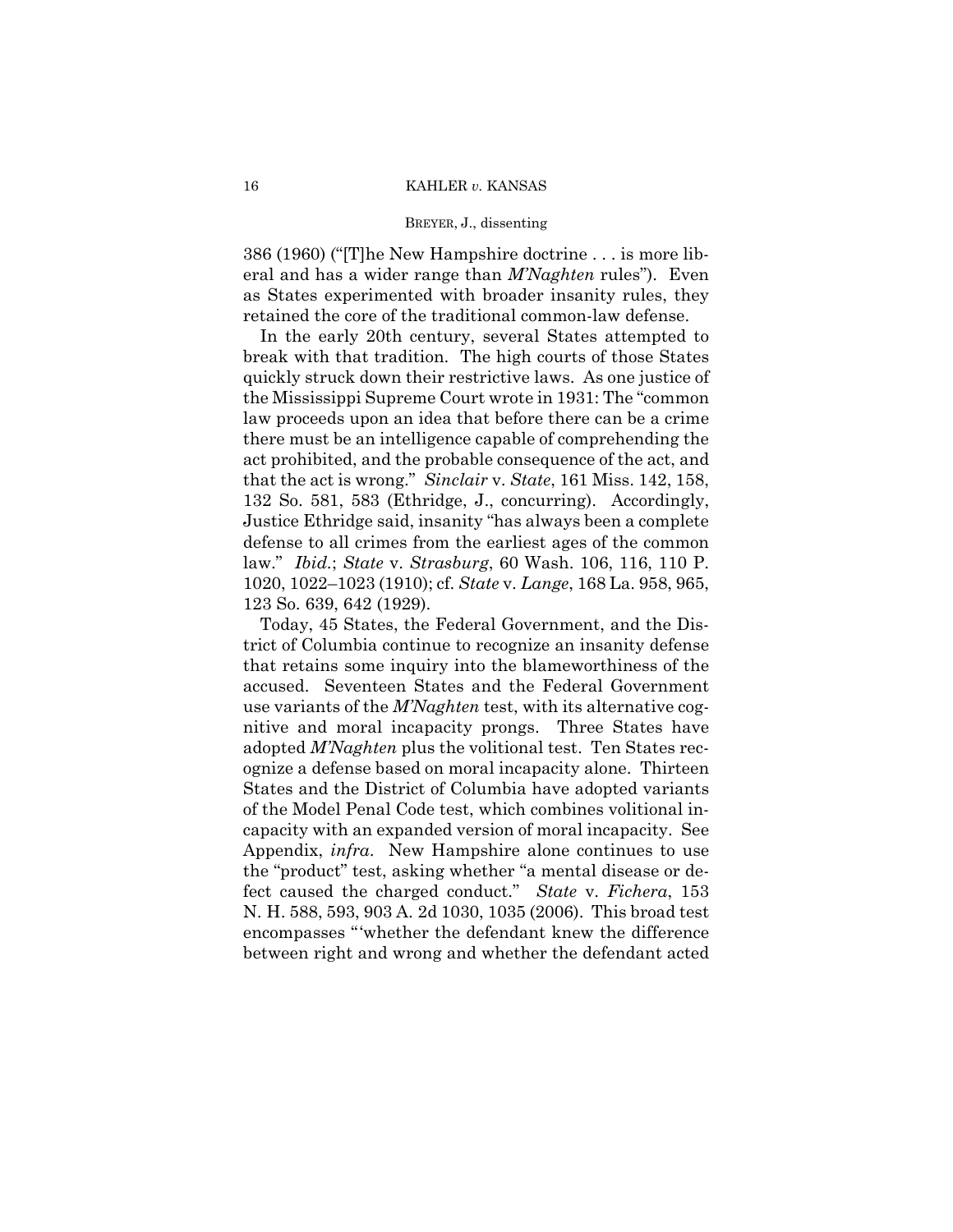386 (1960) ("[T]he New Hampshire doctrine . . . is more liberal and has a wider range than *M'Naghten* rules"). Even as States experimented with broader insanity rules, they retained the core of the traditional common-law defense.

In the early 20th century, several States attempted to break with that tradition. The high courts of those States quickly struck down their restrictive laws. As one justice of the Mississippi Supreme Court wrote in 1931: The "common law proceeds upon an idea that before there can be a crime there must be an intelligence capable of comprehending the act prohibited, and the probable consequence of the act, and that the act is wrong." *Sinclair* v. *State*, 161 Miss. 142, 158, 132 So. 581, 583 (Ethridge, J., concurring). Accordingly, Justice Ethridge said, insanity "has always been a complete defense to all crimes from the earliest ages of the common law." *Ibid.*; *State* v. *Strasburg*, 60 Wash. 106, 116, 110 P. 1020, 1022–1023 (1910); cf. *State* v. *Lange*, 168 La. 958, 965, 123 So. 639, 642 (1929).

Today, 45 States, the Federal Government, and the District of Columbia continue to recognize an insanity defense that retains some inquiry into the blameworthiness of the accused. Seventeen States and the Federal Government use variants of the *M'Naghten* test, with its alternative cognitive and moral incapacity prongs. Three States have adopted *M'Naghten* plus the volitional test. Ten States recognize a defense based on moral incapacity alone. Thirteen States and the District of Columbia have adopted variants of the Model Penal Code test, which combines volitional incapacity with an expanded version of moral incapacity. See Appendix, *infra*. New Hampshire alone continues to use the "product" test, asking whether "a mental disease or defect caused the charged conduct." *State* v. *Fichera*, 153 N. H. 588, 593, 903 A. 2d 1030, 1035 (2006). This broad test encompasses "'whether the defendant knew the difference between right and wrong and whether the defendant acted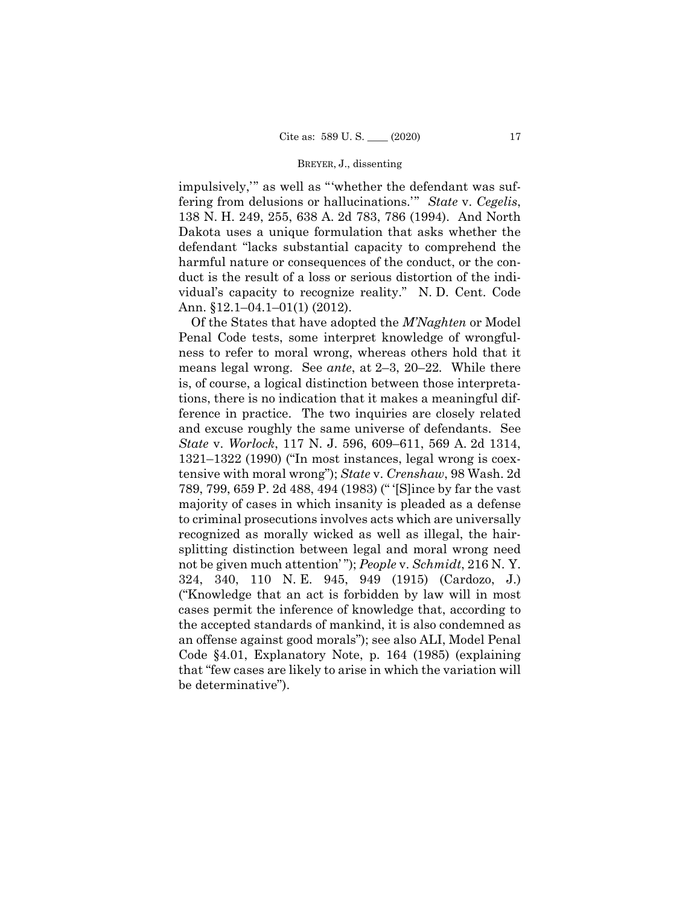impulsively,'" as well as "'whether the defendant was suffering from delusions or hallucinations.'" *State* v. *Cegelis*, 138 N. H. 249, 255, 638 A. 2d 783, 786 (1994). And North Dakota uses a unique formulation that asks whether the defendant "lacks substantial capacity to comprehend the harmful nature or consequences of the conduct, or the conduct is the result of a loss or serious distortion of the individual's capacity to recognize reality." N. D. Cent. Code Ann. §12.1–04.1–01(1) (2012).

Of the States that have adopted the *M'Naghten* or Model Penal Code tests, some interpret knowledge of wrongfulness to refer to moral wrong, whereas others hold that it means legal wrong. See *ante*, at 2–3, 20–22. While there is, of course, a logical distinction between those interpretations, there is no indication that it makes a meaningful difference in practice. The two inquiries are closely related and excuse roughly the same universe of defendants. See *State* v. *Worlock*, 117 N. J. 596, 609–611, 569 A. 2d 1314, 1321–1322 (1990) ("In most instances, legal wrong is coextensive with moral wrong"); *State* v. *Crenshaw*, 98 Wash. 2d 789, 799, 659 P. 2d 488, 494 (1983) ("'[S]ince by far the vast majority of cases in which insanity is pleaded as a defense to criminal prosecutions involves acts which are universally recognized as morally wicked as well as illegal, the hair-splitting distinction between legal and moral wrong need not be given much attention'"); *People* v. *Schmidt*, 216 N. Y. 324, 340, 110 N. E. 945, 949 (1915) (Cardozo, J.) ("Knowledge that an act is forbidden by law will in most cases permit the inference of knowledge that, according to the accepted standards of mankind, it is also condemned as an offense against good morals"); see also ALI, Model Penal Code §4.01, Explanatory Note, p. 164 (1985) (explaining that "few cases are likely to arise in which the variation will be determinative").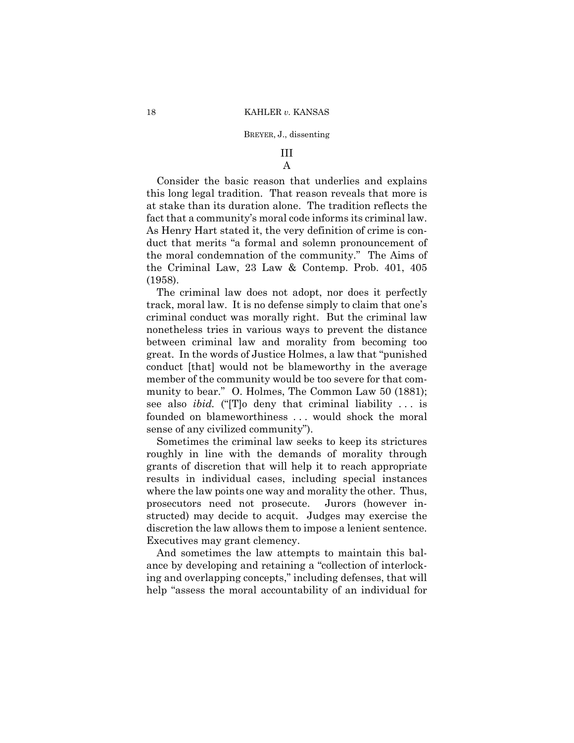## III

### A

Consider the basic reason that underlies and explains this long legal tradition. That reason reveals that more is at stake than its duration alone. The tradition reflects the fact that a community's moral code informs its criminal law. As Henry Hart stated it, the very definition of crime is conduct that merits "a formal and solemn pronouncement of the moral condemnation of the community." The Aims of the Criminal Law, 23 Law & Contemp. Prob. 401, 405 (1958).

The criminal law does not adopt, nor does it perfectly track, moral law. It is no defense simply to claim that one's criminal conduct was morally right. But the criminal law nonetheless tries in various ways to prevent the distance between criminal law and morality from becoming too great. In the words of Justice Holmes, a law that "punished conduct [that] would not be blameworthy in the average member of the community would be too severe for that community to bear." O. Holmes, The Common Law 50 (1881); see also *ibid.* ("[T]o deny that criminal liability . . . is founded on blameworthiness . . . would shock the moral sense of any civilized community").

Sometimes the criminal law seeks to keep its strictures roughly in line with the demands of morality through grants of discretion that will help it to reach appropriate results in individual cases, including special instances where the law points one way and morality the other. Thus, prosecutors need not prosecute. Jurors (however instructed) may decide to acquit. Judges may exercise the discretion the law allows them to impose a lenient sentence. Executives may grant clemency.

And sometimes the law attempts to maintain this balance by developing and retaining a "collection of interlocking and overlapping concepts," including defenses, that will help "assess the moral accountability of an individual for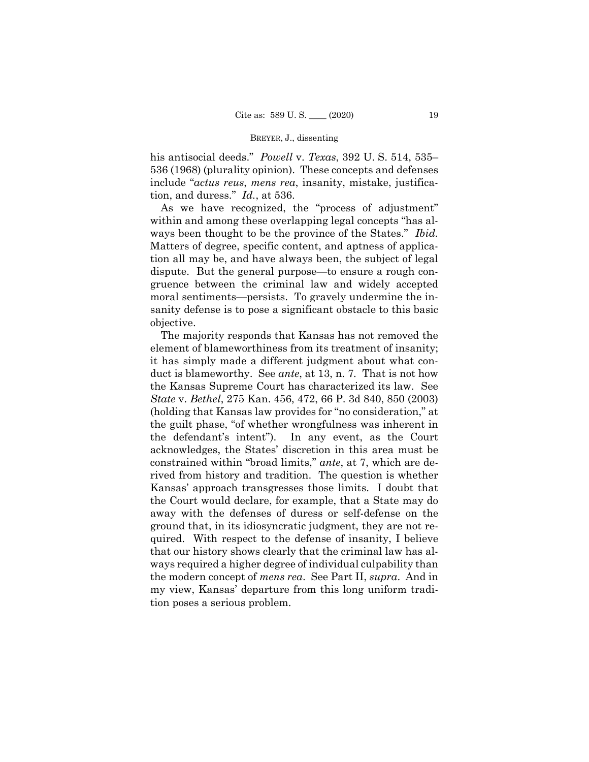his antisocial deeds." *Powell* v. *Texas*, 392 U. S. 514, 535–536 (1968) (plurality opinion). These concepts and defenses include "*actus reus*, *mens rea*, insanity, mistake, justification, and duress." *Id.*, at 536.

As we have recognized, the "process of adjustment" within and among these overlapping legal concepts "has always been thought to be the province of the States." *Ibid.* Matters of degree, specific content, and aptness of application all may be, and have always been, the subject of legal dispute. But the general purpose—to ensure a rough congruence between the criminal law and widely accepted moral sentiments—persists. To gravely undermine the insanity defense is to pose a significant obstacle to this basic objective.

The majority responds that Kansas has not removed the element of blameworthiness from its treatment of insanity; it has simply made a different judgment about what conduct is blameworthy. See *ante*, at 13, n. 7. That is not how the Kansas Supreme Court has characterized its law. See *State* v. *Bethel*, 275 Kan. 456, 472, 66 P. 3d 840, 850 (2003) (holding that Kansas law provides for "no consideration," at the guilt phase, "of whether wrongfulness was inherent in the defendant's intent"). In any event, as the Court acknowledges, the States' discretion in this area must be constrained within "broad limits," *ante*, at 7, which are derived from history and tradition. The question is whether Kansas' approach transgresses those limits. I doubt that the Court would declare, for example, that a State may do away with the defenses of duress or self-defense on the ground that, in its idiosyncratic judgment, they are not required. With respect to the defense of insanity, I believe that our history shows clearly that the criminal law has always required a higher degree of individual culpability than the modern concept of *mens rea*. See Part II, *supra*. And in my view, Kansas' departure from this long uniform tradition poses a serious problem.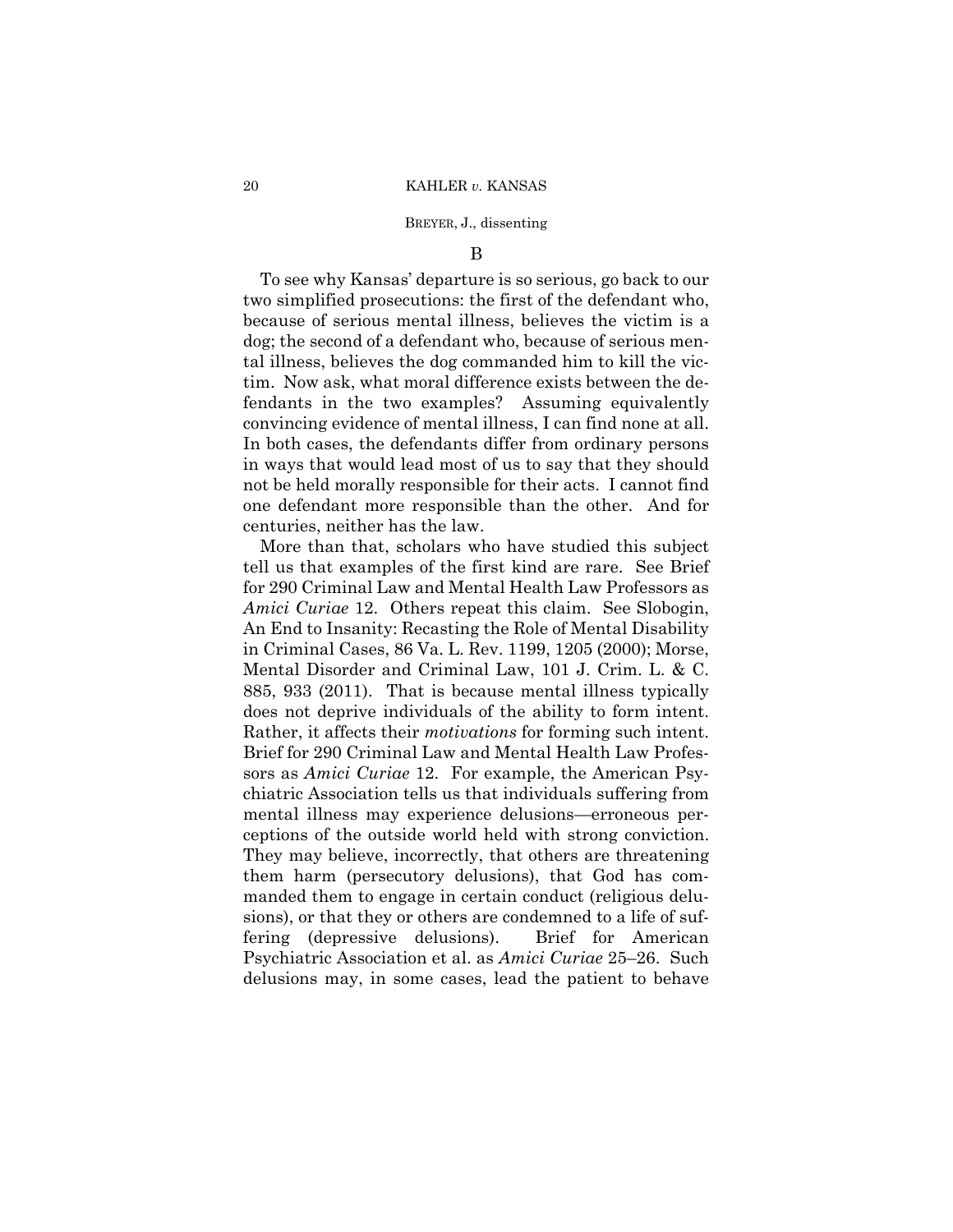B

To see why Kansas' departure is so serious, go back to our two simplified prosecutions: the first of the defendant who, because of serious mental illness, believes the victim is a dog; the second of a defendant who, because of serious mental illness, believes the dog commanded him to kill the victim. Now ask, what moral difference exists between the defendants in the two examples? Assuming equivalently convincing evidence of mental illness, I can find none at all. In both cases, the defendants differ from ordinary persons in ways that would lead most of us to say that they should not be held morally responsible for their acts. I cannot find one defendant more responsible than the other. And for centuries, neither has the law.

More than that, scholars who have studied this subject tell us that examples of the first kind are rare. See Brief for 290 Criminal Law and Mental Health Law Professors as *Amici Curiae* 12. Others repeat this claim. See Slobogin, An End to Insanity: Recasting the Role of Mental Disability in Criminal Cases, 86 Va. L. Rev. 1199, 1205 (2000); Morse, Mental Disorder and Criminal Law, 101 J. Crim. L. & C. 885, 933 (2011). That is because mental illness typically does not deprive individuals of the ability to form intent. Rather, it affects their *motivations* for forming such intent. Brief for 290 Criminal Law and Mental Health Law Professors as *Amici Curiae* 12. For example, the American Psychiatric Association tells us that individuals suffering from mental illness may experience delusions—erroneous perceptions of the outside world held with strong conviction. They may believe, incorrectly, that others are threatening them harm (persecutory delusions), that God has commanded them to engage in certain conduct (religious delusions), or that they or others are condemned to a life of suffering (depressive delusions). Brief for American Psychiatric Association et al. as *Amici Curiae* 25–26. Such delusions may, in some cases, lead the patient to behave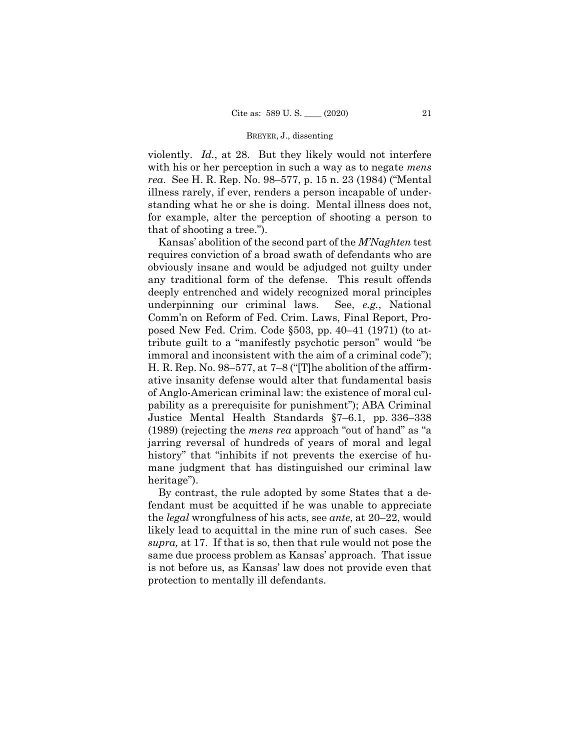violently. *Id.*, at 28. But they likely would not interfere with his or her perception in such a way as to negate *mens rea*. See H. R. Rep. No. 98–577, p. 15 n. 23 (1984) ("Mental illness rarely, if ever, renders a person incapable of understanding what he or she is doing. Mental illness does not, for example, alter the perception of shooting a person to that of shooting a tree.").

Kansas' abolition of the second part of the *M'Naghten* test requires conviction of a broad swath of defendants who are obviously insane and would be adjudged not guilty under any traditional form of the defense. This result offends deeply entrenched and widely recognized moral principles underpinning our criminal laws. See, *e.g.*, National Comm'n on Reform of Fed. Crim. Laws, Final Report, Proposed New Fed. Crim. Code §503, pp. 40–41 (1971) (to attribute guilt to a "manifestly psychotic person" would "be immoral and inconsistent with the aim of a criminal code"); H. R. Rep. No. 98–577, at 7–8 ("[T]he abolition of the affirmative insanity defense would alter that fundamental basis of Anglo-American criminal law: the existence of moral culpability as a prerequisite for punishment"); ABA Criminal Justice Mental Health Standards §7–6.1, pp. 336–338 (1989) (rejecting the *mens rea* approach "out of hand" as "a jarring reversal of hundreds of years of moral and legal history" that "inhibits if not prevents the exercise of humane judgment that has distinguished our criminal law heritage").

By contrast, the rule adopted by some States that a defendant must be acquitted if he was unable to appreciate the *legal* wrongfulness of his acts, see *ante*, at 20–22, would likely lead to acquittal in the mine run of such cases. See *supra,* at 17. If that is so, then that rule would not pose the same due process problem as Kansas' approach. That issue is not before us, as Kansas' law does not provide even that protection to mentally ill defendants.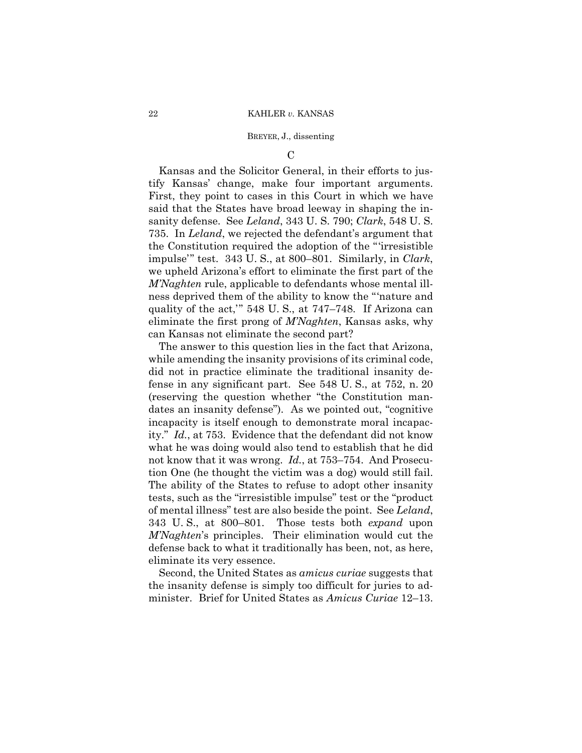C

Kansas and the Solicitor General, in their efforts to justify Kansas' change, make four important arguments. First, they point to cases in this Court in which we have said that the States have broad leeway in shaping the insanity defense. See *Leland*, 343 U. S. 790; *Clark*, 548 U. S. 735. In *Leland*, we rejected the defendant's argument that the Constitution required the adoption of the "'irresistible impulse'" test. 343 U. S., at 800–801. Similarly, in *Clark*, we upheld Arizona's effort to eliminate the first part of the *M'Naghten* rule, applicable to defendants whose mental illness deprived them of the ability to know the "'nature and quality of the act,'" 548 U. S., at 747–748. If Arizona can eliminate the first prong of *M'Naghten*, Kansas asks, why can Kansas not eliminate the second part?

The answer to this question lies in the fact that Arizona, while amending the insanity provisions of its criminal code, did not in practice eliminate the traditional insanity defense in any significant part. See 548 U. S., at 752, n. 20 (reserving the question whether "the Constitution mandates an insanity defense"). As we pointed out, "cognitive incapacity is itself enough to demonstrate moral incapacity." *Id.*, at 753. Evidence that the defendant did not know what he was doing would also tend to establish that he did not know that it was wrong. *Id.*, at 753–754. And Prosecution One (he thought the victim was a dog) would still fail. The ability of the States to refuse to adopt other insanity tests, such as the "irresistible impulse" test or the "product of mental illness" test are also beside the point. See *Leland*, 343 U. S., at 800–801. Those tests both *expand* upon *M'Naghten*'s principles. Their elimination would cut the defense back to what it traditionally has been, not, as here, eliminate its very essence.

Second, the United States as *amicus curiae* suggests that the insanity defense is simply too difficult for juries to administer. Brief for United States as *Amicus Curiae* 12–13.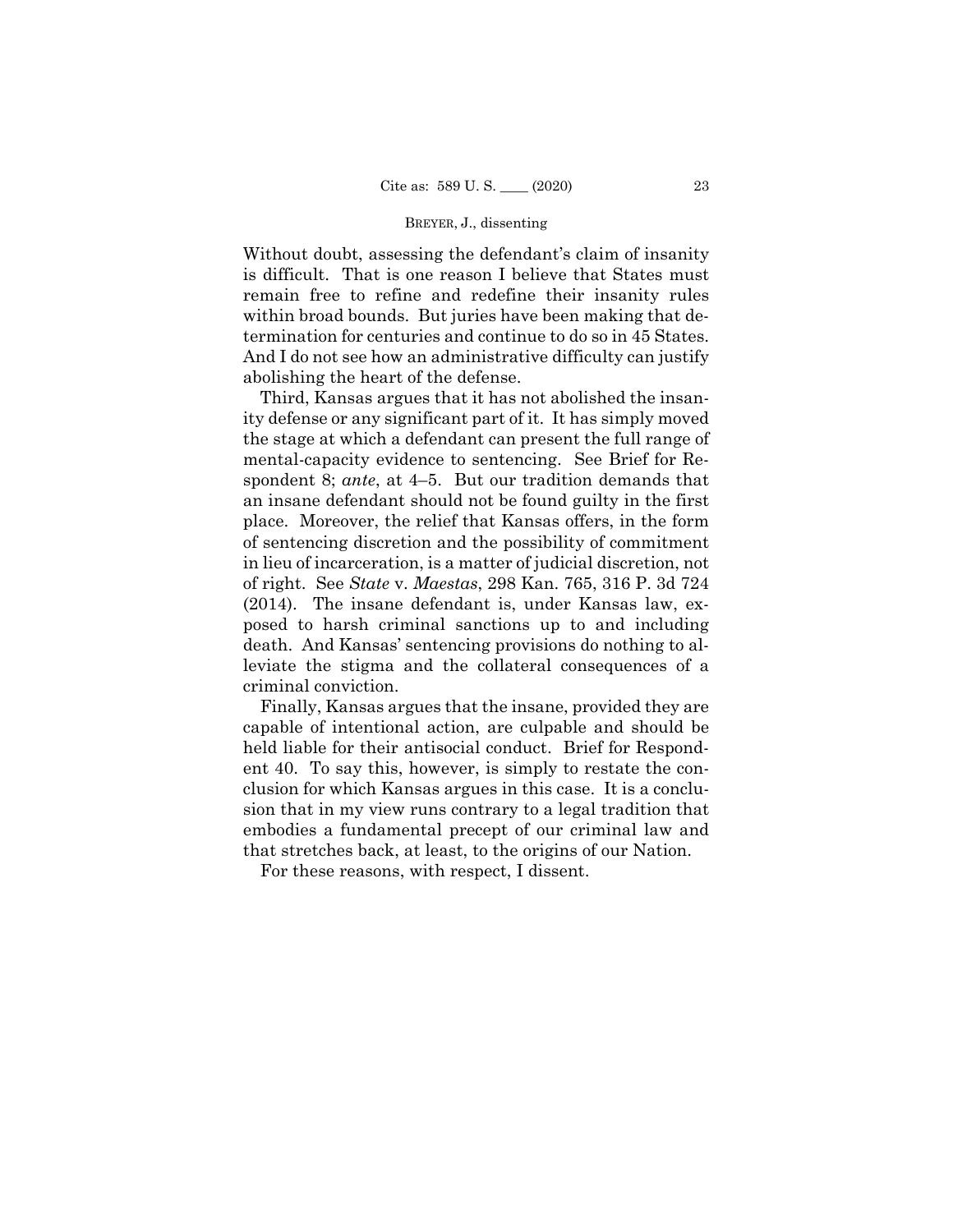Without doubt, assessing the defendant's claim of insanity is difficult. That is one reason I believe that States must remain free to refine and redefine their insanity rules within broad bounds. But juries have been making that determination for centuries and continue to do so in 45 States. And I do not see how an administrative difficulty can justify abolishing the heart of the defense.

Third, Kansas argues that it has not abolished the insanity defense or any significant part of it. It has simply moved the stage at which a defendant can present the full range of mental-capacity evidence to sentencing. See Brief for Respondent 8; *ante*, at 4–5. But our tradition demands that an insane defendant should not be found guilty in the first place. Moreover, the relief that Kansas offers, in the form of sentencing discretion and the possibility of commitment in lieu of incarceration, is a matter of judicial discretion, not of right. See *State* v. *Maestas*, 298 Kan. 765, 316 P. 3d 724 (2014). The insane defendant is, under Kansas law, exposed to harsh criminal sanctions up to and including death. And Kansas' sentencing provisions do nothing to alleviate the stigma and the collateral consequences of a criminal conviction.

Finally, Kansas argues that the insane, provided they are capable of intentional action, are culpable and should be held liable for their antisocial conduct. Brief for Respondent 40. To say this, however, is simply to restate the conclusion for which Kansas argues in this case. It is a conclusion that in my view runs contrary to a legal tradition that embodies a fundamental precept of our criminal law and that stretches back, at least, to the origins of our Nation.

For these reasons, with respect, I dissent.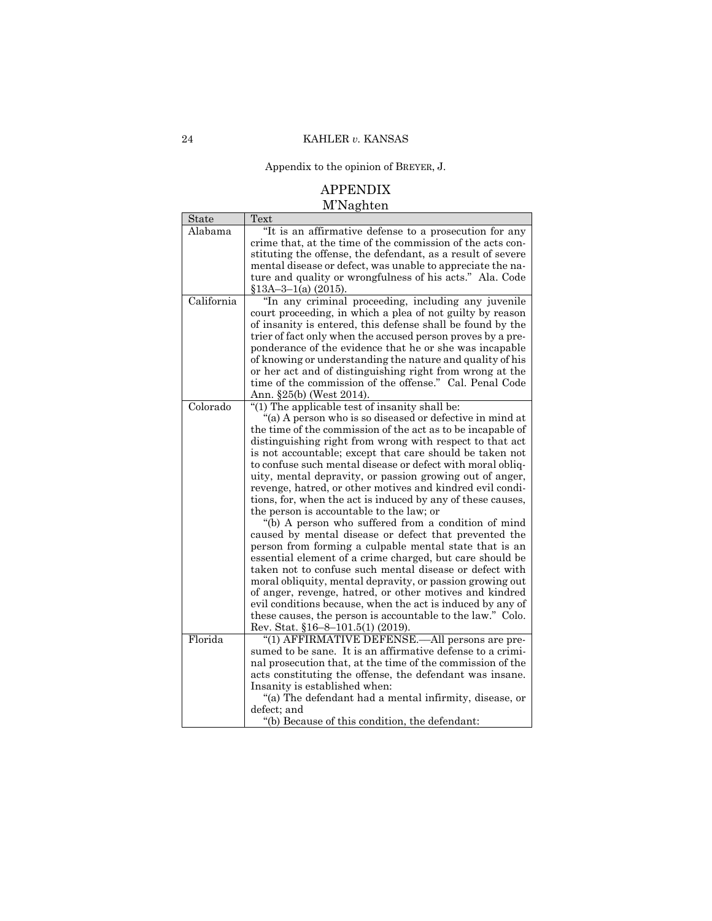Appendix to the opinion of BREYER, J.

# APPENDIX

## M'Naghten

| State | Text |
|---|---|
| Alabama | "It is an affirmative defense to a prosecution for any crime that, at the time of the commission of the acts constituting the offense, the defendant, as a result of severe mental disease or defect, was unable to appreciate the nature and quality or wrongfulness of his acts." Ala. Code §13A–3–1(a) (2015). |
| California | "In any criminal proceeding, including any juvenile court proceeding, in which a plea of not guilty by reason of insanity is entered, this defense shall be found by the trier of fact only when the accused person proves by a preponderance of the evidence that he or she was incapable of knowing or understanding the nature and quality of his or her act and of distinguishing right from wrong at the time of the commission of the offense." Cal. Penal Code Ann. §25(b) (West 2014). |
| Colorado | "(1) The applicable test of insanity shall be: "(a) A person who is so diseased or defective in mind at the time of the commission of the act as to be incapable of distinguishing right from wrong with respect to that act is not accountable; except that care should be taken not to confuse such mental disease or defect with moral obliquity, mental depravity, or passion growing out of anger, revenge, hatred, or other motives and kindred evil conditions, for, when the act is induced by any of these causes, the person is accountable to the law; or "(b) A person who suffered from a condition of mind caused by mental disease or defect that prevented the person from forming a culpable mental state that is an essential element of a crime charged, but care should be taken not to confuse such mental disease or defect with moral obliquity, mental depravity, or passion growing out of anger, revenge, hatred, or other motives and kindred evil conditions because, when the act is induced by any of these causes, the person is accountable to the law." Colo. Rev. Stat. §16–8–101.5(1) (2019). |
| Florida | "(1) AFFIRMATIVE DEFENSE.—All persons are presumed to be sane. It is an affirmative defense to a criminal prosecution that, at the time of the commission of the acts constituting the offense, the defendant was insane. Insanity is established when: "(a) The defendant had a mental infirmity, disease, or defect; and "(b) Because of this condition, the defendant: |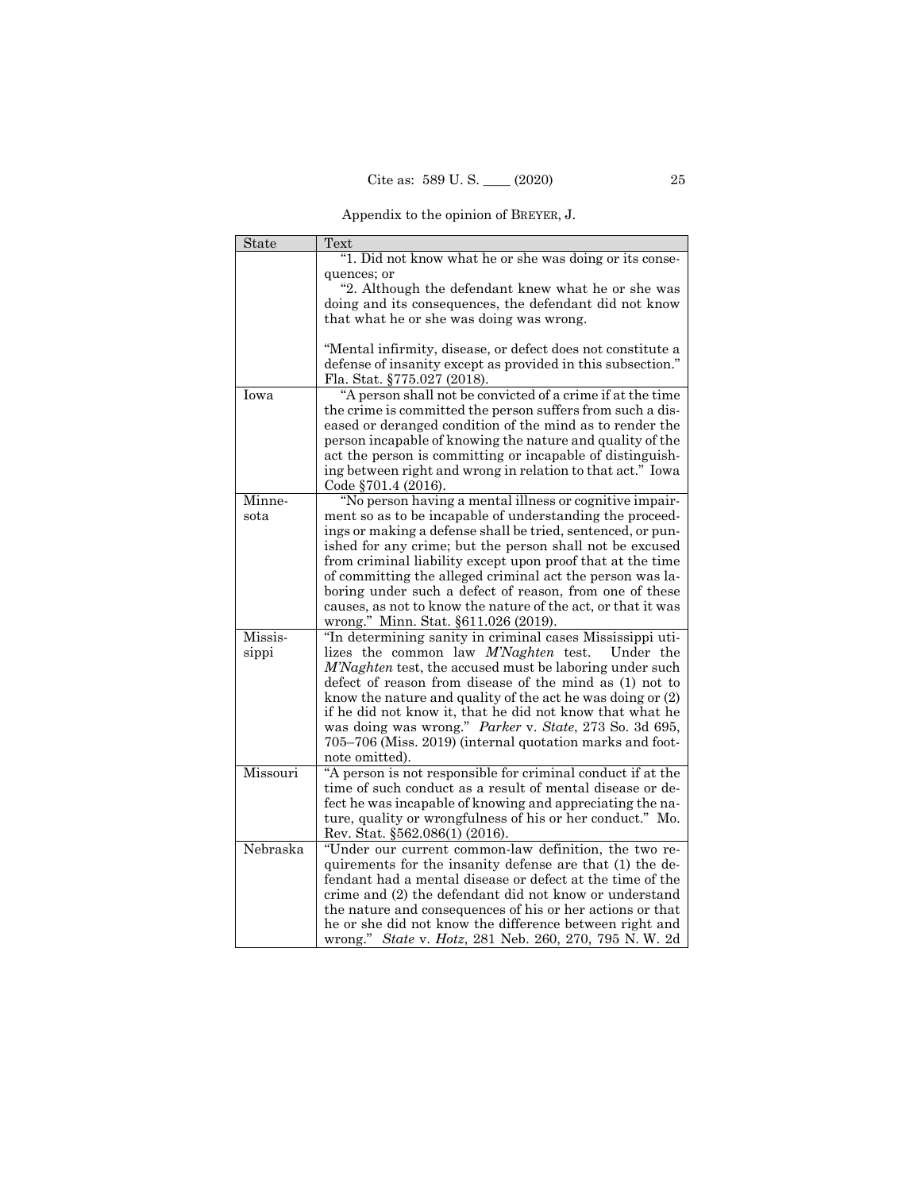Appendix to the opinion of BREYER, J.

| State | Text |
|---|---|
| | "1. Did not know what he or she was doing or its consequences; or<br>"2. Although the defendant knew what he or she was doing and its consequences, the defendant did not know that what he or she was doing was wrong.<br><br>"Mental infirmity, disease, or defect does not constitute a defense of insanity except as provided in this subsection." Fla. Stat. §775.027 (2018). |
| Iowa | "A person shall not be convicted of a crime if at the time the crime is committed the person suffers from such a diseased or deranged condition of the mind as to render the person incapable of knowing the nature and quality of the act the person is committing or incapable of distinguishing between right and wrong in relation to that act." Iowa Code §701.4 (2016). |
| Minnesota | "No person having a mental illness or cognitive impairment so as to be incapable of understanding the proceedings or making a defense shall be tried, sentenced, or punished for any crime; but the person shall not be excused from criminal liability except upon proof that at the time of committing the alleged criminal act the person was laboring under such a defect of reason, from one of these causes, as not to know the nature of the act, or that it was wrong." Minn. Stat. §611.026 (2019). |
| Mississippi | "In determining sanity in criminal cases Mississippi utilizes the common law *M'Naghten* test. Under the *M'Naghten* test, the accused must be laboring under such defect of reason from disease of the mind as (1) not to know the nature and quality of the act he was doing or (2) if he did not know it, that he did not know that what he was doing was wrong." *Parker* v. *State*, 273 So. 3d 695, 705–706 (Miss. 2019) (internal quotation marks and footnote omitted). |
| Missouri | "A person is not responsible for criminal conduct if at the time of such conduct as a result of mental disease or defect he was incapable of knowing and appreciating the nature, quality or wrongfulness of his or her conduct." Mo. Rev. Stat. §562.086(1) (2016). |
| Nebraska | "Under our current common-law definition, the two requirements for the insanity defense are that (1) the defendant had a mental disease or defect at the time of the crime and (2) the defendant did not know or understand the nature and consequences of his or her actions or that he or she did not know the difference between right and wrong." *State* v. *Hotz*, 281 Neb. 260, 270, 795 N. W. 2d |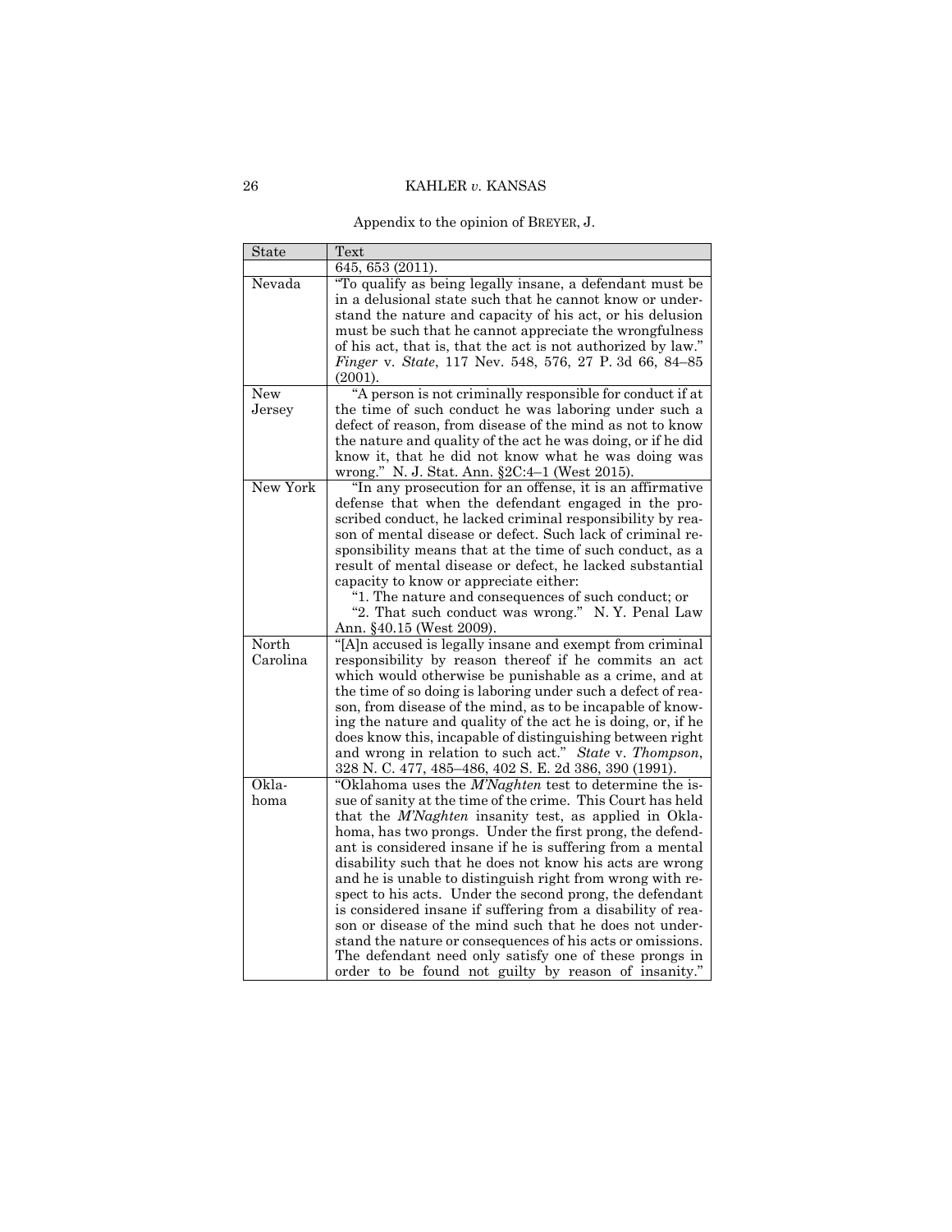Appendix to the opinion of BREYER, J.

| State | Text |
|---|---|
| | 645, 653 (2011). |
| Nevada | "To qualify as being legally insane, a defendant must be in a delusional state such that he cannot know or understand the nature and capacity of his act, or his delusion must be such that he cannot appreciate the wrongfulness of his act, that is, that the act is not authorized by law." *Finger* v. *State*, 117 Nev. 548, 576, 27 P. 3d 66, 84–85 (2001). |
| New Jersey | "A person is not criminally responsible for conduct if at the time of such conduct he was laboring under such a defect of reason, from disease of the mind as not to know the nature and quality of the act he was doing, or if he did know it, that he did not know what he was doing was wrong." N. J. Stat. Ann. §2C:4–1 (West 2015). |
| New York | "In any prosecution for an offense, it is an affirmative defense that when the defendant engaged in the proscribed conduct, he lacked criminal responsibility by reason of mental disease or defect. Such lack of criminal responsibility means that at the time of such conduct, as a result of mental disease or defect, he lacked substantial capacity to know or appreciate either: "1. The nature and consequences of such conduct; or "2. That such conduct was wrong." N. Y. Penal Law Ann. §40.15 (West 2009). |
| North Carolina | "[A]n accused is legally insane and exempt from criminal responsibility by reason thereof if he commits an act which would otherwise be punishable as a crime, and at the time of so doing is laboring under such a defect of reason, from disease of the mind, as to be incapable of knowing the nature and quality of the act he is doing, or, if he does know this, incapable of distinguishing between right and wrong in relation to such act." *State* v. *Thompson*, 328 N. C. 477, 485–486, 402 S. E. 2d 386, 390 (1991). |
| Oklahoma | "Oklahoma uses the *M'Naghten* test to determine the issue of sanity at the time of the crime. This Court has held that the *M'Naghten* insanity test, as applied in Oklahoma, has two prongs. Under the first prong, the defendant is considered insane if he is suffering from a mental disability such that he does not know his acts are wrong and he is unable to distinguish right from wrong with respect to his acts. Under the second prong, the defendant is considered insane if suffering from a disability of reason or disease of the mind such that he does not understand the nature or consequences of his acts or omissions. The defendant need only satisfy one of these prongs in order to be found not guilty by reason of insanity." |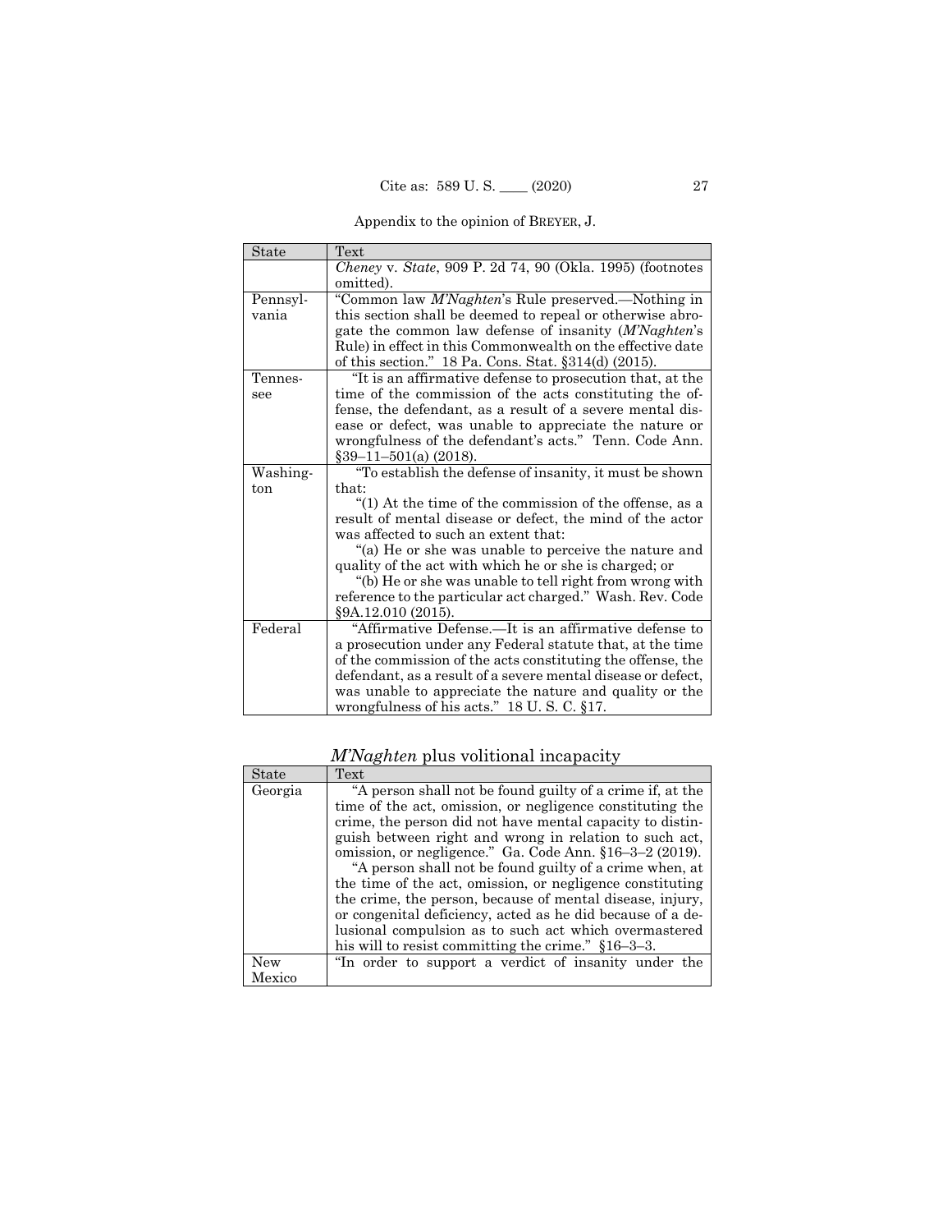Appendix to the opinion of BREYER, J.

| State | Text |
| --- | --- |
| | *Cheney* v. *State*, 909 P. 2d 74, 90 (Okla. 1995) (footnotes omitted). |
| Pennsylvania | "Common law *M'Naghten*'s Rule preserved.—Nothing in this section shall be deemed to repeal or otherwise abrogate the common law defense of insanity (*M'Naghten*'s Rule) in effect in this Commonwealth on the effective date of this section." 18 Pa. Cons. Stat. §314(d) (2015). |
| Tennessee | "It is an affirmative defense to prosecution that, at the time of the commission of the acts constituting the offense, the defendant, as a result of a severe mental disease or defect, was unable to appreciate the nature or wrongfulness of the defendant's acts." Tenn. Code Ann. §39–11–501(a) (2018). |
| Washington | "To establish the defense of insanity, it must be shown that: "(1) At the time of the commission of the offense, as a result of mental disease or defect, the mind of the actor was affected to such an extent that: "(a) He or she was unable to perceive the nature and quality of the act with which he or she is charged; or "(b) He or she was unable to tell right from wrong with reference to the particular act charged." Wash. Rev. Code §9A.12.010 (2015). |
| Federal | "Affirmative Defense.—It is an affirmative defense to a prosecution under any Federal statute that, at the time of the commission of the acts constituting the offense, the defendant, as a result of a severe mental disease or defect, was unable to appreciate the nature and quality or the wrongfulness of his acts." 18 U. S. C. §17. |

*M'Naghten* plus volitional incapacity

| State | Text |
| --- | --- |
| Georgia | "A person shall not be found guilty of a crime if, at the time of the act, omission, or negligence constituting the crime, the person did not have mental capacity to distinguish between right and wrong in relation to such act, omission, or negligence." Ga. Code Ann. §16–3–2 (2019). "A person shall not be found guilty of a crime when, at the time of the act, omission, or negligence constituting the crime, the person, because of mental disease, injury, or congenital deficiency, acted as he did because of a delusional compulsion as to such act which overmastered his will to resist committing the crime." §16–3–3. |
| New Mexico | "In order to support a verdict of insanity under the |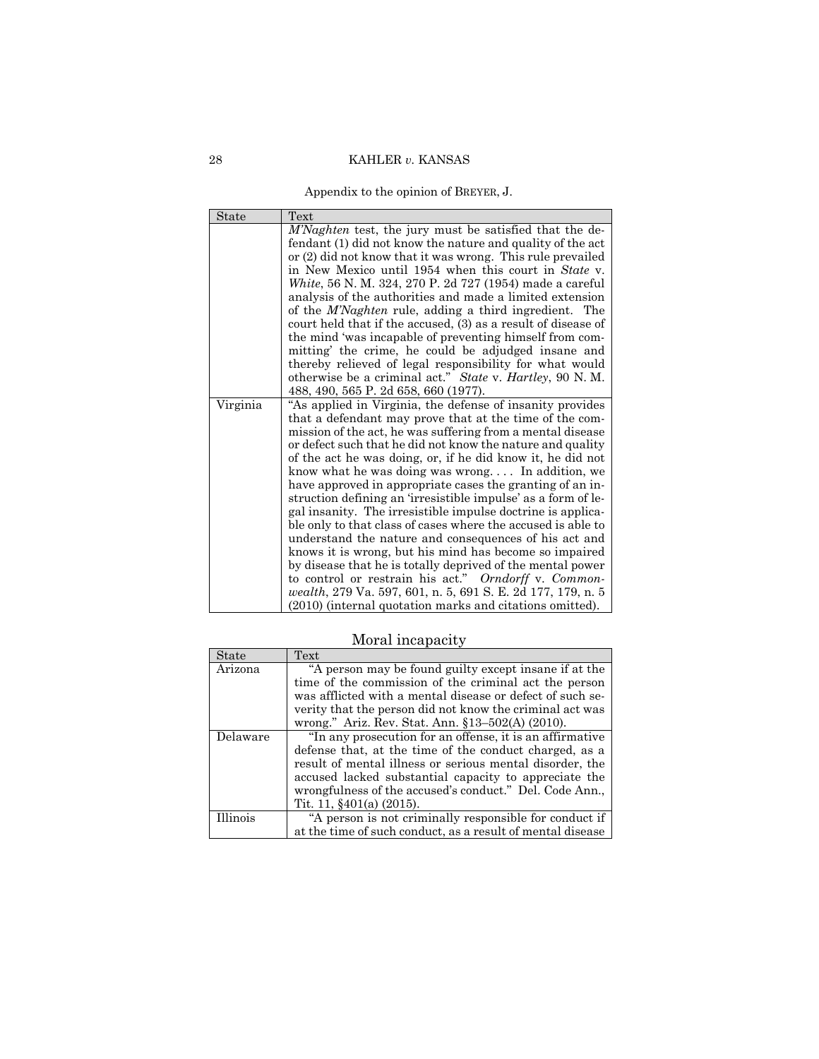Appendix to the opinion of BREYER, J.

| State | Text |
|---|---|
| | *M'Naghten* test, the jury must be satisfied that the defendant (1) did not know the nature and quality of the act or (2) did not know that it was wrong. This rule prevailed in New Mexico until 1954 when this court in *State* v. *White*, 56 N. M. 324, 270 P. 2d 727 (1954) made a careful analysis of the authorities and made a limited extension of the *M'Naghten* rule, adding a third ingredient. The court held that if the accused, (3) as a result of disease of the mind 'was incapable of preventing himself from committing' the crime, he could be adjudged insane and thereby relieved of legal responsibility for what would otherwise be a criminal act." *State* v. *Hartley*, 90 N. M. 488, 490, 565 P. 2d 658, 660 (1977). |
| Virginia | "As applied in Virginia, the defense of insanity provides that a defendant may prove that at the time of the commission of the act, he was suffering from a mental disease or defect such that he did not know the nature and quality of the act he was doing, or, if he did know it, he did not know what he was doing was wrong. . . . In addition, we have approved in appropriate cases the granting of an instruction defining an 'irresistible impulse' as a form of legal insanity. The irresistible impulse doctrine is applicable only to that class of cases where the accused is able to understand the nature and consequences of his act and knows it is wrong, but his mind has become so impaired by disease that he is totally deprived of the mental power to control or restrain his act." *Orndorff* v. *Commonwealth*, 279 Va. 597, 601, n. 5, 691 S. E. 2d 177, 179, n. 5 (2010) (internal quotation marks and citations omitted). |

Moral incapacity

| State | Text |
|---|---|
| Arizona | "A person may be found guilty except insane if at the time of the commission of the criminal act the person was afflicted with a mental disease or defect of such severity that the person did not know the criminal act was wrong." Ariz. Rev. Stat. Ann. §13–502(A) (2010). |
| Delaware | "In any prosecution for an offense, it is an affirmative defense that, at the time of the conduct charged, as a result of mental illness or serious mental disorder, the accused lacked substantial capacity to appreciate the wrongfulness of the accused's conduct." Del. Code Ann., Tit. 11, §401(a) (2015). |
| Illinois | "A person is not criminally responsible for conduct if at the time of such conduct, as a result of mental disease |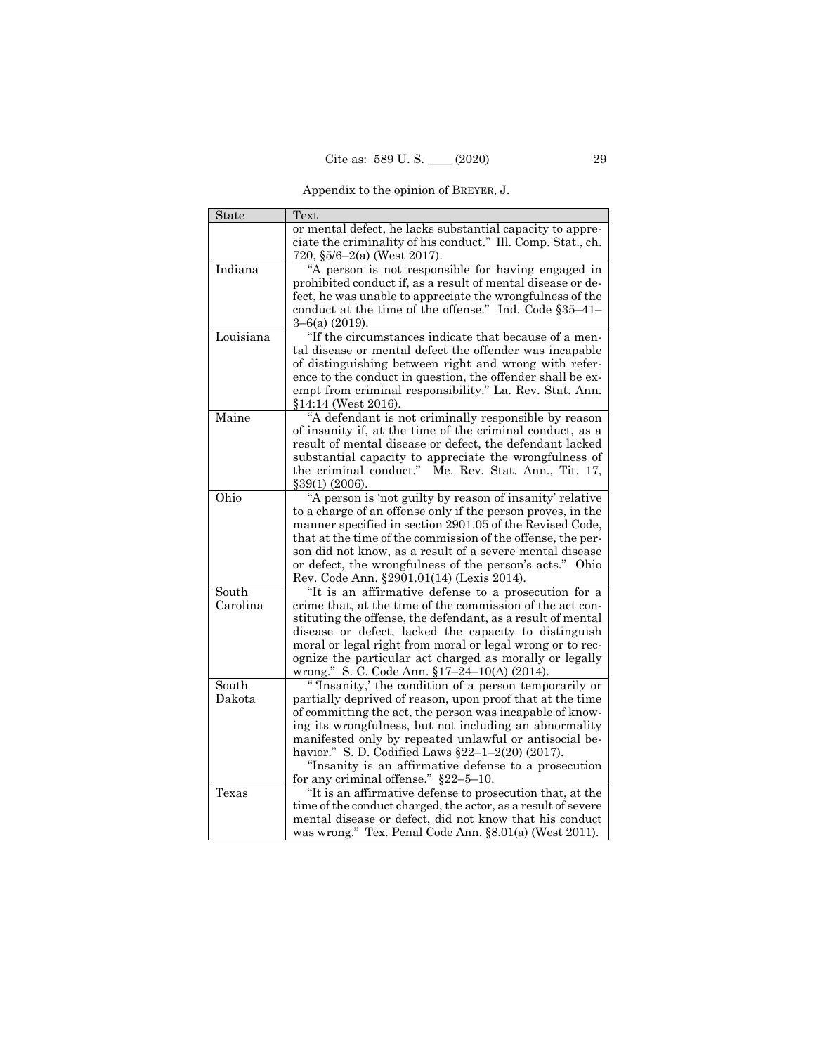Appendix to the opinion of BREYER, J.

| State | Text |
|---|---|
| | or mental defect, he lacks substantial capacity to appreciate the criminality of his conduct." Ill. Comp. Stat., ch. 720, §5/6–2(a) (West 2017). |
| Indiana | "A person is not responsible for having engaged in prohibited conduct if, as a result of mental disease or defect, he was unable to appreciate the wrongfulness of the conduct at the time of the offense." Ind. Code §35–41–3–6(a) (2019). |
| Louisiana | "If the circumstances indicate that because of a mental disease or mental defect the offender was incapable of distinguishing between right and wrong with reference to the conduct in question, the offender shall be exempt from criminal responsibility." La. Rev. Stat. Ann. §14:14 (West 2016). |
| Maine | "A defendant is not criminally responsible by reason of insanity if, at the time of the criminal conduct, as a result of mental disease or defect, the defendant lacked substantial capacity to appreciate the wrongfulness of the criminal conduct." Me. Rev. Stat. Ann., Tit. 17, §39(1) (2006). |
| Ohio | "A person is 'not guilty by reason of insanity' relative to a charge of an offense only if the person proves, in the manner specified in section 2901.05 of the Revised Code, that at the time of the commission of the offense, the person did not know, as a result of a severe mental disease or defect, the wrongfulness of the person's acts." Ohio Rev. Code Ann. §2901.01(14) (Lexis 2014). |
| South Carolina | "It is an affirmative defense to a prosecution for a crime that, at the time of the commission of the act constituting the offense, the defendant, as a result of mental disease or defect, lacked the capacity to distinguish moral or legal right from moral or legal wrong or to recognize the particular act charged as morally or legally wrong." S. C. Code Ann. §17–24–10(A) (2014). |
| South Dakota | " 'Insanity,' the condition of a person temporarily or partially deprived of reason, upon proof that at the time of committing the act, the person was incapable of knowing its wrongfulness, but not including an abnormality manifested only by repeated unlawful or antisocial behavior." S. D. Codified Laws §22–1–2(20) (2017). "Insanity is an affirmative defense to a prosecution for any criminal offense." §22–5–10. |
| Texas | "It is an affirmative defense to prosecution that, at the time of the conduct charged, the actor, as a result of severe mental disease or defect, did not know that his conduct was wrong." Tex. Penal Code Ann. §8.01(a) (West 2011). |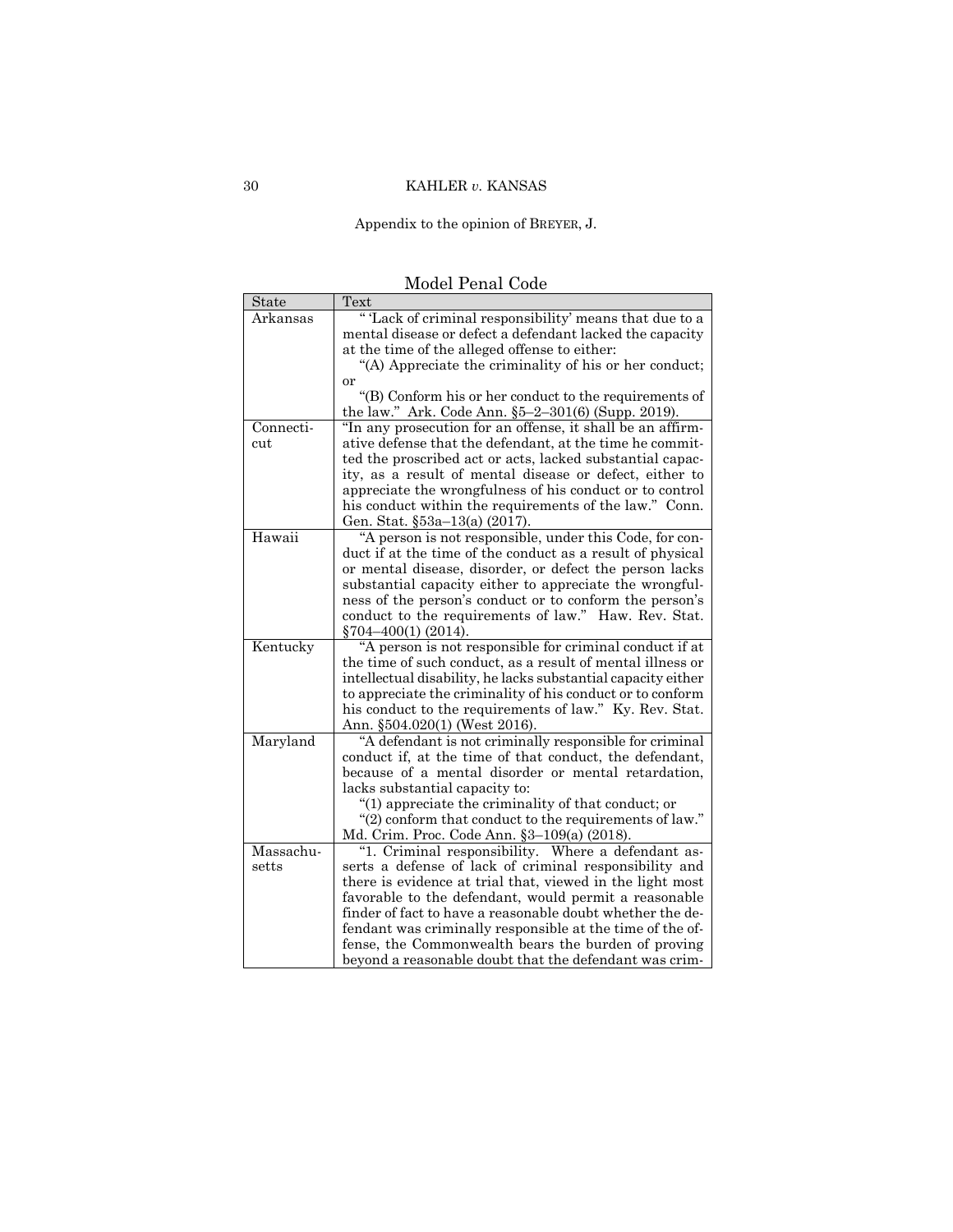Appendix to the opinion of BREYER, J.

Model Penal Code

| State | Text |
|---|---|
| Arkansas | " 'Lack of criminal responsibility' means that due to a mental disease or defect a defendant lacked the capacity at the time of the alleged offense to either: "(A) Appreciate the criminality of his or her conduct; or "(B) Conform his or her conduct to the requirements of the law." Ark. Code Ann. §5–2–301(6) (Supp. 2019). |
| Connecticut | "In any prosecution for an offense, it shall be an affirmative defense that the defendant, at the time he committed the proscribed act or acts, lacked substantial capacity, as a result of mental disease or defect, either to appreciate the wrongfulness of his conduct or to control his conduct within the requirements of the law." Conn. Gen. Stat. §53a–13(a) (2017). |
| Hawaii | "A person is not responsible, under this Code, for conduct if at the time of the conduct as a result of physical or mental disease, disorder, or defect the person lacks substantial capacity either to appreciate the wrongfulness of the person's conduct or to conform the person's conduct to the requirements of law." Haw. Rev. Stat. §704–400(1) (2014). |
| Kentucky | "A person is not responsible for criminal conduct if at the time of such conduct, as a result of mental illness or intellectual disability, he lacks substantial capacity either to appreciate the criminality of his conduct or to conform his conduct to the requirements of law." Ky. Rev. Stat. Ann. §504.020(1) (West 2016). |
| Maryland | "A defendant is not criminally responsible for criminal conduct if, at the time of that conduct, the defendant, because of a mental disorder or mental retardation, lacks substantial capacity to: "(1) appreciate the criminality of that conduct; or "(2) conform that conduct to the requirements of law." Md. Crim. Proc. Code Ann. §3–109(a) (2018). |
| Massachusetts | "1. Criminal responsibility. Where a defendant asserts a defense of lack of criminal responsibility and there is evidence at trial that, viewed in the light most favorable to the defendant, would permit a reasonable finder of fact to have a reasonable doubt whether the defendant was criminally responsible at the time of the offense, the Commonwealth bears the burden of proving beyond a reasonable doubt that the defendant was crim- |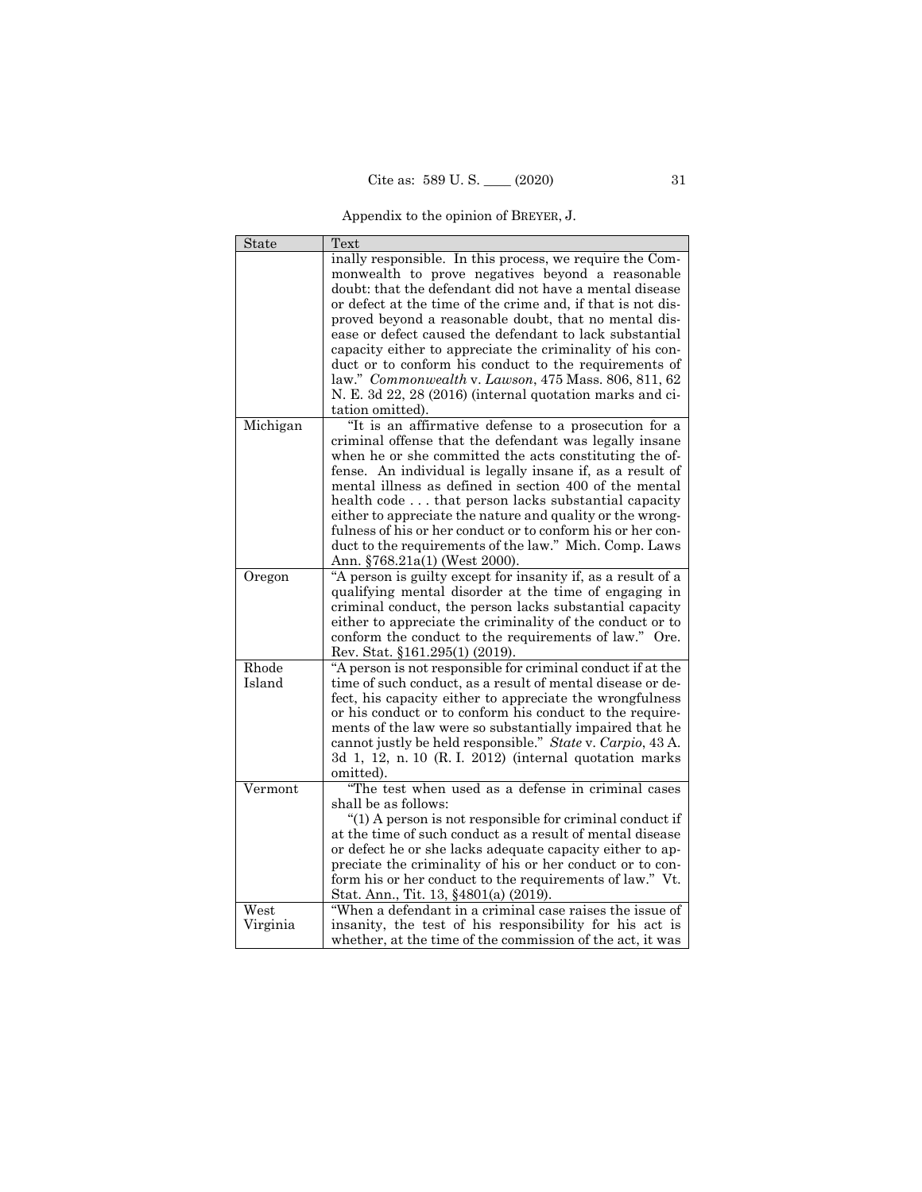Appendix to the opinion of BREYER, J.

| State | Text |
|---|---|
| | inally responsible. In this process, we require the Commonwealth to prove negatives beyond a reasonable doubt: that the defendant did not have a mental disease or defect at the time of the crime and, if that is not disproved beyond a reasonable doubt, that no mental disease or defect caused the defendant to lack substantial capacity either to appreciate the criminality of his conduct or to conform his conduct to the requirements of law." *Commonwealth* v. *Lawson*, 475 Mass. 806, 811, 62 N. E. 3d 22, 28 (2016) (internal quotation marks and citation omitted). |
| Michigan | "It is an affirmative defense to a prosecution for a criminal offense that the defendant was legally insane when he or she committed the acts constituting the offense. An individual is legally insane if, as a result of mental illness as defined in section 400 of the mental health code . . . that person lacks substantial capacity either to appreciate the nature and quality or the wrongfulness of his or her conduct or to conform his or her conduct to the requirements of the law." Mich. Comp. Laws Ann. §768.21a(1) (West 2000). |
| Oregon | "A person is guilty except for insanity if, as a result of a qualifying mental disorder at the time of engaging in criminal conduct, the person lacks substantial capacity either to appreciate the criminality of the conduct or to conform the conduct to the requirements of law." Ore. Rev. Stat. §161.295(1) (2019). |
| Rhode Island | "A person is not responsible for criminal conduct if at the time of such conduct, as a result of mental disease or defect, his capacity either to appreciate the wrongfulness or his conduct or to conform his conduct to the requirements of the law were so substantially impaired that he cannot justly be held responsible." *State* v. *Carpio*, 43 A. 3d 1, 12, n. 10 (R. I. 2012) (internal quotation marks omitted). |
| Vermont | "The test when used as a defense in criminal cases shall be as follows: "(1) A person is not responsible for criminal conduct if at the time of such conduct as a result of mental disease or defect he or she lacks adequate capacity either to appreciate the criminality of his or her conduct or to conform his or her conduct to the requirements of law." Vt. Stat. Ann., Tit. 13, §4801(a) (2019). |
| West Virginia | "When a defendant in a criminal case raises the issue of insanity, the test of his responsibility for his act is whether, at the time of the commission of the act, it was |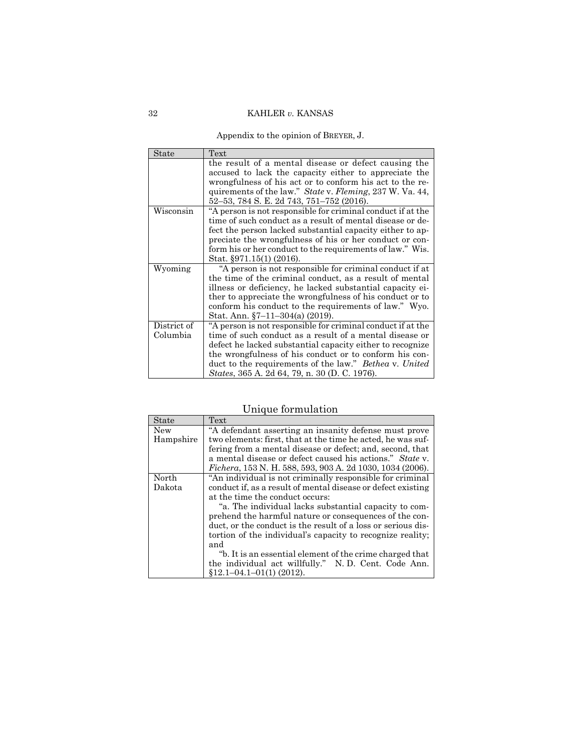Appendix to the opinion of BREYER, J.

| State | Text |
|---|---|
| | the result of a mental disease or defect causing the accused to lack the capacity either to appreciate the wrongfulness of his act or to conform his act to the requirements of the law." *State* v. *Fleming*, 237 W. Va. 44, 52–53, 784 S. E. 2d 743, 751–752 (2016). |
| Wisconsin | "A person is not responsible for criminal conduct if at the time of such conduct as a result of mental disease or defect the person lacked substantial capacity either to appreciate the wrongfulness of his or her conduct or conform his or her conduct to the requirements of law." Wis. Stat. §971.15(1) (2016). |
| Wyoming | "A person is not responsible for criminal conduct if at the time of the criminal conduct, as a result of mental illness or deficiency, he lacked substantial capacity either to appreciate the wrongfulness of his conduct or to conform his conduct to the requirements of law." Wyo. Stat. Ann. §7–11–304(a) (2019). |
| District of Columbia | "A person is not responsible for criminal conduct if at the time of such conduct as a result of a mental disease or defect he lacked substantial capacity either to recognize the wrongfulness of his conduct or to conform his conduct to the requirements of the law." *Bethea* v. *United States*, 365 A. 2d 64, 79, n. 30 (D. C. 1976). |

Unique formulation

| State | Text |
|---|---|
| New Hampshire | "A defendant asserting an insanity defense must prove two elements: first, that at the time he acted, he was suffering from a mental disease or defect; and, second, that a mental disease or defect caused his actions." *State* v. *Fichera*, 153 N. H. 588, 593, 903 A. 2d 1030, 1034 (2006). |
| North Dakota | "An individual is not criminally responsible for criminal conduct if, as a result of mental disease or defect existing at the time the conduct occurs: "a. The individual lacks substantial capacity to comprehend the harmful nature or consequences of the conduct, or the conduct is the result of a loss or serious distortion of the individual's capacity to recognize reality; and "b. It is an essential element of the crime charged that the individual act willfully." N. D. Cent. Code Ann. §12.1–04.1–01(1) (2012). |